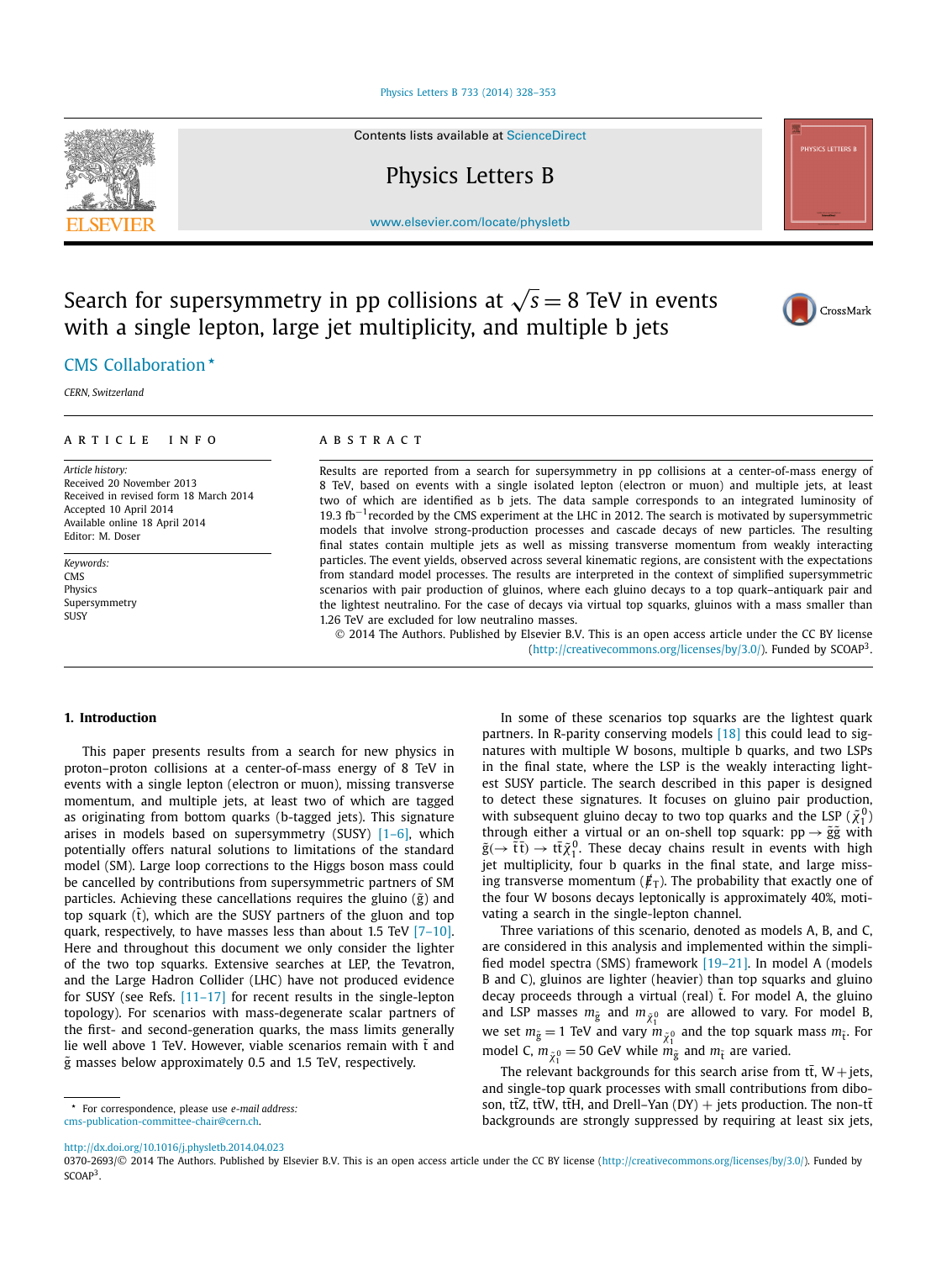Contents lists available at ScienceDirect

Physics Letters B

www.elsevier.com/locate/physletb

# Search for supersymmetry in pp collisions at $\sqrt{s} = 8$ TeV in events with a single lepton, large jet multiplicity, and multiple b jets

CMS Collaboration *

*CERN, Switzerland*

**ARTICLE INFO**

*Article history:*
Received 20 November 2013
Received in revised form 18 March 2014
Accepted 10 April 2014
Available online 18 April 2014
Editor: M. Doser

*Keywords:*
CMS
Physics
Supersymmetry
SUSY

**ABSTRACT**

Results are reported from a search for supersymmetry in pp collisions at a center-of-mass energy of 8 TeV, based on events with a single isolated lepton (electron or muon) and multiple jets, at least two of which are identified as b jets. The data sample corresponds to an integrated luminosity of 19.3 $\text{fb}^{-1}$ recorded by the CMS experiment at the LHC in 2012. The search is motivated by supersymmetric models that involve strong-production processes and cascade decays of new particles. The resulting final states contain multiple jets as well as missing transverse momentum from weakly interacting particles. The event yields, observed across several kinematic regions, are consistent with the expectations from standard model processes. The results are interpreted in the context of simplified supersymmetric scenarios with pair production of gluinos, where each gluino decays to a top quark–antiquark pair and the lightest neutralino. For the case of decays via virtual top squarks, gluinos with a mass smaller than 1.26 TeV are excluded for low neutralino masses.

© 2014 The Authors. Published by Elsevier B.V. This is an open access article under the CC BY license (http://creativecommons.org/licenses/by/3.0/). Funded by SCOAP[3].

## 1. Introduction

This paper presents results from a search for new physics in proton–proton collisions at a center-of-mass energy of 8 TeV in events with a single lepton (electron or muon), missing transverse momentum, and multiple jets, at least two of which are tagged as originating from bottom quarks (b-tagged jets). This signature arises in models based on supersymmetry (SUSY) [1–6], which potentially offers natural solutions to limitations of the standard model (SM). Large loop corrections to the Higgs boson mass could be cancelled by contributions from supersymmetric partners of SM particles. Achieving these cancellations requires the gluino ($\tilde{g}$) and top squark ($\tilde{t}$), which are the SUSY partners of the gluon and top quark, respectively, to have masses less than about 1.5 TeV [7–10]. Here and throughout this document we only consider the lighter of the two top squarks. Extensive searches at LEP, the Tevatron, and the Large Hadron Collider (LHC) have not produced evidence for SUSY (see Refs. [11–17] for recent results in the single-lepton topology). For scenarios with mass-degenerate scalar partners of the first- and second-generation quarks, the mass limits generally lie well above 1 TeV. However, viable scenarios remain with $\tilde{t}$ and $\tilde{g}$ masses below approximately 0.5 and 1.5 TeV, respectively.

In some of these scenarios top squarks are the lightest quark partners. In R-parity conserving models [18] this could lead to signatures with multiple W bosons, multiple b quarks, and two LSPs in the final state, where the LSP is the weakly interacting lightest SUSY particle. The search described in this paper is designed to detect these signatures. It focuses on gluino pair production, with subsequent gluino decay to two top quarks and the LSP ($\tilde{\chi}_1^0$) through either a virtual or an on-shell top squark: $\text{pp} \to \tilde{g}\tilde{g}$ with $\tilde{g}(\to \bar{t}\tilde{t}) \to t\bar{t}\tilde{\chi}_1^0$. These decay chains result in events with high jet multiplicity, four b quarks in the final state, and large missing transverse momentum ($\not\!E_T$). The probability that exactly one of the four W bosons decays leptonically is approximately 40%, motivating a search in the single-lepton channel.

Three variations of this scenario, denoted as models A, B, and C, are considered in this analysis and implemented within the simplified model spectra (SMS) framework [19–21]. In model A (models B and C), gluinos are lighter (heavier) than top squarks and gluino decay proceeds through a virtual (real) $\tilde{t}$. For model A, the gluino and LSP masses $m_{\tilde{g}}$ and $m_{\tilde{\chi}_1^0}$ are allowed to vary. For model B, we set $m_{\tilde{g}} = 1$ TeV and vary $m_{\tilde{\chi}_1^0}$ and the top squark mass $m_{\tilde{t}}$. For model C, $m_{\tilde{\chi}_1^0} = 50$ GeV while $m_{\tilde{g}}$ and $m_{\tilde{t}}$ are varied.

The relevant backgrounds for this search arise from $t\bar{t}$, W + jets, and single-top quark processes with small contributions from diboson, $t\bar{t}Z$, $t\bar{t}W$, $t\bar{t}H$, and Drell–Yan (DY) + jets production. The non-$t\bar{t}$ backgrounds are strongly suppressed by requiring at least six jets,

---

* For correspondence, please use *e-mail address:* cms-publication-committee-chair@cern.ch.

http://dx.doi.org/10.1016/j.physletb.2014.04.023
0370-2693/© 2014 The Authors. Published by Elsevier B.V. This is an open access article under the CC BY license (http://creativecommons.org/licenses/by/3.0/). Funded by SCOAP[3].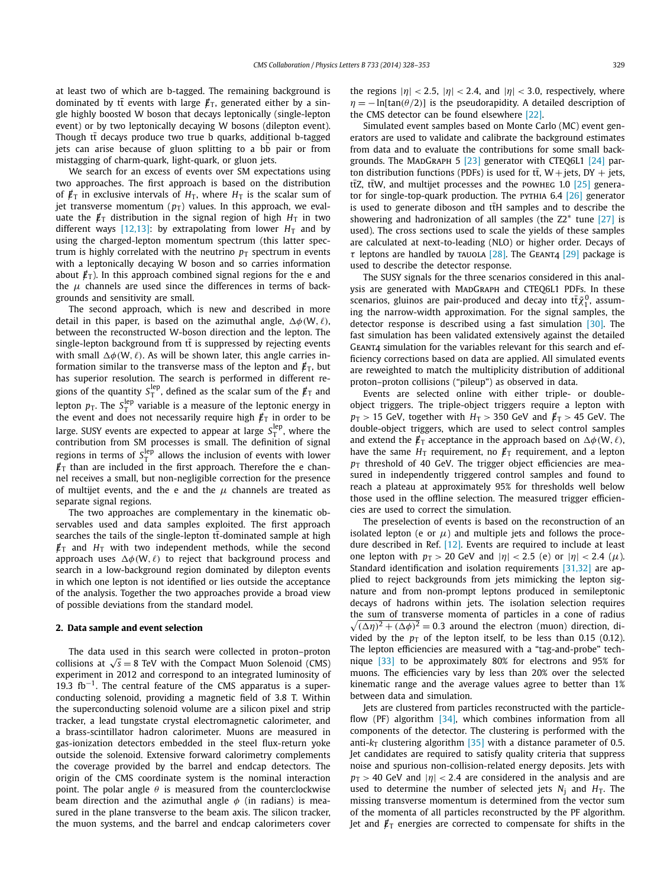at least two of which are b-tagged. The remaining background is dominated by $t\bar{t}$ events with large $\not\!\!E_T$, generated either by a single highly boosted W boson that decays leptonically (single-lepton event) or by two leptonically decaying W bosons (dilepton event). Though $t\bar{t}$ decays produce two true b quarks, additional b-tagged jets can arise because of gluon splitting to a $b\bar{b}$ pair or from mistagging of charm-quark, light-quark, or gluon jets.

We search for an excess of events over SM expectations using two approaches. The first approach is based on the distribution of $\not\!\!E_T$ in exclusive intervals of $H_T$, where $H_T$ is the scalar sum of jet transverse momentum ($p_T$) values. In this approach, we evaluate the $\not\!\!E_T$ distribution in the signal region of high $H_T$ in two different ways [12,13]: by extrapolating from lower $H_T$ and by using the charged-lepton momentum spectrum (this latter spectrum is highly correlated with the neutrino $p_T$ spectrum in events with a leptonically decaying W boson and so carries information about $\not\!\!E_T$). In this approach combined signal regions for the e and the $\mu$ channels are used since the differences in terms of backgrounds and sensitivity are small.

The second approach, which is new and described in more detail in this paper, is based on the azimuthal angle, $\Delta\phi(\mathrm{W}, \ell)$, between the reconstructed W-boson direction and the lepton. The single-lepton background from $t\bar{t}$ is suppressed by rejecting events with small $\Delta\phi(\mathrm{W}, \ell)$. As will be shown later, this angle carries information similar to the transverse mass of the lepton and $\not\!\!E_T$, but has superior resolution. The search is performed in different regions of the quantity $S_T^{\mathrm{lep}}$, defined as the scalar sum of the $\not\!\!E_T$ and lepton $p_T$. The $S_T^{\mathrm{lep}}$ variable is a measure of the leptonic energy in the event and does not necessarily require high $\not\!\!E_T$ in order to be large. SUSY events are expected to appear at large $S_T^{\mathrm{lep}}$, where the contribution from SM processes is small. The definition of signal regions in terms of $S_T^{\mathrm{lep}}$ allows the inclusion of events with lower $\not\!\!E_T$ than are included in the first approach. Therefore the e channel receives a small, but non-negligible correction for the presence of multijet events, and the e and the $\mu$ channels are treated as separate signal regions.

The two approaches are complementary in the kinematic observables used and data samples exploited. The first approach searches the tails of the single-lepton $t\bar{t}$-dominated sample at high $\not\!\!E_T$ and $H_T$ with two independent methods, while the second approach uses $\Delta\phi(\mathrm{W}, \ell)$ to reject that background process and search in a low-background region dominated by dilepton events in which one lepton is not identified or lies outside the acceptance of the analysis. Together the two approaches provide a broad view of possible deviations from the standard model.

## 2. Data sample and event selection

The data used in this search were collected in proton–proton collisions at $\sqrt{s} = 8$ TeV with the Compact Muon Solenoid (CMS) experiment in 2012 and correspond to an integrated luminosity of 19.3 $\mathrm{fb}^{-1}$. The central feature of the CMS apparatus is a superconducting solenoid, providing a magnetic field of 3.8 T. Within the superconducting solenoid volume are a silicon pixel and strip tracker, a lead tungstate crystal electromagnetic calorimeter, and a brass-scintillator hadron calorimeter. Muons are measured in gas-ionization detectors embedded in the steel flux-return yoke outside the solenoid. Extensive forward calorimetry complements the coverage provided by the barrel and endcap detectors. The origin of the CMS coordinate system is the nominal interaction point. The polar angle $\theta$ is measured from the counterclockwise beam direction and the azimuthal angle $\phi$ (in radians) is measured in the plane transverse to the beam axis. The silicon tracker, the muon systems, and the barrel and endcap calorimeters cover the regions $|\eta| < 2.5$, $|\eta| < 2.4$, and $|\eta| < 3.0$, respectively, where $\eta = -\ln[\tan(\theta/2)]$ is the pseudorapidity. A detailed description of the CMS detector can be found elsewhere [22].

Simulated event samples based on Monte Carlo (MC) event generators are used to validate and calibrate the background estimates from data and to evaluate the contributions for some small backgrounds. The MadGraph 5 [23] generator with CTEQ6L1 [24] parton distribution functions (PDFs) is used for $t\bar{t}$, W + jets, DY + jets, $t\bar{t}Z$, $t\bar{t}W$, and multijet processes and the powheg 1.0 [25] generator for single-top-quark production. The pythia 6.4 [26] generator is used to generate diboson and $t\bar{t}H$ samples and to describe the showering and hadronization of all samples (the Z2* tune [27] is used). The cross sections used to scale the yields of these samples are calculated at next-to-leading (NLO) or higher order. Decays of $\tau$ leptons are handled by tauola [28]. The Geant4 [29] package is used to describe the detector response.

The SUSY signals for the three scenarios considered in this analysis are generated with MadGraph and CTEQ6L1 PDFs. In these scenarios, gluinos are pair-produced and decay into $t\bar{t}\tilde{\chi}_1^0$, assuming the narrow-width approximation. For the signal samples, the detector response is described using a fast simulation [30]. The fast simulation has been validated extensively against the detailed Geant4 simulation for the variables relevant for this search and efficiency corrections based on data are applied. All simulated events are reweighted to match the multiplicity distribution of additional proton–proton collisions ("pileup") as observed in data.

Events are selected online with either triple- or double-object triggers. The triple-object triggers require a lepton with $p_T > 15$ GeV, together with $H_T > 350$ GeV and $\not\!\!E_T > 45$ GeV. The double-object triggers, which are used to select control samples and extend the $\not\!\!E_T$ acceptance in the approach based on $\Delta\phi(\mathrm{W}, \ell)$, have the same $H_T$ requirement, no $\not\!\!E_T$ requirement, and a lepton $p_T$ threshold of 40 GeV. The trigger object efficiencies are measured in independently triggered control samples and found to reach a plateau at approximately 95% for thresholds well below those used in the offline selection. The measured trigger efficiencies are used to correct the simulation.

The preselection of events is based on the reconstruction of an isolated lepton (e or $\mu$) and multiple jets and follows the procedure described in Ref. [12]. Events are required to include at least one lepton with $p_T > 20$ GeV and $|\eta| < 2.5$ (e) or $|\eta| < 2.4$ ($\mu$). Standard identification and isolation requirements [31,32] are applied to reject backgrounds from jets mimicking the lepton signature and from non-prompt leptons produced in semileptonic decays of hadrons within jets. The isolation selection requires the sum of transverse momenta of particles in a cone of radius $\sqrt{(\Delta\eta)^2 + (\Delta\phi)^2} = 0.3$ around the electron (muon) direction, divided by the $p_T$ of the lepton itself, to be less than 0.15 (0.12). The lepton efficiencies are measured with a "tag-and-probe" technique [33] to be approximately 80% for electrons and 95% for muons. The efficiencies vary by less than 20% over the selected kinematic range and the average values agree to better than 1% between data and simulation.

Jets are clustered from particles reconstructed with the particle-flow (PF) algorithm [34], which combines information from all components of the detector. The clustering is performed with the anti-$k_T$ clustering algorithm [35] with a distance parameter of 0.5. Jet candidates are required to satisfy quality criteria that suppress noise and spurious non-collision-related energy deposits. Jets with $p_T > 40$ GeV and $|\eta| < 2.4$ are considered in the analysis and are used to determine the number of selected jets $N_j$ and $H_T$. The missing transverse momentum is determined from the vector sum of the momenta of all particles reconstructed by the PF algorithm. Jet and $\not\!\!E_T$ energies are corrected to compensate for shifts in the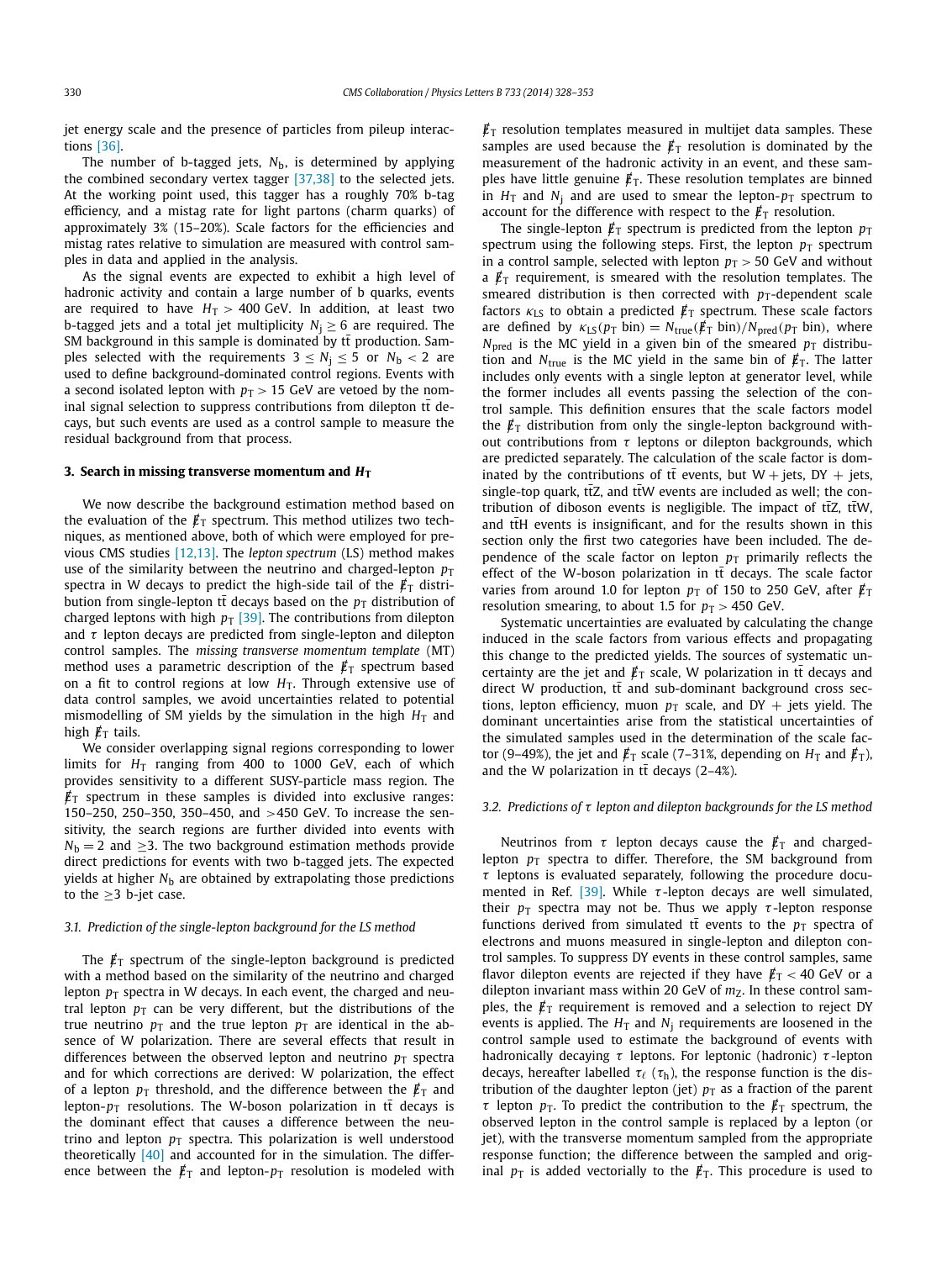jet energy scale and the presence of particles from pileup interactions [36].

The number of b-tagged jets, $N_b$, is determined by applying the combined secondary vertex tagger [37,38] to the selected jets. At the working point used, this tagger has a roughly 70% b-tag efficiency, and a mistag rate for light partons (charm quarks) of approximately 3% (15–20%). Scale factors for the efficiencies and mistag rates relative to simulation are measured with control samples in data and applied in the analysis.

As the signal events are expected to exhibit a high level of hadronic activity and contain a large number of b quarks, events are required to have $H_T > 400$ GeV. In addition, at least two b-tagged jets and a total jet multiplicity $N_j \geq 6$ are required. The SM background in this sample is dominated by $t\bar{t}$ production. Samples selected with the requirements $3 \leq N_j \leq 5$ or $N_b < 2$ are used to define background-dominated control regions. Events with a second isolated lepton with $p_T > 15$ GeV are vetoed by the nominal signal selection to suppress contributions from dilepton $t\bar{t}$ decays, but such events are used as a control sample to measure the residual background from that process.

## 3. Search in missing transverse momentum and $H_T$

We now describe the background estimation method based on the evaluation of the $\not{E}_T$ spectrum. This method utilizes two techniques, as mentioned above, both of which were employed for previous CMS studies [12,13]. The *lepton spectrum* (LS) method makes use of the similarity between the neutrino and charged-lepton $p_T$ spectra in W decays to predict the high-side tail of the $\not{E}_T$ distribution from single-lepton $t\bar{t}$ decays based on the $p_T$ distribution of charged leptons with high $p_T$ [39]. The contributions from dilepton and $\tau$ lepton decays are predicted from single-lepton and dilepton control samples. The *missing transverse momentum template* (MT) method uses a parametric description of the $\not{E}_T$ spectrum based on a fit to control regions at low $H_T$. Through extensive use of data control samples, we avoid uncertainties related to potential mismodelling of SM yields by the simulation in the high $H_T$ and high $\not{E}_T$ tails.

We consider overlapping signal regions corresponding to lower limits for $H_T$ ranging from 400 to 1000 GeV, each of which provides sensitivity to a different SUSY-particle mass region. The $\not{E}_T$ spectrum in these samples is divided into exclusive ranges: 150–250, 250–350, 350–450, and >450 GeV. To increase the sensitivity, the search regions are further divided into events with $N_b = 2$ and $\geq 3$. The two background estimation methods provide direct predictions for events with two b-tagged jets. The expected yields at higher $N_b$ are obtained by extrapolating those predictions to the $\geq 3$ b-jet case.

### 3.1. Prediction of the single-lepton background for the LS method

The $\not{E}_T$ spectrum of the single-lepton background is predicted with a method based on the similarity of the neutrino and charged lepton $p_T$ spectra in W decays. In each event, the charged and neutral lepton $p_T$ can be very different, but the distributions of the true neutrino $p_T$ and the true lepton $p_T$ are identical in the absence of W polarization. There are several effects that result in differences between the observed lepton and neutrino $p_T$ spectra and for which corrections are derived: W polarization, the effect of a lepton $p_T$ threshold, and the difference between the $\not{E}_T$ and lepton-$p_T$ resolutions. The W-boson polarization in $t\bar{t}$ decays is the dominant effect that causes a difference between the neutrino and lepton $p_T$ spectra. This polarization is well understood theoretically [40] and accounted for in the simulation. The difference between the $\not{E}_T$ and lepton-$p_T$ resolution is modeled with $\not{E}_T$ resolution templates measured in multijet data samples. These samples are used because the $\not{E}_T$ resolution is dominated by the measurement of the hadronic activity in an event, and these samples have little genuine $\not{E}_T$. These resolution templates are binned in $H_T$ and $N_j$ and are used to smear the lepton-$p_T$ spectrum to account for the difference with respect to the $\not{E}_T$ resolution.

The single-lepton $\not{E}_T$ spectrum is predicted from the lepton $p_T$ spectrum using the following steps. First, the lepton $p_T$ spectrum in a control sample, selected with lepton $p_T > 50$ GeV and without a $\not{E}_T$ requirement, is smeared with the resolution templates. The smeared distribution is then corrected with $p_T$-dependent scale factors $\kappa_{LS}$ to obtain a predicted $\not{E}_T$ spectrum. These scale factors are defined by $\kappa_{LS}(p_T \text{ bin}) = N_{true}(\not{E}_T \text{ bin})/N_{pred}(p_T \text{ bin})$, where $N_{pred}$ is the MC yield in a given bin of the smeared $p_T$ distribution and $N_{true}$ is the MC yield in the same bin of $\not{E}_T$. The latter includes only events with a single lepton at generator level, while the former includes all events passing the selection of the control sample. This definition ensures that the scale factors model the $\not{E}_T$ distribution from only the single-lepton background without contributions from $\tau$ leptons or dilepton backgrounds, which are predicted separately. The calculation of the scale factor is dominated by the contributions of $t\bar{t}$ events, but W + jets, DY + jets, single-top quark, $t\bar{t}Z$, and $t\bar{t}W$ events are included as well; the contribution of diboson events is negligible. The impact of $t\bar{t}Z$, $t\bar{t}W$, and $t\bar{t}H$ events is insignificant, and for the results shown in this section only the first two categories have been included. The dependence of the scale factor on lepton $p_T$ primarily reflects the effect of the W-boson polarization in $t\bar{t}$ decays. The scale factor varies from around 1.0 for lepton $p_T$ of 150 to 250 GeV, after $\not{E}_T$ resolution smearing, to about 1.5 for $p_T > 450$ GeV.

Systematic uncertainties are evaluated by calculating the change induced in the scale factors from various effects and propagating this change to the predicted yields. The sources of systematic uncertainty are the jet and $\not{E}_T$ scale, W polarization in $t\bar{t}$ decays and direct W production, $t\bar{t}$ and sub-dominant background cross sections, lepton efficiency, muon $p_T$ scale, and DY + jets yield. The dominant uncertainties arise from the statistical uncertainties of the simulated samples used in the determination of the scale factor (9–49%), the jet and $\not{E}_T$ scale (7–31%, depending on $H_T$ and $\not{E}_T$), and the W polarization in $t\bar{t}$ decays (2–4%).

### 3.2. Predictions of $\tau$ lepton and dilepton backgrounds for the LS method

Neutrinos from $\tau$ lepton decays cause the $\not{E}_T$ and charged-lepton $p_T$ spectra to differ. Therefore, the SM background from $\tau$ leptons is evaluated separately, following the procedure documented in Ref. [39]. While $\tau$-lepton decays are well simulated, their $p_T$ spectra may not be. Thus we apply $\tau$-lepton response functions derived from simulated $t\bar{t}$ events to the $p_T$ spectra of electrons and muons measured in single-lepton and dilepton control samples. To suppress DY events in these control samples, same flavor dilepton events are rejected if they have $\not{E}_T < 40$ GeV or a dilepton invariant mass within 20 GeV of $m_Z$. In these control samples, the $\not{E}_T$ requirement is removed and a selection to reject DY events is applied. The $H_T$ and $N_j$ requirements are loosened in the control sample used to estimate the background of events with hadronically decaying $\tau$ leptons. For leptonic (hadronic) $\tau$-lepton decays, hereafter labelled $\tau_\ell$ ($\tau_h$), the response function is the distribution of the daughter lepton (jet) $p_T$ as a fraction of the parent $\tau$ lepton $p_T$. To predict the contribution to the $\not{E}_T$ spectrum, the observed lepton in the control sample is replaced by a lepton (or jet), with the transverse momentum sampled from the appropriate response function; the difference between the sampled and original $p_T$ is added vectorially to the $\not{E}_T$. This procedure is used to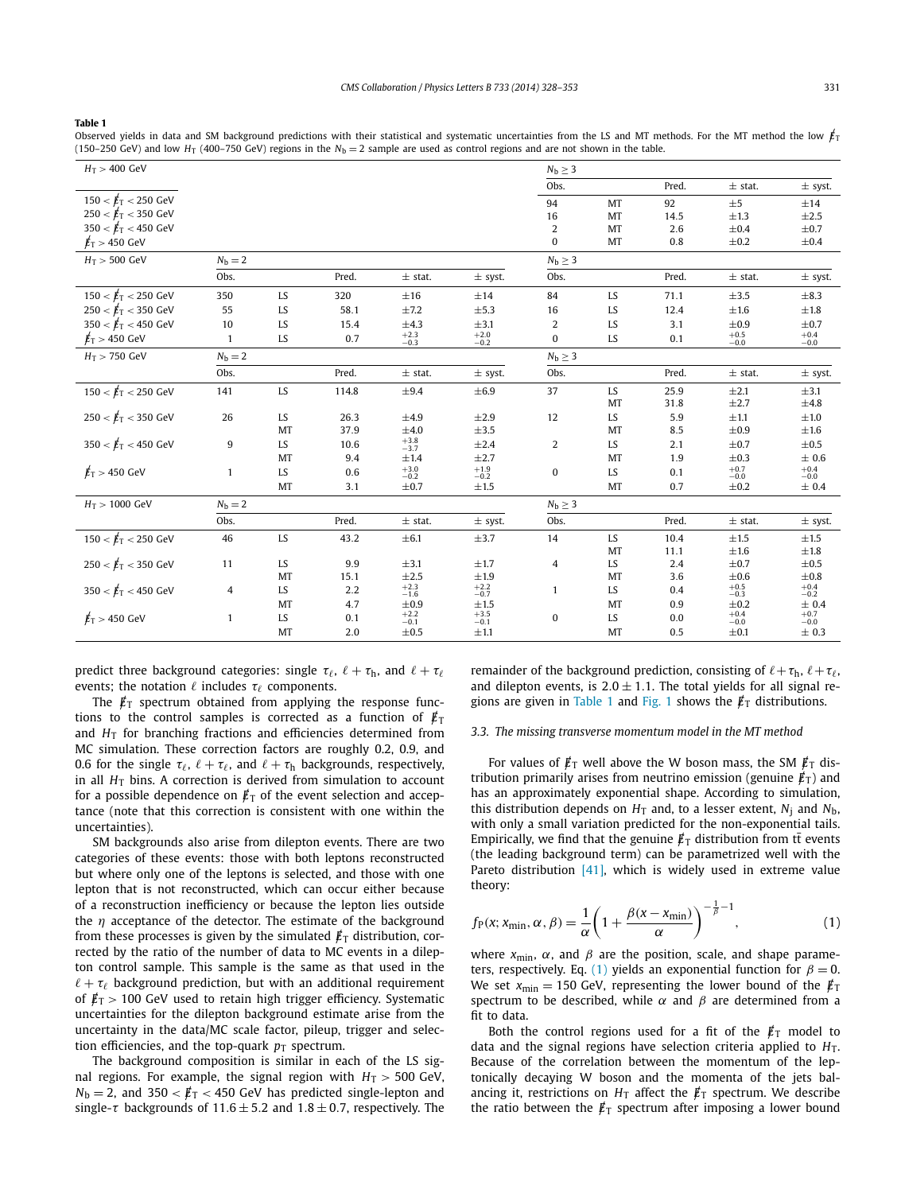**Table 1**

Observed yields in data and SM background predictions with their statistical and systematic uncertainties from the LS and MT methods. For the MT method the low $\not{E}_T$ (150–250 GeV) and low $H_T$ (400–750 GeV) regions in the $N_b = 2$ sample are used as control regions and are not shown in the table.

| $H_T > 400$ GeV | $N_b = 2$ | | | | | $N_b \geq 3$ | | | | |
|---|---|---|---|---|---|---|---|---|---|---|
| | Obs. | | Pred. | ± stat. | ± syst. | Obs. | | Pred. | ± stat. | ± syst. |
| $150 < \not{E}_T < 250$ GeV | | | | | | 94 | MT | 92 | ±5 | ±14 |
| $250 < \not{E}_T < 350$ GeV | | | | | | 16 | MT | 14.5 | ±1.3 | ±2.5 |
| $350 < \not{E}_T < 450$ GeV | | | | | | 2 | MT | 2.6 | ±0.4 | ±0.7 |
| $\not{E}_T > 450$ GeV | | | | | | 0 | MT | 0.8 | ±0.2 | ±0.4 |
| $H_T > 500$ GeV | $N_b = 2$ | | | | | $N_b \geq 3$ | | | | |
| | Obs. | | Pred. | ± stat. | ± syst. | Obs. | | Pred. | ± stat. | ± syst. |
| $150 < \not{E}_T < 250$ GeV | 350 | LS | 320 | ±16 | ±14 | 84 | LS | 71.1 | ±3.5 | ±8.3 |
| $250 < \not{E}_T < 350$ GeV | 55 | LS | 58.1 | ±7.2 | ±5.3 | 16 | LS | 12.4 | ±1.6 | ±1.8 |
| $350 < \not{E}_T < 450$ GeV | 10 | LS | 15.4 | ±4.3 | ±3.1 | 2 | LS | 3.1 | ±0.9 | ±0.7 |
| $\not{E}_T > 450$ GeV | 1 | LS | 0.7 | $^{+2.3}_{-0.3}$ | $^{+2.0}_{-0.2}$ | 0 | LS | 0.1 | $^{+0.5}_{-0.0}$ | $^{+0.4}_{-0.0}$ |
| $H_T > 750$ GeV | $N_b = 2$ | | | | | $N_b \geq 3$ | | | | |
| | Obs. | | Pred. | ± stat. | ± syst. | Obs. | | Pred. | ± stat. | ± syst. |
| $150 < \not{E}_T < 250$ GeV | 141 | LS | 114.8 | ±9.4 | ±6.9 | 37 | LS | 25.9 | ±2.1 | ±3.1 |
| | | | | | | | MT | 31.8 | ±2.7 | ±4.8 |
| $250 < \not{E}_T < 350$ GeV | 26 | LS | 26.3 | ±4.9 | ±2.9 | 12 | LS | 5.9 | ±1.1 | ±1.0 |
| | | MT | 37.9 | ±4.0 | ±3.5 | | MT | 8.5 | ±0.9 | ±1.6 |
| $350 < \not{E}_T < 450$ GeV | 9 | LS | 10.6 | $^{+3.8}_{-3.7}$ | ±2.4 | 2 | LS | 2.1 | ±0.7 | ±0.5 |
| | | MT | 9.4 | ±1.4 | ±2.7 | | MT | 1.9 | ±0.3 | ± 0.6 |
| $\not{E}_T > 450$ GeV | 1 | LS | 0.6 | $^{+3.0}_{-0.2}$ | $^{+1.9}_{-0.2}$ | 0 | LS | 0.1 | $^{+0.7}_{-0.0}$ | $^{+0.4}_{-0.0}$ |
| | | MT | 3.1 | ±0.7 | ±1.5 | | MT | 0.7 | ±0.2 | ± 0.4 |
| $H_T > 1000$ GeV | $N_b = 2$ | | | | | $N_b \geq 3$ | | | | |
| | Obs. | | Pred. | ± stat. | ± syst. | Obs. | | Pred. | ± stat. | ± syst. |
| $150 < \not{E}_T < 250$ GeV | 46 | LS | 43.2 | ±6.1 | ±3.7 | 14 | LS | 10.4 | ±1.5 | ±1.5 |
| | | | | | | | MT | 11.1 | ±1.6 | ±1.8 |
| $250 < \not{E}_T < 350$ GeV | 11 | LS | 9.9 | ±3.1 | ±1.7 | 4 | LS | 2.4 | ±0.7 | ±0.5 |
| | | MT | 15.1 | ±2.5 | ±1.9 | | MT | 3.6 | ±0.6 | ±0.8 |
| $350 < \not{E}_T < 450$ GeV | 4 | LS | 2.2 | $^{+2.3}_{-1.6}$ | $^{+2.2}_{-0.7}$ | 1 | LS | 0.4 | $^{+0.5}_{-0.3}$ | $^{+0.4}_{-0.2}$ |
| | | MT | 4.7 | ±0.9 | ±1.5 | | MT | 0.9 | ±0.2 | ± 0.4 |
| $\not{E}_T > 450$ GeV | 1 | LS | 0.1 | $^{+2.2}_{-0.1}$ | $^{+3.5}_{-0.1}$ | 0 | LS | 0.0 | $^{+0.4}_{-0.0}$ | $^{+0.7}_{-0.0}$ |
| | | MT | 2.0 | ±0.5 | ±1.1 | | MT | 0.5 | ±0.1 | ± 0.3 |

predict three background categories: single $\tau_\ell$, $\ell + \tau_h$, and $\ell + \tau_\ell$ events; the notation $\ell$ includes $\tau_\ell$ components.

The $\not{E}_T$ spectrum obtained from applying the response functions to the control samples is corrected as a function of $\not{E}_T$ and $H_T$ for branching fractions and efficiencies determined from MC simulation. These correction factors are roughly 0.2, 0.9, and 0.6 for the single $\tau_\ell$, $\ell + \tau_\ell$, and $\ell + \tau_h$ backgrounds, respectively, in all $H_T$ bins. A correction is derived from simulation to account for a possible dependence on $\not{E}_T$ of the event selection and acceptance (note that this correction is consistent with one within the uncertainties).

SM backgrounds also arise from dilepton events. There are two categories of these events: those with both leptons reconstructed but where only one of the leptons is selected, and those with one lepton that is not reconstructed, which can occur either because of a reconstruction inefficiency or because the lepton lies outside the $\eta$ acceptance of the detector. The estimate of the background from these processes is given by the simulated $\not{E}_T$ distribution, corrected by the ratio of the number of data to MC events in a dilepton control sample. This sample is the same as that used in the $\ell + \tau_\ell$ background prediction, but with an additional requirement of $\not{E}_T > 100$ GeV used to retain high trigger efficiency. Systematic uncertainties for the dilepton background estimate arise from the uncertainty in the data/MC scale factor, pileup, trigger and selection efficiencies, and the top-quark $p_T$ spectrum.

The background composition is similar in each of the LS signal regions. For example, the signal region with $H_T > 500$ GeV, $N_b = 2$, and $350 < \not{E}_T < 450$ GeV has predicted single-lepton and single-$\tau$ backgrounds of $11.6 \pm 5.2$ and $1.8 \pm 0.7$, respectively. The remainder of the background prediction, consisting of $\ell + \tau_h$, $\ell + \tau_\ell$, and dilepton events, is $2.0 \pm 1.1$. The total yields for all signal regions are given in Table 1 and Fig. 1 shows the $\not{E}_T$ distributions.

### 3.3. The missing transverse momentum model in the MT method

For values of $\not{E}_T$ well above the W boson mass, the SM $\not{E}_T$ distribution primarily arises from neutrino emission (genuine $\not{E}_T$) and has an approximately exponential shape. According to simulation, this distribution depends on $H_T$ and, to a lesser extent, $N_j$ and $N_b$, with only a small variation predicted for the non-exponential tails. Empirically, we find that the genuine $\not{E}_T$ distribution from $t\bar{t}$ events (the leading background term) can be parametrized well with the Pareto distribution [41], which is widely used in extreme value theory:

$$f_P(x; x_{\min}, \alpha, \beta) = \frac{1}{\alpha}\left(1 + \frac{\beta(x - x_{\min})}{\alpha}\right)^{-\frac{1}{\beta}-1}, \tag{1}$$

where $x_{\min}$, $\alpha$, and $\beta$ are the position, scale, and shape parameters, respectively. Eq. (1) yields an exponential function for $\beta = 0$. We set $x_{\min} = 150$ GeV, representing the lower bound of the $\not{E}_T$ spectrum to be described, while $\alpha$ and $\beta$ are determined from a fit to data.

Both the control regions used for a fit of the $\not{E}_T$ model to data and the signal regions have selection criteria applied to $H_T$. Because of the correlation between the momentum of the leptonically decaying W boson and the momenta of the jets balancing it, restrictions on $H_T$ affect the $\not{E}_T$ spectrum. We describe the ratio between the $\not{E}_T$ spectrum after imposing a lower bound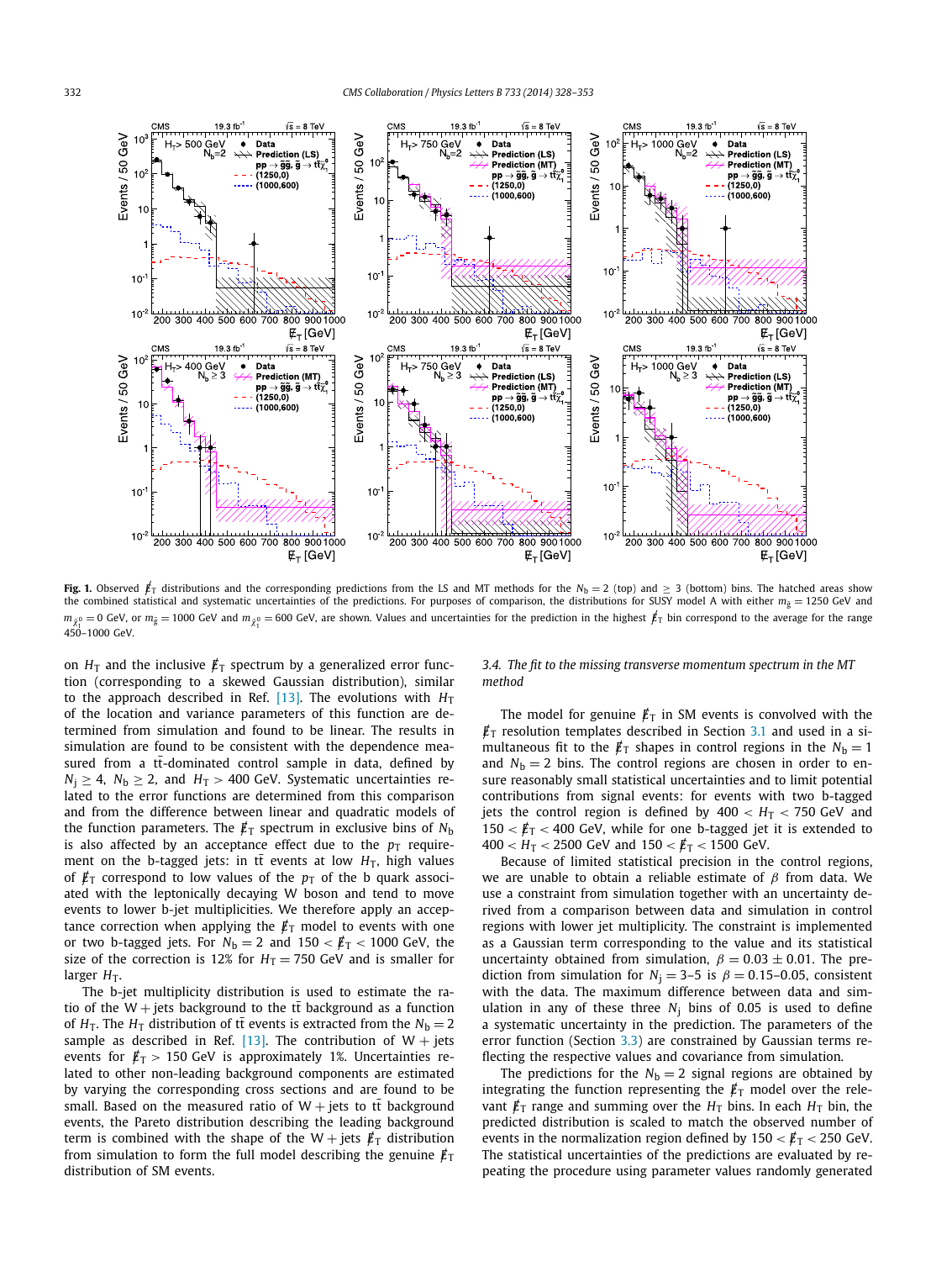**Fig. 1.** Observed $\not\!\!E_T$ distributions and the corresponding predictions from the LS and MT methods for the $N_b = 2$ (top) and $\geq 3$ (bottom) bins. The hatched areas show the combined statistical and systematic uncertainties of the predictions. For purposes of comparison, the distributions for SUSY model A with either $m_{\tilde{g}} = 1250$ GeV and $m_{\tilde{\chi}^0_1} = 0$ GeV, or $m_{\tilde{g}} = 1000$ GeV and $m_{\tilde{\chi}^0_1} = 600$ GeV, are shown. Values and uncertainties for the prediction in the highest $\not\!\!E_T$ bin correspond to the average for the range 450–1000 GeV.

on $H_T$ and the inclusive $\not\!\!E_T$ spectrum by a generalized error function (corresponding to a skewed Gaussian distribution), similar to the approach described in Ref. [13]. The evolutions with $H_T$ of the location and variance parameters of this function are determined from simulation and found to be linear. The results in simulation are found to be consistent with the dependence measured from a $t\bar{t}$-dominated control sample in data, defined by $N_j \geq 4$, $N_b \geq 2$, and $H_T > 400$ GeV. Systematic uncertainties related to the error functions are determined from this comparison and from the difference between linear and quadratic models of the function parameters. The $\not\!\!E_T$ spectrum in exclusive bins of $N_b$ is also affected by an acceptance effect due to the $p_T$ requirement on the b-tagged jets: in $t\bar{t}$ events at low $H_T$, high values of $\not\!\!E_T$ correspond to low values of the $p_T$ of the b quark associated with the leptonically decaying W boson and tend to move events to lower b-jet multiplicities. We therefore apply an acceptance correction when applying the $\not\!\!E_T$ model to events with one or two b-tagged jets. For $N_b = 2$ and $150 < \not\!\!E_T < 1000$ GeV, the size of the correction is 12% for $H_T = 750$ GeV and is smaller for larger $H_T$.

The b-jet multiplicity distribution is used to estimate the ratio of the W + jets background to the $t\bar{t}$ background as a function of $H_T$. The $H_T$ distribution of $t\bar{t}$ events is extracted from the $N_b = 2$ sample as described in Ref. [13]. The contribution of W + jets events for $\not\!\!E_T > 150$ GeV is approximately 1%. Uncertainties related to other non-leading background components are estimated by varying the corresponding cross sections and are found to be small. Based on the measured ratio of W + jets to $t\bar{t}$ background events, the Pareto distribution describing the leading background term is combined with the shape of the W + jets $\not\!\!E_T$ distribution from simulation to form the full model describing the genuine $\not\!\!E_T$ distribution of SM events.

### 3.4. The fit to the missing transverse momentum spectrum in the MT method

The model for genuine $\not\!\!E_T$ in SM events is convolved with the $\not\!\!E_T$ resolution templates described in Section 3.1 and used in a simultaneous fit to the $\not\!\!E_T$ shapes in control regions in the $N_b = 1$ and $N_b = 2$ bins. The control regions are chosen in order to ensure reasonably small statistical uncertainties and to limit potential contributions from signal events: for events with two b-tagged jets the control region is defined by $400 < H_T < 750$ GeV and $150 < \not\!\!E_T < 400$ GeV, while for one b-tagged jet it is extended to $400 < H_T < 2500$ GeV and $150 < \not\!\!E_T < 1500$ GeV.

Because of limited statistical precision in the control regions, we are unable to obtain a reliable estimate of $\beta$ from data. We use a constraint from simulation together with an uncertainty derived from a comparison between data and simulation in control regions with lower jet multiplicity. The constraint is implemented as a Gaussian term corresponding to the value and its statistical uncertainty obtained from simulation, $\beta = 0.03 \pm 0.01$. The prediction from simulation for $N_j = 3$–5 is $\beta = 0.15$–0.05, consistent with the data. The maximum difference between data and simulation in any of these three $N_j$ bins of 0.05 is used to define a systematic uncertainty in the prediction. The parameters of the error function (Section 3.3) are constrained by Gaussian terms reflecting the respective values and covariance from simulation.

The predictions for the $N_b = 2$ signal regions are obtained by integrating the function representing the $\not\!\!E_T$ model over the relevant $\not\!\!E_T$ range and summing over the $H_T$ bins. In each $H_T$ bin, the predicted distribution is scaled to match the observed number of events in the normalization region defined by $150 < \not\!\!E_T < 250$ GeV. The statistical uncertainties of the predictions are evaluated by repeating the procedure using parameter values randomly generated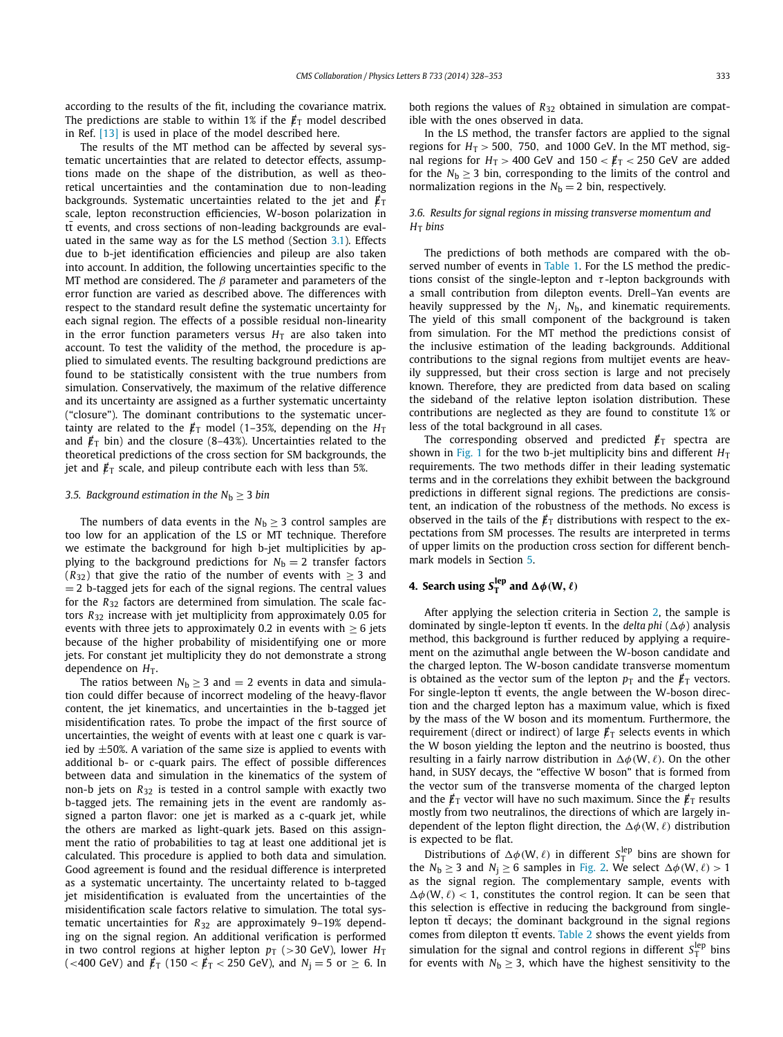according to the results of the fit, including the covariance matrix. The predictions are stable to within 1% if the $\not{E}_T$ model described in Ref. [13] is used in place of the model described here.

The results of the MT method can be affected by several systematic uncertainties that are related to detector effects, assumptions made on the shape of the distribution, as well as theoretical uncertainties and the contamination due to non-leading backgrounds. Systematic uncertainties related to the jet and $\not{E}_T$ scale, lepton reconstruction efficiencies, W-boson polarization in $t\bar{t}$ events, and cross sections of non-leading backgrounds are evaluated in the same way as for the LS method (Section 3.1). Effects due to b-jet identification efficiencies and pileup are also taken into account. In addition, the following uncertainties specific to the MT method are considered. The $\beta$ parameter and parameters of the error function are varied as described above. The differences with respect to the standard result define the systematic uncertainty for each signal region. The effects of a possible residual non-linearity in the error function parameters versus $H_T$ are also taken into account. To test the validity of the method, the procedure is applied to simulated events. The resulting background predictions are found to be statistically consistent with the true numbers from simulation. Conservatively, the maximum of the relative difference and its uncertainty are assigned as a further systematic uncertainty ("closure"). The dominant contributions to the systematic uncertainty are related to the $\not{E}_T$ model (1–35%, depending on the $H_T$ and $\not{E}_T$ bin) and the closure (8–43%). Uncertainties related to the theoretical predictions of the cross section for SM backgrounds, the jet and $\not{E}_T$ scale, and pileup contribute each with less than 5%.

### 3.5. Background estimation in the $N_b \geq 3$ bin

The numbers of data events in the $N_b \geq 3$ control samples are too low for an application of the LS or MT technique. Therefore we estimate the background for high b-jet multiplicities by applying to the background predictions for $N_b = 2$ transfer factors ($R_{32}$) that give the ratio of the number of events with $\geq 3$ and $= 2$ b-tagged jets for each of the signal regions. The central values for the $R_{32}$ factors are determined from simulation. The scale factors $R_{32}$ increase with jet multiplicity from approximately 0.05 for events with three jets to approximately 0.2 in events with $\geq 6$ jets because of the higher probability of misidentifying one or more jets. For constant jet multiplicity they do not demonstrate a strong dependence on $H_T$.

The ratios between $N_b \geq 3$ and $= 2$ events in data and simulation could differ because of incorrect modeling of the heavy-flavor content, the jet kinematics, and uncertainties in the b-tagged jet misidentification rates. To probe the impact of the first source of uncertainties, the weight of events with at least one c quark is varied by $\pm 50\%$. A variation of the same size is applied to events with additional b- or c-quark pairs. The effect of possible differences between data and simulation in the kinematics of the system of non-b jets on $R_{32}$ is tested in a control sample with exactly two b-tagged jets. The remaining jets in the event are randomly assigned a parton flavor: one jet is marked as a c-quark jet, while the others are marked as light-quark jets. Based on this assignment the ratio of probabilities to tag at least one additional jet is calculated. This procedure is applied to both data and simulation. Good agreement is found and the residual difference is interpreted as a systematic uncertainty. The uncertainty related to b-tagged jet misidentification is evaluated from the uncertainties of the misidentification scale factors relative to simulation. The total systematic uncertainties for $R_{32}$ are approximately 9–19% depending on the signal region. An additional verification is performed in two control regions at higher lepton $p_T$ (>30 GeV), lower $H_T$ (<400 GeV) and $\not{E}_T$ ($150 < \not{E}_T < 250$ GeV), and $N_j = 5$ or $\geq 6$. In both regions the values of $R_{32}$ obtained in simulation are compatible with the ones observed in data.

In the LS method, the transfer factors are applied to the signal regions for $H_T > 500$, 750, and 1000 GeV. In the MT method, signal regions for $H_T > 400$ GeV and $150 < \not{E}_T < 250$ GeV are added for the $N_b \geq 3$ bin, corresponding to the limits of the control and normalization regions in the $N_b = 2$ bin, respectively.

### 3.6. Results for signal regions in missing transverse momentum and $H_T$ bins

The predictions of both methods are compared with the observed number of events in Table 1. For the LS method the predictions consist of the single-lepton and $\tau$-lepton backgrounds with a small contribution from dilepton events. Drell–Yan events are heavily suppressed by the $N_j$, $N_b$, and kinematic requirements. The yield of this small component of the background is taken from simulation. For the MT method the predictions consist of the inclusive estimation of the leading backgrounds. Additional contributions to the signal regions from multijet events are heavily suppressed, but their cross section is large and not precisely known. Therefore, they are predicted from data based on scaling the sideband of the relative lepton isolation distribution. These contributions are neglected as they are found to constitute 1% or less of the total background in all cases.

The corresponding observed and predicted $\not{E}_T$ spectra are shown in Fig. 1 for the two b-jet multiplicity bins and different $H_T$ requirements. The two methods differ in their leading systematic terms and in the correlations they exhibit between the background predictions in different signal regions. The predictions are consistent, an indication of the robustness of the methods. No excess is observed in the tails of the $\not{E}_T$ distributions with respect to the expectations from SM processes. The results are interpreted in terms of upper limits on the production cross section for different benchmark models in Section 5.

## 4. Search using $S_T^{lep}$ and $\Delta\phi(W, \ell)$

After applying the selection criteria in Section 2, the sample is dominated by single-lepton $t\bar{t}$ events. In the *delta phi* ($\Delta\phi$) analysis method, this background is further reduced by applying a requirement on the azimuthal angle between the W-boson candidate and the charged lepton. The W-boson candidate transverse momentum is obtained as the vector sum of the lepton $p_T$ and the $\not{E}_T$ vectors. For single-lepton $t\bar{t}$ events, the angle between the W-boson direction and the charged lepton has a maximum value, which is fixed by the mass of the W boson and its momentum. Furthermore, the requirement (direct or indirect) of large $\not{E}_T$ selects events in which the W boson yielding the lepton and the neutrino is boosted, thus resulting in a fairly narrow distribution in $\Delta\phi(W, \ell)$. On the other hand, in SUSY decays, the "effective W boson" that is formed from the vector sum of the transverse momenta of the charged lepton and the $\not{E}_T$ vector will have no such maximum. Since the $\not{E}_T$ results mostly from two neutralinos, the directions of which are largely independent of the lepton flight direction, the $\Delta\phi(W, \ell)$ distribution is expected to be flat.

Distributions of $\Delta\phi(W, \ell)$ in different $S_T^{lep}$ bins are shown for the $N_b \geq 3$ and $N_j \geq 6$ samples in Fig. 2. We select $\Delta\phi(W, \ell) > 1$ as the signal region. The complementary sample, events with $\Delta\phi(W, \ell) < 1$, constitutes the control region. It can be seen that this selection is effective in reducing the background from single-lepton $t\bar{t}$ decays; the dominant background in the signal regions comes from dilepton $t\bar{t}$ events. Table 2 shows the event yields from simulation for the signal and control regions in different $S_T^{lep}$ bins for events with $N_b \geq 3$, which have the highest sensitivity to the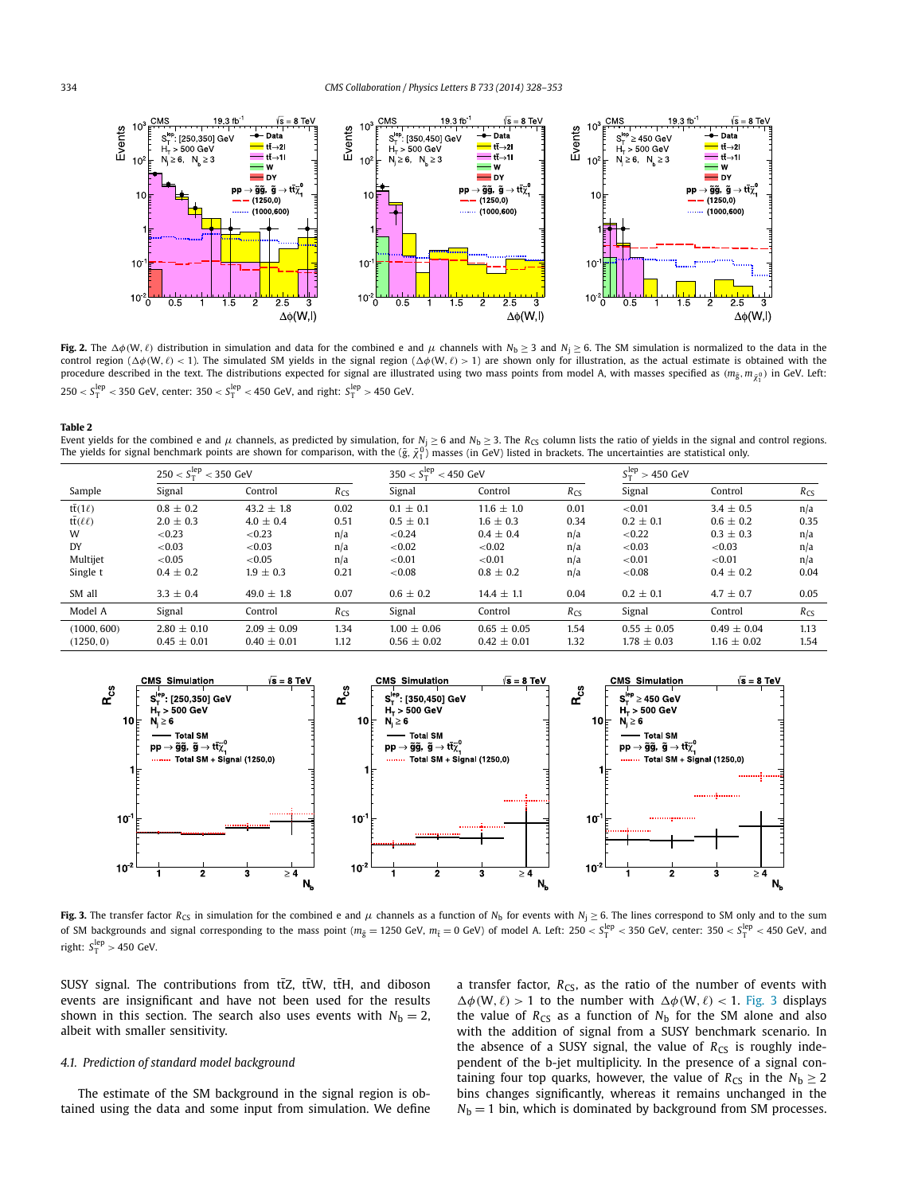**Fig. 2.** The $\Delta\phi(\mathrm{W},\ell)$ distribution in simulation and data for the combined e and $\mu$ channels with $N_\mathrm{b} \geq 3$ and $N_\mathrm{j} \geq 6$. The SM simulation is normalized to the data in the control region ($\Delta\phi(\mathrm{W},\ell) < 1$). The simulated SM yields in the signal region ($\Delta\phi(\mathrm{W},\ell) > 1$) are shown only for illustration, as the actual estimate is obtained with the procedure described in the text. The distributions expected for signal are illustrated using two mass points from model A, with masses specified as $(m_{\tilde{\mathrm{g}}}, m_{\tilde{\chi}^0_1})$ in GeV. Left: $250 < S_\mathrm{T}^\mathrm{lep} < 350$ GeV, center: $350 < S_\mathrm{T}^\mathrm{lep} < 450$ GeV, and right: $S_\mathrm{T}^\mathrm{lep} > 450$ GeV.

**Table 2**

Event yields for the combined e and $\mu$ channels, as predicted by simulation, for $N_\mathrm{j} \geq 6$ and $N_\mathrm{b} \geq 3$. The $R_\mathrm{CS}$ column lists the ratio of yields in the signal and control regions. The yields for signal benchmark points are shown for comparison, with the $(\tilde{\mathrm{g}}, \tilde{\chi}^0_1)$ masses (in GeV) listed in brackets. The uncertainties are statistical only.

| | $250 < S_\mathrm{T}^\mathrm{lep} < 350$ GeV | | | $350 < S_\mathrm{T}^\mathrm{lep} < 450$ GeV | | | $S_\mathrm{T}^\mathrm{lep} > 450$ GeV | | |
|---|---|---|---|---|---|---|---|---|---|
| Sample | Signal | Control | $R_\mathrm{CS}$ | Signal | Control | $R_\mathrm{CS}$ | Signal | Control | $R_\mathrm{CS}$ |
| $\mathrm{t\bar{t}}(1\ell)$ | 0.8 ± 0.2 | 43.2 ± 1.8 | 0.02 | 0.1 ± 0.1 | 11.6 ± 1.0 | 0.01 | <0.01 | 3.4 ± 0.5 | n/a |
| $\mathrm{t\bar{t}}(\ell\ell)$ | 2.0 ± 0.3 | 4.0 ± 0.4 | 0.51 | 0.5 ± 0.1 | 1.6 ± 0.3 | 0.34 | 0.2 ± 0.1 | 0.6 ± 0.2 | 0.35 |
| W | <0.23 | <0.23 | n/a | <0.24 | 0.4 ± 0.4 | n/a | <0.22 | 0.3 ± 0.3 | n/a |
| DY | <0.03 | <0.03 | n/a | <0.02 | <0.02 | n/a | <0.03 | <0.03 | n/a |
| Multijet | <0.05 | <0.05 | n/a | <0.01 | <0.01 | n/a | <0.01 | <0.01 | n/a |
| Single t | 0.4 ± 0.2 | 1.9 ± 0.3 | 0.21 | <0.08 | 0.8 ± 0.2 | n/a | <0.08 | 0.4 ± 0.2 | 0.04 |
| SM all | 3.3 ± 0.4 | 49.0 ± 1.8 | 0.07 | 0.6 ± 0.2 | 14.4 ± 1.1 | 0.04 | 0.2 ± 0.1 | 4.7 ± 0.7 | 0.05 |
| Model A | Signal | Control | $R_\mathrm{CS}$ | Signal | Control | $R_\mathrm{CS}$ | Signal | Control | $R_\mathrm{CS}$ |
| (1000, 600) | 2.80 ± 0.10 | 2.09 ± 0.09 | 1.34 | 1.00 ± 0.06 | 0.65 ± 0.05 | 1.54 | 0.55 ± 0.05 | 0.49 ± 0.04 | 1.13 |
| (1250, 0) | 0.45 ± 0.01 | 0.40 ± 0.01 | 1.12 | 0.56 ± 0.02 | 0.42 ± 0.01 | 1.32 | 1.78 ± 0.03 | 1.16 ± 0.02 | 1.54 |

**Fig. 3.** The transfer factor $R_\mathrm{CS}$ in simulation for the combined e and $\mu$ channels as a function of $N_\mathrm{b}$ for events with $N_\mathrm{j} \geq 6$. The lines correspond to SM only and to the sum of SM backgrounds and signal corresponding to the mass point ($m_{\tilde{\mathrm{g}}} = 1250$ GeV, $m_{\tilde{\mathrm{t}}} = 0$ GeV) of model A. Left: $250 < S_\mathrm{T}^\mathrm{lep} < 350$ GeV, center: $350 < S_\mathrm{T}^\mathrm{lep} < 450$ GeV, and right: $S_\mathrm{T}^\mathrm{lep} > 450$ GeV.

SUSY signal. The contributions from $\mathrm{t\bar{t}Z}$, $\mathrm{t\bar{t}W}$, $\mathrm{t\bar{t}H}$, and diboson events are insignificant and have not been used for the results shown in this section. The search also uses events with $N_\mathrm{b} = 2$, albeit with smaller sensitivity.

### *4.1. Prediction of standard model background*

The estimate of the SM background in the signal region is obtained using the data and some input from simulation. We define a transfer factor, $R_\mathrm{CS}$, as the ratio of the number of events with $\Delta\phi(\mathrm{W},\ell) > 1$ to the number with $\Delta\phi(\mathrm{W},\ell) < 1$. Fig. 3 displays the value of $R_\mathrm{CS}$ as a function of $N_\mathrm{b}$ for the SM alone and also with the addition of signal from a SUSY benchmark scenario. In the absence of a SUSY signal, the value of $R_\mathrm{CS}$ is roughly independent of the b-jet multiplicity. In the presence of a signal containing four top quarks, however, the value of $R_\mathrm{CS}$ in the $N_\mathrm{b} \geq 2$ bins changes significantly, whereas it remains unchanged in the $N_\mathrm{b} = 1$ bin, which is dominated by background from SM processes.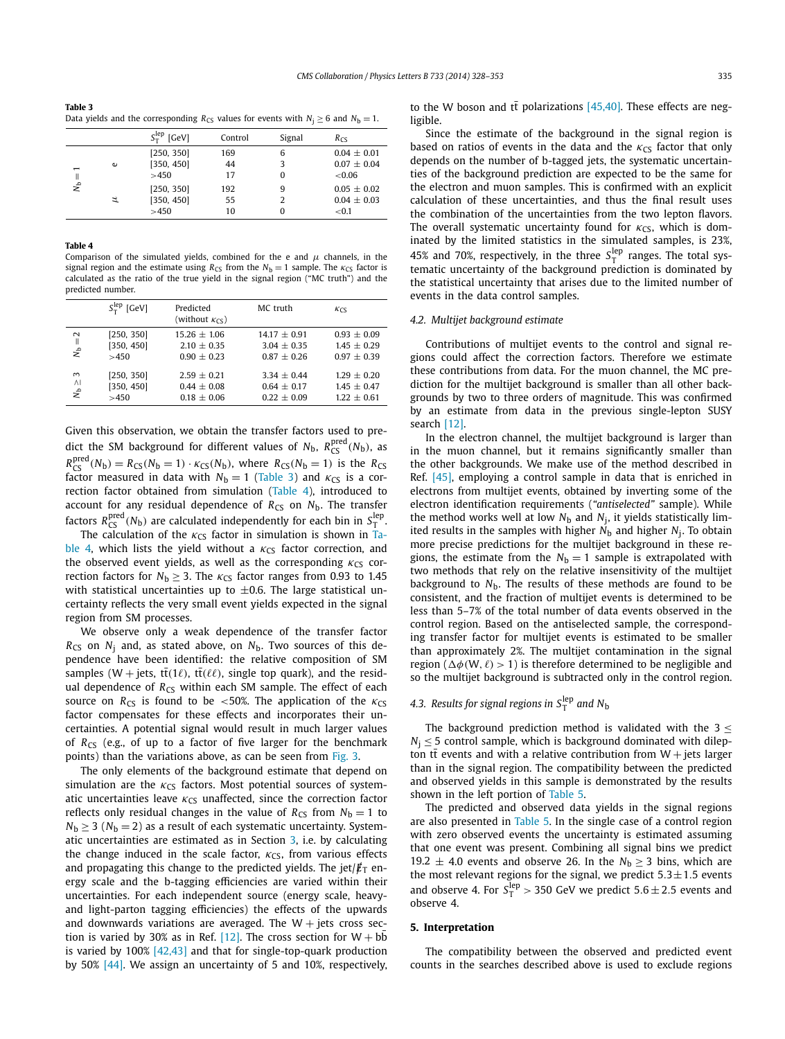**Table 3**
Data yields and the corresponding $R_{CS}$ values for events with $N_j \geq 6$ and $N_b = 1$.

| | | $S_T^{lep}$ [GeV] | Control | Signal | $R_{CS}$ |
|---|---|---|---|---|---|
| $N_b = 1$ | e | [250, 350] | 169 | 6 | $0.04 \pm 0.01$ |
| | | [350, 450] | 44 | 3 | $0.07 \pm 0.04$ |
| | | >450 | 17 | 0 | <0.06 |
| | $\mu$ | [250, 350] | 192 | 9 | $0.05 \pm 0.02$ |
| | | [350, 450] | 55 | 2 | $0.04 \pm 0.03$ |
| | | >450 | 10 | 0 | <0.1 |

**Table 4**
Comparison of the simulated yields, combined for the e and $\mu$ channels, in the signal region and the estimate using $R_{CS}$ from the $N_b = 1$ sample. The $\kappa_{CS}$ factor is calculated as the ratio of the true yield in the signal region ("MC truth") and the predicted number.

| | $S_T^{lep}$ [GeV] | Predicted (without $\kappa_{CS}$) | MC truth | $\kappa_{CS}$ |
|---|---|---|---|---|
| $N_b = 2$ | [250, 350] | $15.26 \pm 1.06$ | $14.17 \pm 0.91$ | $0.93 \pm 0.09$ |
| | [350, 450] | $2.10 \pm 0.35$ | $3.04 \pm 0.35$ | $1.45 \pm 0.29$ |
| | >450 | $0.90 \pm 0.23$ | $0.87 \pm 0.26$ | $0.97 \pm 0.39$ |
| $N_b \geq 3$ | [250, 350] | $2.59 \pm 0.21$ | $3.34 \pm 0.44$ | $1.29 \pm 0.20$ |
| | [350, 450] | $0.44 \pm 0.08$ | $0.64 \pm 0.17$ | $1.45 \pm 0.47$ |
| | >450 | $0.18 \pm 0.06$ | $0.22 \pm 0.09$ | $1.22 \pm 0.61$ |

Given this observation, we obtain the transfer factors used to predict the SM background for different values of $N_b$, $R_{CS}^{pred}(N_b)$, as $R_{CS}^{pred}(N_b) = R_{CS}(N_b = 1) \cdot \kappa_{CS}(N_b)$, where $R_{CS}(N_b = 1)$ is the $R_{CS}$ factor measured in data with $N_b = 1$ (Table 3) and $\kappa_{CS}$ is a correction factor obtained from simulation (Table 4), introduced to account for any residual dependence of $R_{CS}$ on $N_b$. The transfer factors $R_{CS}^{pred}(N_b)$ are calculated independently for each bin in $S_T^{lep}$.

The calculation of the $\kappa_{CS}$ factor in simulation is shown in Table 4, which lists the yield without a $\kappa_{CS}$ factor correction, and the observed event yields, as well as the corresponding $\kappa_{CS}$ correction factors for $N_b \geq 3$. The $\kappa_{CS}$ factor ranges from 0.93 to 1.45 with statistical uncertainties up to $\pm 0.6$. The large statistical uncertainty reflects the very small event yields expected in the signal region from SM processes.

We observe only a weak dependence of the transfer factor $R_{CS}$ on $N_j$ and, as stated above, on $N_b$. Two sources of this dependence have been identified: the relative composition of SM samples (W + jets, $t\bar{t}(1\ell)$, $t\bar{t}(\ell\ell)$, single top quark), and the residual dependence of $R_{CS}$ within each SM sample. The effect of each source on $R_{CS}$ is found to be <50%. The application of the $\kappa_{CS}$ factor compensates for these effects and incorporates their uncertainties. A potential signal would result in much larger values of $R_{CS}$ (e.g., of up to a factor of five larger for the benchmark points) than the variations above, as can be seen from Fig. 3.

The only elements of the background estimate that depend on simulation are the $\kappa_{CS}$ factors. Most potential sources of systematic uncertainties leave $\kappa_{CS}$ unaffected, since the correction factor reflects only residual changes in the value of $R_{CS}$ from $N_b = 1$ to $N_b \geq 3$ ($N_b = 2$) as a result of each systematic uncertainty. Systematic uncertainties are estimated as in Section 3, i.e. by calculating the change induced in the scale factor, $\kappa_{CS}$, from various effects and propagating this change to the predicted yields. The jet/$\not\!\!E_T$ energy scale and the b-tagging efficiencies are varied within their uncertainties. For each independent source (energy scale, heavy- and light-parton tagging efficiencies) the effects of the upwards and downwards variations are averaged. The W + jets cross section is varied by 30% as in Ref. [12]. The cross section for W + $b\bar{b}$ is varied by 100% [42,43] and that for single-top-quark production by 50% [44]. We assign an uncertainty of 5 and 10%, respectively, to the W boson and $t\bar{t}$ polarizations [45,40]. These effects are negligible.

Since the estimate of the background in the signal region is based on ratios of events in the data and the $\kappa_{CS}$ factor that only depends on the number of b-tagged jets, the systematic uncertainties of the background prediction are expected to be the same for the electron and muon samples. This is confirmed with an explicit calculation of these uncertainties, and thus the final result uses the combination of the uncertainties from the two lepton flavors. The overall systematic uncertainty found for $\kappa_{CS}$, which is dominated by the limited statistics in the simulated samples, is 23%, 45% and 70%, respectively, in the three $S_T^{lep}$ ranges. The total systematic uncertainty of the background prediction is dominated by the statistical uncertainty that arises due to the limited number of events in the data control samples.

### 4.2. Multijet background estimate

Contributions of multijet events to the control and signal regions could affect the correction factors. Therefore we estimate these contributions from data. For the muon channel, the MC prediction for the multijet background is smaller than all other backgrounds by two to three orders of magnitude. This was confirmed by an estimate from data in the previous single-lepton SUSY search [12].

In the electron channel, the multijet background is larger than in the muon channel, but it remains significantly smaller than the other backgrounds. We make use of the method described in Ref. [45], employing a control sample in data that is enriched in electrons from multijet events, obtained by inverting some of the electron identification requirements (*"antiselected"* sample). While the method works well at low $N_b$ and $N_j$, it yields statistically limited results in the samples with higher $N_b$ and higher $N_j$. To obtain more precise predictions for the multijet background in these regions, the estimate from the $N_b = 1$ sample is extrapolated with two methods that rely on the relative insensitivity of the multijet background to $N_b$. The results of these methods are found to be consistent, and the fraction of multijet events is determined to be less than 5–7% of the total number of data events observed in the control region. Based on the antiselected sample, the corresponding transfer factor for multijet events is estimated to be smaller than approximately 2%. The multijet contamination in the signal region ($\Delta\phi(\mathrm{W}, \ell) > 1$) is therefore determined to be negligible and so the multijet background is subtracted only in the control region.

### 4.3. Results for signal regions in $S_T^{lep}$ and $N_b$

The background prediction method is validated with the $3 \leq N_j \leq 5$ control sample, which is background dominated with dilepton $t\bar{t}$ events and with a relative contribution from W + jets larger than in the signal region. The compatibility between the predicted and observed yields in this sample is demonstrated by the results shown in the left portion of Table 5.

The predicted and observed data yields in the signal regions are also presented in Table 5. In the single case of a control region with zero observed events the uncertainty is estimated assuming that one event was present. Combining all signal bins we predict $19.2 \pm 4.0$ events and observe 26. In the $N_b \geq 3$ bins, which are the most relevant regions for the signal, we predict $5.3 \pm 1.5$ events and observe 4. For $S_T^{lep} > 350$ GeV we predict $5.6 \pm 2.5$ events and observe 4.

## 5. Interpretation

The compatibility between the observed and predicted event counts in the searches described above is used to exclude regions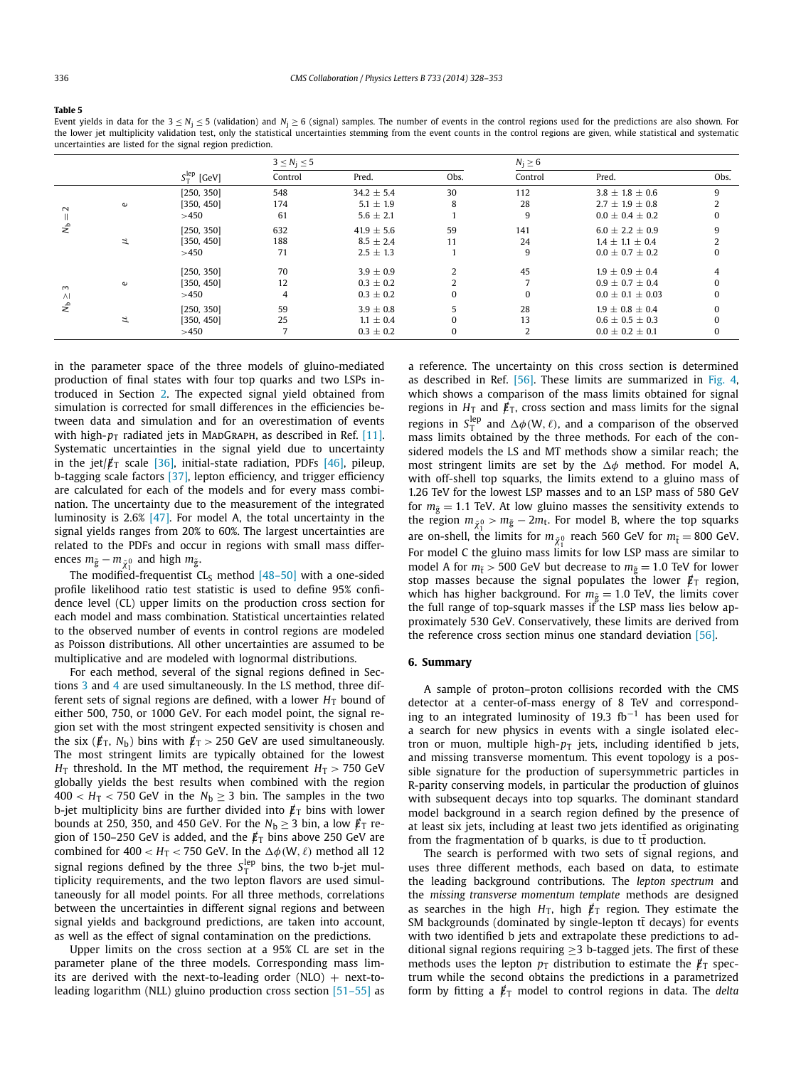**Table 5**

Event yields in data for the $3 \le N_j \le 5$ (validation) and $N_j \ge 6$ (signal) samples. The number of events in the control regions used for the predictions are also shown. For the lower jet multiplicity validation test, only the statistical uncertainties stemming from the event counts in the control regions are given, while statistical and systematic uncertainties are listed for the signal region prediction.

| | | | $3 \le N_j \le 5$ | | | $N_j \ge 6$ | | |
|---|---|---|---|---|---|---|---|---|
| | | $S_T^{lep}$ [GeV] | Control | Pred. | Obs. | Control | Pred. | Obs. |
| $N_b = 2$ | e | [250, 350] | 548 | $34.2 \pm 5.4$ | 30 | 112 | $3.8 \pm 1.8 \pm 0.6$ | 9 |
| | | [350, 450] | 174 | $5.1 \pm 1.9$ | 8 | 28 | $2.7 \pm 1.9 \pm 0.8$ | 2 |
| | | >450 | 61 | $5.6 \pm 2.1$ | 1 | 9 | $0.0 \pm 0.4 \pm 0.2$ | 0 |
| | $\mu$ | [250, 350] | 632 | $41.9 \pm 5.6$ | 59 | 141 | $6.0 \pm 2.2 \pm 0.9$ | 9 |
| | | [350, 450] | 188 | $8.5 \pm 2.4$ | 11 | 24 | $1.4 \pm 1.1 \pm 0.4$ | 2 |
| | | >450 | 71 | $2.5 \pm 1.3$ | 1 | 9 | $0.0 \pm 0.7 \pm 0.2$ | 0 |
| $N_b \ge 3$ | e | [250, 350] | 70 | $3.9 \pm 0.9$ | 2 | 45 | $1.9 \pm 0.9 \pm 0.4$ | 4 |
| | | [350, 450] | 12 | $0.3 \pm 0.2$ | 2 | 7 | $0.9 \pm 0.7 \pm 0.4$ | 0 |
| | | >450 | 4 | $0.3 \pm 0.2$ | 0 | 0 | $0.0 \pm 0.1 \pm 0.03$ | 0 |
| | $\mu$ | [250, 350] | 59 | $3.9 \pm 0.8$ | 5 | 28 | $1.9 \pm 0.8 \pm 0.4$ | 0 |
| | | [350, 450] | 25 | $1.1 \pm 0.4$ | 0 | 13 | $0.6 \pm 0.5 \pm 0.3$ | 0 |
| | | >450 | 7 | $0.3 \pm 0.2$ | 0 | 2 | $0.0 \pm 0.2 \pm 0.1$ | 0 |

in the parameter space of the three models of gluino-mediated production of final states with four top quarks and two LSPs introduced in Section 2. The expected signal yield obtained from simulation is corrected for small differences in the efficiencies between data and simulation and for an overestimation of events with high-$p_T$ radiated jets in MadGraph, as described in Ref. [11]. Systematic uncertainties in the signal yield due to uncertainty in the jet/$\not\!\!E_T$ scale [36], initial-state radiation, PDFs [46], pileup, b-tagging scale factors [37], lepton efficiency, and trigger efficiency are calculated for each of the models and for every mass combination. The uncertainty due to the measurement of the integrated luminosity is 2.6% [47]. For model A, the total uncertainty in the signal yields ranges from 20% to 60%. The largest uncertainties are related to the PDFs and occur in regions with small mass differences $m_{\tilde{g}} - m_{\tilde{\chi}_1^0}$ and high $m_{\tilde{g}}$.

The modified-frequentist $CL_S$ method [48–50] with a one-sided profile likelihood ratio test statistic is used to define 95% confidence level (CL) upper limits on the production cross section for each model and mass combination. Statistical uncertainties related to the observed number of events in control regions are modeled as Poisson distributions. All other uncertainties are assumed to be multiplicative and are modeled with lognormal distributions.

For each method, several of the signal regions defined in Sections 3 and 4 are used simultaneously. In the LS method, three different sets of signal regions are defined, with a lower $H_T$ bound of either 500, 750, or 1000 GeV. For each model point, the signal region set with the most stringent expected sensitivity is chosen and the six ($\not\!\!E_T$, $N_b$) bins with $\not\!\!E_T > 250$ GeV are used simultaneously. The most stringent limits are typically obtained for the lowest $H_T$ threshold. In the MT method, the requirement $H_T > 750$ GeV globally yields the best results when combined with the region $400 < H_T < 750$ GeV in the $N_b \ge 3$ bin. The samples in the two b-jet multiplicity bins are further divided into $\not\!\!E_T$ bins with lower bounds at 250, 350, and 450 GeV. For the $N_b \ge 3$ bin, a low $\not\!\!E_T$ region of 150–250 GeV is added, and the $\not\!\!E_T$ bins above 250 GeV are combined for $400 < H_T < 750$ GeV. In the $\Delta\phi(\mathrm{W}, \ell)$ method all 12 signal regions defined by the three $S_T^{lep}$ bins, the two b-jet multiplicity requirements, and the two lepton flavors are used simultaneously for all model points. For all three methods, correlations between the uncertainties in different signal regions and between signal yields and background predictions, are taken into account, as well as the effect of signal contamination on the predictions.

Upper limits on the cross section at a 95% CL are set in the parameter plane of the three models. Corresponding mass limits are derived with the next-to-leading order (NLO) + next-to-leading logarithm (NLL) gluino production cross section [51–55] as a reference. The uncertainty on this cross section is determined as described in Ref. [56]. These limits are summarized in Fig. 4, which shows a comparison of the mass limits obtained for signal regions in $H_T$ and $\not\!\!E_T$, cross section and mass limits for the signal regions in $S_T^{lep}$ and $\Delta\phi(\mathrm{W}, \ell)$, and a comparison of the observed mass limits obtained by the three methods. For each of the considered models the LS and MT methods show a similar reach; the most stringent limits are set by the $\Delta\phi$ method. For model A, with off-shell top squarks, the limits extend to a gluino mass of 1.26 TeV for the lowest LSP masses and to an LSP mass of 580 GeV for $m_{\tilde{g}} = 1.1$ TeV. At low gluino masses the sensitivity extends to the region $m_{\tilde{\chi}_1^0} > m_{\tilde{g}} - 2m_t$. For model B, where the top squarks are on-shell, the limits for $m_{\tilde{\chi}_1^0}$ reach 560 GeV for $m_{\tilde{t}} = 800$ GeV. For model C the gluino mass limits for low LSP mass are similar to model A for $m_{\tilde{t}} > 500$ GeV but decrease to $m_{\tilde{g}} = 1.0$ TeV for lower stop masses because the signal populates the lower $\not\!\!E_T$ region, which has higher background. For $m_{\tilde{g}} = 1.0$ TeV, the limits cover the full range of top-squark masses if the LSP mass lies below approximately 530 GeV. Conservatively, these limits are derived from the reference cross section minus one standard deviation [56].

## 6. Summary

A sample of proton–proton collisions recorded with the CMS detector at a center-of-mass energy of 8 TeV and corresponding to an integrated luminosity of 19.3 fb$^{-1}$ has been used for a search for new physics in events with a single isolated electron or muon, multiple high-$p_T$ jets, including identified b jets, and missing transverse momentum. This event topology is a possible signature for the production of supersymmetric particles in R-parity conserving models, in particular the production of gluinos with subsequent decays into top squarks. The dominant standard model background in a search region defined by the presence of at least six jets, including at least two jets identified as originating from the fragmentation of b quarks, is due to $\mathrm{t\bar{t}}$ production.

The search is performed with two sets of signal regions, and uses three different methods, each based on data, to estimate the leading background contributions. The *lepton spectrum* and the *missing transverse momentum template* methods are designed as searches in the high $H_T$, high $\not\!\!E_T$ region. They estimate the SM backgrounds (dominated by single-lepton $\mathrm{t\bar{t}}$ decays) for events with two identified b jets and extrapolate these predictions to additional signal regions requiring $\ge$3 b-tagged jets. The first of these methods uses the lepton $p_T$ distribution to estimate the $\not\!\!E_T$ spectrum while the second obtains the predictions in a parametrized form by fitting a $\not\!\!E_T$ model to control regions in data. The *delta*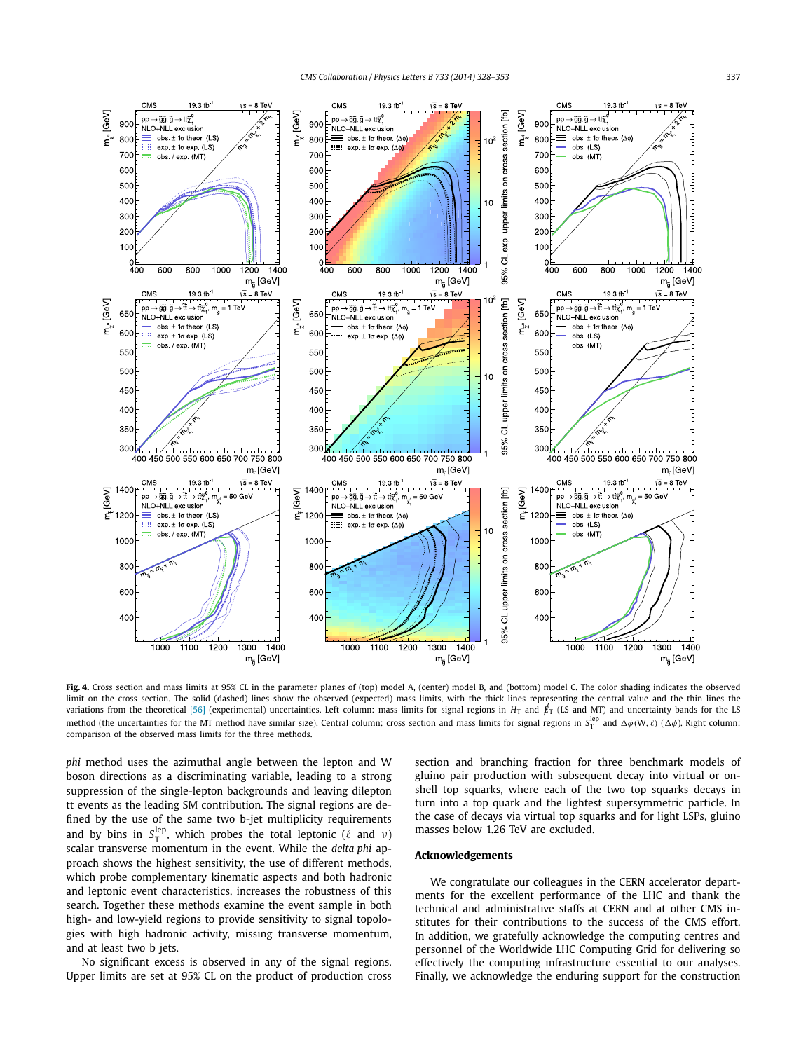**Fig. 4.** Cross section and mass limits at 95% CL in the parameter planes of (top) model A, (center) model B, and (bottom) model C. The color shading indicates the observed limit on the cross section. The solid (dashed) lines show the observed (expected) mass limits, with the thick lines representing the central value and the thin lines the variations from the theoretical [56] (experimental) uncertainties. Left column: mass limits for signal regions in $H_T$ and $\not\!\!E_T$ (LS and MT) and uncertainty bands for the LS method (the uncertainties for the MT method have similar size). Central column: cross section and mass limits for signal regions in $S_T^{lep}$ and $\Delta\phi(W, \ell)$ ($\Delta\phi$). Right column: comparison of the observed mass limits for the three methods.

*phi* method uses the azimuthal angle between the lepton and W boson directions as a discriminating variable, leading to a strong suppression of the single-lepton backgrounds and leaving dilepton $t\bar{t}$ events as the leading SM contribution. The signal regions are defined by the use of the same two b-jet multiplicity requirements and by bins in $S_T^{lep}$, which probes the total leptonic ($\ell$ and $\nu$) scalar transverse momentum in the event. While the *delta phi* approach shows the highest sensitivity, the use of different methods, which probe complementary kinematic aspects and both hadronic and leptonic event characteristics, increases the robustness of this search. Together these methods examine the event sample in both high- and low-yield regions to provide sensitivity to signal topologies with high hadronic activity, missing transverse momentum, and at least two b jets.

No significant excess is observed in any of the signal regions. Upper limits are set at 95% CL on the product of production cross section and branching fraction for three benchmark models of gluino pair production with subsequent decay into virtual or on-shell top squarks, where each of the two top squarks decays in turn into a top quark and the lightest supersymmetric particle. In the case of decays via virtual top squarks and for light LSPs, gluino masses below 1.26 TeV are excluded.

## Acknowledgements

We congratulate our colleagues in the CERN accelerator departments for the excellent performance of the LHC and thank the technical and administrative staffs at CERN and at other CMS institutes for their contributions to the success of the CMS effort. In addition, we gratefully acknowledge the computing centres and personnel of the Worldwide LHC Computing Grid for delivering so effectively the computing infrastructure essential to our analyses. Finally, we acknowledge the enduring support for the construction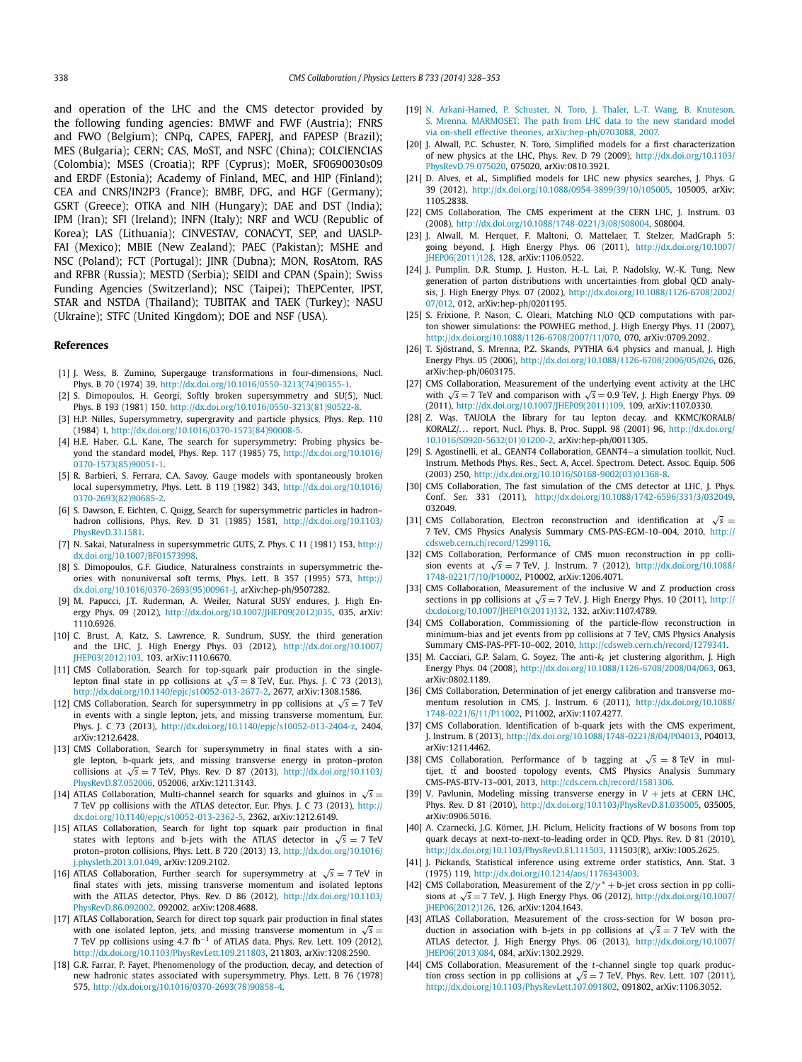and operation of the LHC and the CMS detector provided by the following funding agencies: BMWF and FWF (Austria); FNRS and FWO (Belgium); CNPq, CAPES, FAPERJ, and FAPESP (Brazil); MES (Bulgaria); CERN; CAS, MoST, and NSFC (China); COLCIENCIAS (Colombia); MSES (Croatia); RPF (Cyprus); MoER, SF0690030s09 and ERDF (Estonia); Academy of Finland, MEC, and HIP (Finland); CEA and CNRS/IN2P3 (France); BMBF, DFG, and HGF (Germany); GSRT (Greece); OTKA and NIH (Hungary); DAE and DST (India); IPM (Iran); SFI (Ireland); INFN (Italy); NRF and WCU (Republic of Korea); LAS (Lithuania); CINVESTAV, CONACYT, SEP, and UASLP-FAI (Mexico); MBIE (New Zealand); PAEC (Pakistan); MSHE and NSC (Poland); FCT (Portugal); JINR (Dubna); MON, RosAtom, RAS and RFBR (Russia); MESTD (Serbia); SEIDI and CPAN (Spain); Swiss Funding Agencies (Switzerland); NSC (Taipei); ThEPCenter, IPST, STAR and NSTDA (Thailand); TUBITAK and TAEK (Turkey); NASU (Ukraine); STFC (United Kingdom); DOE and NSF (USA).

## References

[1] J. Wess, B. Zumino, Supergauge transformations in four-dimensions, Nucl. Phys. B 70 (1974) 39, http://dx.doi.org/10.1016/0550-3213(74)90355-1.

[2] S. Dimopoulos, H. Georgi, Softly broken supersymmetry and SU(5), Nucl. Phys. B 193 (1981) 150, http://dx.doi.org/10.1016/0550-3213(81)90522-8.

[3] H.P. Nilles, Supersymmetry, supergravity and particle physics, Phys. Rep. 110 (1984) 1, http://dx.doi.org/10.1016/0370-1573(84)90008-5.

[4] H.E. Haber, G.L. Kane, The search for supersymmetry: Probing physics beyond the standard model, Phys. Rep. 117 (1985) 75, http://dx.doi.org/10.1016/0370-1573(85)90051-1.

[5] R. Barbieri, S. Ferrara, C.A. Savoy, Gauge models with spontaneously broken local supersymmetry, Phys. Lett. B 119 (1982) 343, http://dx.doi.org/10.1016/0370-2693(82)90685-2.

[6] S. Dawson, E. Eichten, C. Quigg, Search for supersymmetric particles in hadron–hadron collisions, Phys. Rev. D 31 (1985) 1581, http://dx.doi.org/10.1103/PhysRevD.31.1581.

[7] N. Sakai, Naturalness in supersymmetric GUTS, Z. Phys. C 11 (1981) 153, http://dx.doi.org/10.1007/BF01573998.

[8] S. Dimopoulos, G.F. Giudice, Naturalness constraints in supersymmetric theories with nonuniversal soft terms, Phys. Lett. B 357 (1995) 573, http://dx.doi.org/10.1016/0370-2693(95)00961-J, arXiv:hep-ph/9507282.

[9] M. Papucci, J.T. Ruderman, A. Weiler, Natural SUSY endures, J. High Energy Phys. 09 (2012), http://dx.doi.org/10.1007/JHEP09(2012)035, 035, arXiv:1110.6926.

[10] C. Brust, A. Katz, S. Lawrence, R. Sundrum, SUSY, the third generation and the LHC, J. High Energy Phys. 03 (2012), http://dx.doi.org/10.1007/JHEP03(2012)103, 103, arXiv:1110.6670.

[11] CMS Collaboration, Search for top-squark pair production in the single-lepton final state in pp collisions at $\sqrt{s} = 8$ TeV, Eur. Phys. J. C 73 (2013), http://dx.doi.org/10.1140/epjc/s10052-013-2677-2, 2677, arXiv:1308.1586.

[12] CMS Collaboration, Search for supersymmetry in pp collisions at $\sqrt{s} = 7$ TeV in events with a single lepton, jets, and missing transverse momentum, Eur. Phys. J. C 73 (2013), http://dx.doi.org/10.1140/epjc/s10052-013-2404-z, 2404, arXiv:1212.6428.

[13] CMS Collaboration, Search for supersymmetry in final states with a single lepton, b-quark jets, and missing transverse energy in proton–proton collisions at $\sqrt{s} = 7$ TeV, Phys. Rev. D 87 (2013), http://dx.doi.org/10.1103/PhysRevD.87.052006, 052006, arXiv:1211.3143.

[14] ATLAS Collaboration, Multi-channel search for squarks and gluinos in $\sqrt{s} = 7$ TeV pp collisions with the ATLAS detector, Eur. Phys. J. C 73 (2013), http://dx.doi.org/10.1140/epjc/s10052-013-2362-5, 2362, arXiv:1212.6149.

[15] ATLAS Collaboration, Search for light top squark pair production in final states with leptons and b-jets with the ATLAS detector in $\sqrt{s} = 7$ TeV proton–proton collisions, Phys. Lett. B 720 (2013) 13, http://dx.doi.org/10.1016/j.physletb.2013.01.049, arXiv:1209.2102.

[16] ATLAS Collaboration, Further search for supersymmetry at $\sqrt{s} = 7$ TeV in final states with jets, missing transverse momentum and isolated leptons with the ATLAS detector, Phys. Rev. D 86 (2012), http://dx.doi.org/10.1103/PhysRevD.86.092002, 092002, arXiv:1208.4688.

[17] ATLAS Collaboration, Search for direct top squark pair production in final states with one isolated lepton, jets, and missing transverse momentum in $\sqrt{s} = 7$ TeV pp collisions using 4.7 $\text{fb}^{-1}$ of ATLAS data, Phys. Rev. Lett. 109 (2012), http://dx.doi.org/10.1103/PhysRevLett.109.211803, 211803, arXiv:1208.2590.

[18] G.R. Farrar, P. Fayet, Phenomenology of the production, decay, and detection of new hadronic states associated with supersymmetry, Phys. Lett. B 76 (1978) 575, http://dx.doi.org/10.1016/0370-2693(78)90858-4.

[19] N. Arkani-Hamed, P. Schuster, N. Toro, J. Thaler, L.-T. Wang, B. Knuteson, S. Mrenna, MARMOSET: The path from LHC data to the new standard model via on-shell effective theories, arXiv:hep-ph/0703088, 2007.

[20] J. Alwall, P.C. Schuster, N. Toro, Simplified models for a first characterization of new physics at the LHC, Phys. Rev. D 79 (2009), http://dx.doi.org/10.1103/PhysRevD.79.075020, 075020, arXiv:0810.3921.

[21] D. Alves, et al., Simplified models for LHC new physics searches, J. Phys. G 39 (2012), http://dx.doi.org/10.1088/0954-3899/39/10/105005, 105005, arXiv:1105.2838.

[22] CMS Collaboration, The CMS experiment at the CERN LHC, J. Instrum. 03 (2008), http://dx.doi.org/10.1088/1748-0221/3/08/S08004, S08004.

[23] J. Alwall, M. Herquet, F. Maltoni, O. Mattelaer, T. Stelzer, MadGraph 5: going beyond, J. High Energy Phys. 06 (2011), http://dx.doi.org/10.1007/JHEP06(2011)128, 128, arXiv:1106.0522.

[24] J. Pumplin, D.R. Stump, J. Huston, H.-L. Lai, P. Nadolsky, W.-K. Tung, New generation of parton distributions with uncertainties from global QCD analysis, J. High Energy Phys. 07 (2002), http://dx.doi.org/10.1088/1126-6708/2002/07/012, 012, arXiv:hep-ph/0201195.

[25] S. Frixione, P. Nason, C. Oleari, Matching NLO QCD computations with parton shower simulations: the POWHEG method, J. High Energy Phys. 11 (2007), http://dx.doi.org/10.1088/1126-6708/2007/11/070, 070, arXiv:0709.2092.

[26] T. Sjöstrand, S. Mrenna, P.Z. Skands, PYTHIA 6.4 physics and manual, J. High Energy Phys. 05 (2006), http://dx.doi.org/10.1088/1126-6708/2006/05/026, 026, arXiv:hep-ph/0603175.

[27] CMS Collaboration, Measurement of the underlying event activity at the LHC with $\sqrt{s} = 7$ TeV and comparison with $\sqrt{s} = 0.9$ TeV, J. High Energy Phys. 09 (2011), http://dx.doi.org/10.1007/JHEP09(2011)109, 109, arXiv:1107.0330.

[28] Z. Wąs, TAUOLA the library for tau lepton decay, and KKMC/KORALB/KORALZ/... report, Nucl. Phys. B, Proc. Suppl. 98 (2001) 96, http://dx.doi.org/10.1016/S0920-5632(01)01200-2, arXiv:hep-ph/0011305.

[29] S. Agostinelli, et al., GEANT4 Collaboration, GEANT4—a simulation toolkit, Nucl. Instrum. Methods Phys. Res., Sect. A, Accel. Spectrom. Detect. Assoc. Equip. 506 (2003) 250, http://dx.doi.org/10.1016/S0168-9002(03)01368-8.

[30] CMS Collaboration, The fast simulation of the CMS detector at LHC, J. Phys. Conf. Ser. 331 (2011), http://dx.doi.org/10.1088/1742-6596/331/3/032049, 032049.

[31] CMS Collaboration, Electron reconstruction and identification at $\sqrt{s} = 7$ TeV, CMS Physics Analysis Summary CMS-PAS-EGM-10-004, 2010, http://cdsweb.cern.ch/record/1299116.

[32] CMS Collaboration, Performance of CMS muon reconstruction in pp collision events at $\sqrt{s} = 7$ TeV, J. Instrum. 7 (2012), http://dx.doi.org/10.1088/1748-0221/7/10/P10002, P10002, arXiv:1206.4071.

[33] CMS Collaboration, Measurement of the inclusive W and Z production cross sections in pp collisions at $\sqrt{s} = 7$ TeV, J. High Energy Phys. 10 (2011), http://dx.doi.org/10.1007/JHEP10(2011)132, 132, arXiv:1107.4789.

[34] CMS Collaboration, Commissioning of the particle-flow reconstruction in minimum-bias and jet events from pp collisions at 7 TeV, CMS Physics Analysis Summary CMS-PAS-PFT-10-002, 2010, http://cdsweb.cern.ch/record/1279341.

[35] M. Cacciari, G.P. Salam, G. Soyez, The anti-$k_t$ jet clustering algorithm, J. High Energy Phys. 04 (2008), http://dx.doi.org/10.1088/1126-6708/2008/04/063, 063, arXiv:0802.1189.

[36] CMS Collaboration, Determination of jet energy calibration and transverse momentum resolution in CMS, J. Instrum. 6 (2011), http://dx.doi.org/10.1088/1748-0221/6/11/P11002, P11002, arXiv:1107.4277.

[37] CMS Collaboration, Identification of b-quark jets with the CMS experiment, J. Instrum. 8 (2013), http://dx.doi.org/10.1088/1748-0221/8/04/P04013, P04013, arXiv:1211.4462.

[38] CMS Collaboration, Performance of b tagging at $\sqrt{s} = 8$ TeV in multijet, $\mathrm{t\bar{t}}$ and boosted topology events, CMS Physics Analysis Summary CMS-PAS-BTV-13-001, 2013, http://cds.cern.ch/record/1581306.

[39] V. Pavlunin, Modeling missing transverse energy in V + jets at CERN LHC, Phys. Rev. D 81 (2010), http://dx.doi.org/10.1103/PhysRevD.81.035005, 035005, arXiv:0906.5016.

[40] A. Czarnecki, J.G. Körner, J.H. Piclum, Helicity fractions of W bosons from top quark decays at next-to-next-to-leading order in QCD, Phys. Rev. D 81 (2010), http://dx.doi.org/10.1103/PhysRevD.81.111503, 111503(R), arXiv:1005.2625.

[41] J. Pickands, Statistical inference using extreme order statistics, Ann. Stat. 3 (1975) 119, http://dx.doi.org/10.1214/aos/1176343003.

[42] CMS Collaboration, Measurement of the $Z/\gamma^*$ + b-jet cross section in pp collisions at $\sqrt{s} = 7$ TeV, J. High Energy Phys. 06 (2012), http://dx.doi.org/10.1007/JHEP06(2012)126, 126, arXiv:1204.1643.

[43] ATLAS Collaboration, Measurement of the cross-section for W boson production in association with b-jets in pp collisions at $\sqrt{s} = 7$ TeV with the ATLAS detector, J. High Energy Phys. 06 (2013), http://dx.doi.org/10.1007/JHEP06(2013)084, 084, arXiv:1302.2929.

[44] CMS Collaboration, Measurement of the $t$-channel single top quark production cross section in pp collisions at $\sqrt{s} = 7$ TeV, Phys. Rev. Lett. 107 (2011), http://dx.doi.org/10.1103/PhysRevLett.107.091802, 091802, arXiv:1106.3052.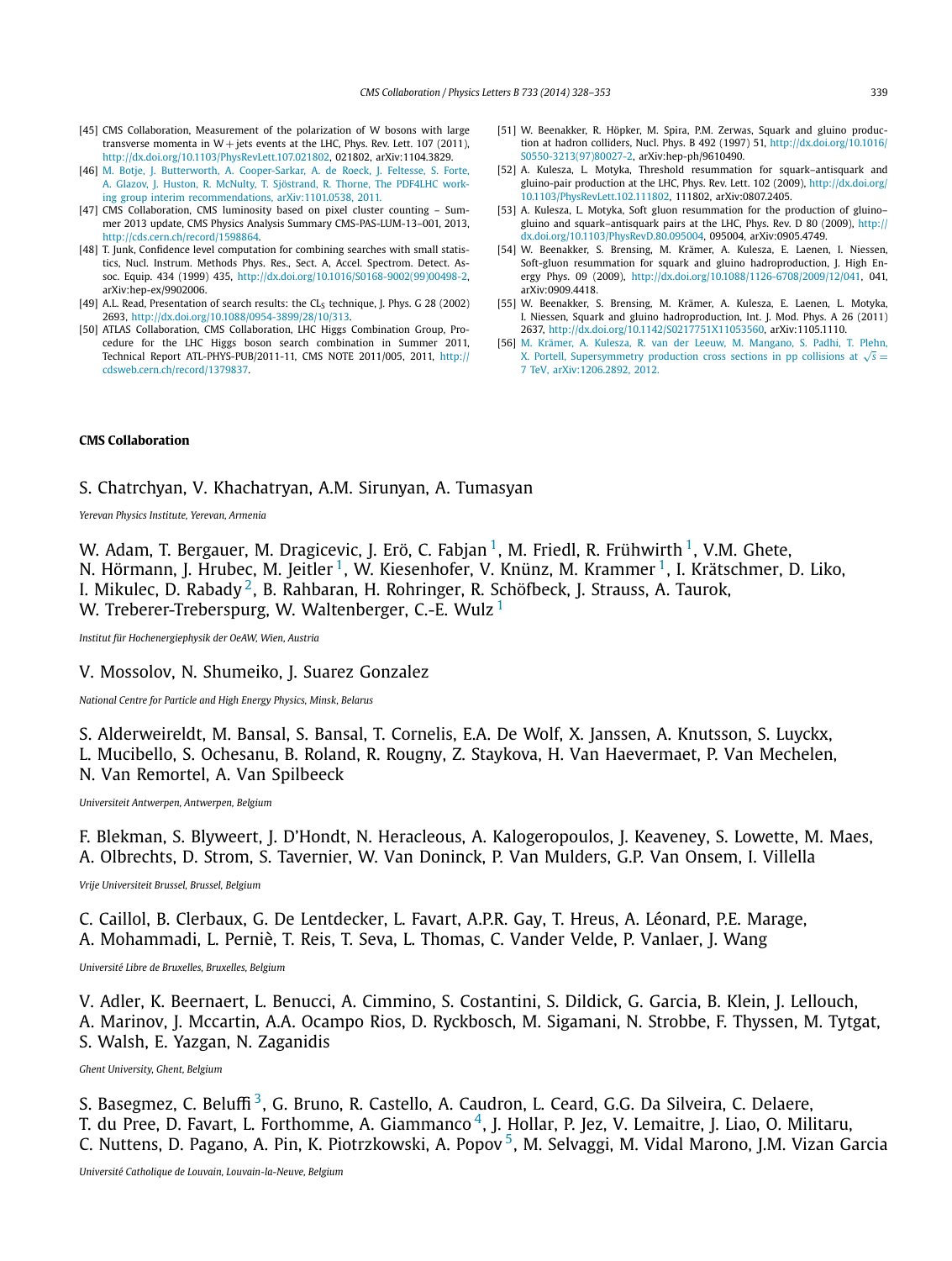[45] CMS Collaboration, Measurement of the polarization of W bosons with large transverse momenta in W + jets events at the LHC, Phys. Rev. Lett. 107 (2011), http://dx.doi.org/10.1103/PhysRevLett.107.021802, 021802, arXiv:1104.3829.

[46] M. Botje, J. Butterworth, A. Cooper-Sarkar, A. de Roeck, J. Feltesse, S. Forte, A. Glazov, J. Huston, R. McNulty, T. Sjöstrand, R. Thorne, The PDF4LHC working group interim recommendations, arXiv:1101.0538, 2011.

[47] CMS Collaboration, CMS luminosity based on pixel cluster counting – Summer 2013 update, CMS Physics Analysis Summary CMS-PAS-LUM-13-001, 2013, http://cds.cern.ch/record/1598864.

[48] T. Junk, Confidence level computation for combining searches with small statistics, Nucl. Instrum. Methods Phys. Res., Sect. A, Accel. Spectrom. Detect. Assoc. Equip. 434 (1999) 435, http://dx.doi.org/10.1016/S0168-9002(99)00498-2, arXiv:hep-ex/9902006.

[49] A.L. Read, Presentation of search results: the $CL_S$ technique, J. Phys. G 28 (2002) 2693, http://dx.doi.org/10.1088/0954-3899/28/10/313.

[50] ATLAS Collaboration, CMS Collaboration, LHC Higgs Combination Group, Procedure for the LHC Higgs boson search combination in Summer 2011, Technical Report ATL-PHYS-PUB/2011-11, CMS NOTE 2011/005, 2011, http://cdsweb.cern.ch/record/1379837.

[51] W. Beenakker, R. Höpker, M. Spira, P.M. Zerwas, Squark and gluino production at hadron colliders, Nucl. Phys. B 492 (1997) 51, http://dx.doi.org/10.1016/S0550-3213(97)80027-2, arXiv:hep-ph/9610490.

[52] A. Kulesza, L. Motyka, Threshold resummation for squark–antisquark and gluino-pair production at the LHC, Phys. Rev. Lett. 102 (2009), http://dx.doi.org/10.1103/PhysRevLett.102.111802, 111802, arXiv:0807.2405.

[53] A. Kulesza, L. Motyka, Soft gluon resummation for the production of gluino–gluino and squark–antisquark pairs at the LHC, Phys. Rev. D 80 (2009), http://dx.doi.org/10.1103/PhysRevD.80.095004, 095004, arXiv:0905.4749.

[54] W. Beenakker, S. Brensing, M. Krämer, A. Kulesza, E. Laenen, I. Niessen, Soft-gluon resummation for squark and gluino hadroproduction, J. High Energy Phys. 09 (2009), http://dx.doi.org/10.1088/1126-6708/2009/12/041, 041, arXiv:0909.4418.

[55] W. Beenakker, S. Brensing, M. Krämer, A. Kulesza, E. Laenen, L. Motyka, I. Niessen, Squark and gluino hadroproduction, Int. J. Mod. Phys. A 26 (2011) 2637, http://dx.doi.org/10.1142/S0217751X11053560, arXiv:1105.1110.

[56] M. Krämer, A. Kulesza, R. van der Leeuw, M. Mangano, S. Padhi, T. Plehn, X. Portell, Supersymmetry production cross sections in pp collisions at $\sqrt{s} = 7$ TeV, arXiv:1206.2892, 2012.

**CMS Collaboration**

S. Chatrchyan, V. Khachatryan, A.M. Sirunyan, A. Tumasyan

*Yerevan Physics Institute, Yerevan, Armenia*

W. Adam, T. Bergauer, M. Dragicevic, J. Erö, C. Fabjan [1], M. Friedl, R. Frühwirth [1], V.M. Ghete, N. Hörmann, J. Hrubec, M. Jeitler [1], W. Kiesenhofer, V. Knünz, M. Krammer [1], I. Krätschmer, D. Liko, I. Mikulec, D. Rabady [2], B. Rahbaran, H. Rohringer, R. Schöfbeck, J. Strauss, A. Taurok, W. Treberer-Treberspurg, W. Waltenberger, C.-E. Wulz [1]

*Institut für Hochenergiephysik der OeAW, Wien, Austria*

V. Mossolov, N. Shumeiko, J. Suarez Gonzalez

*National Centre for Particle and High Energy Physics, Minsk, Belarus*

S. Alderweireldt, M. Bansal, S. Bansal, T. Cornelis, E.A. De Wolf, X. Janssen, A. Knutsson, S. Luyckx, L. Mucibello, S. Ochesanu, B. Roland, R. Rougny, Z. Staykova, H. Van Haevermaet, P. Van Mechelen, N. Van Remortel, A. Van Spilbeeck

*Universiteit Antwerpen, Antwerpen, Belgium*

F. Blekman, S. Blyweert, J. D'Hondt, N. Heracleous, A. Kalogeropoulos, J. Keaveney, S. Lowette, M. Maes, A. Olbrechts, D. Strom, S. Tavernier, W. Van Doninck, P. Van Mulders, G.P. Van Onsem, I. Villella

*Vrije Universiteit Brussel, Brussel, Belgium*

C. Caillol, B. Clerbaux, G. De Lentdecker, L. Favart, A.P.R. Gay, T. Hreus, A. Léonard, P.E. Marage, A. Mohammadi, L. Perniè, T. Reis, T. Seva, L. Thomas, C. Vander Velde, P. Vanlaer, J. Wang

*Université Libre de Bruxelles, Bruxelles, Belgium*

V. Adler, K. Beernaert, L. Benucci, A. Cimmino, S. Costantini, S. Dildick, G. Garcia, B. Klein, J. Lellouch, A. Marinov, J. Mccartin, A.A. Ocampo Rios, D. Ryckbosch, M. Sigamani, N. Strobbe, F. Thyssen, M. Tytgat, S. Walsh, E. Yazgan, N. Zaganidis

*Ghent University, Ghent, Belgium*

S. Basegmez, C. Beluffi [3], G. Bruno, R. Castello, A. Caudron, L. Ceard, G.G. Da Silveira, C. Delaere, T. du Pree, D. Favart, L. Forthomme, A. Giammanco [4], J. Hollar, P. Jez, V. Lemaitre, J. Liao, O. Militaru, C. Nuttens, D. Pagano, A. Pin, K. Piotrzkowski, A. Popov [5], M. Selvaggi, M. Vidal Marono, J.M. Vizan Garcia

*Université Catholique de Louvain, Louvain-la-Neuve, Belgium*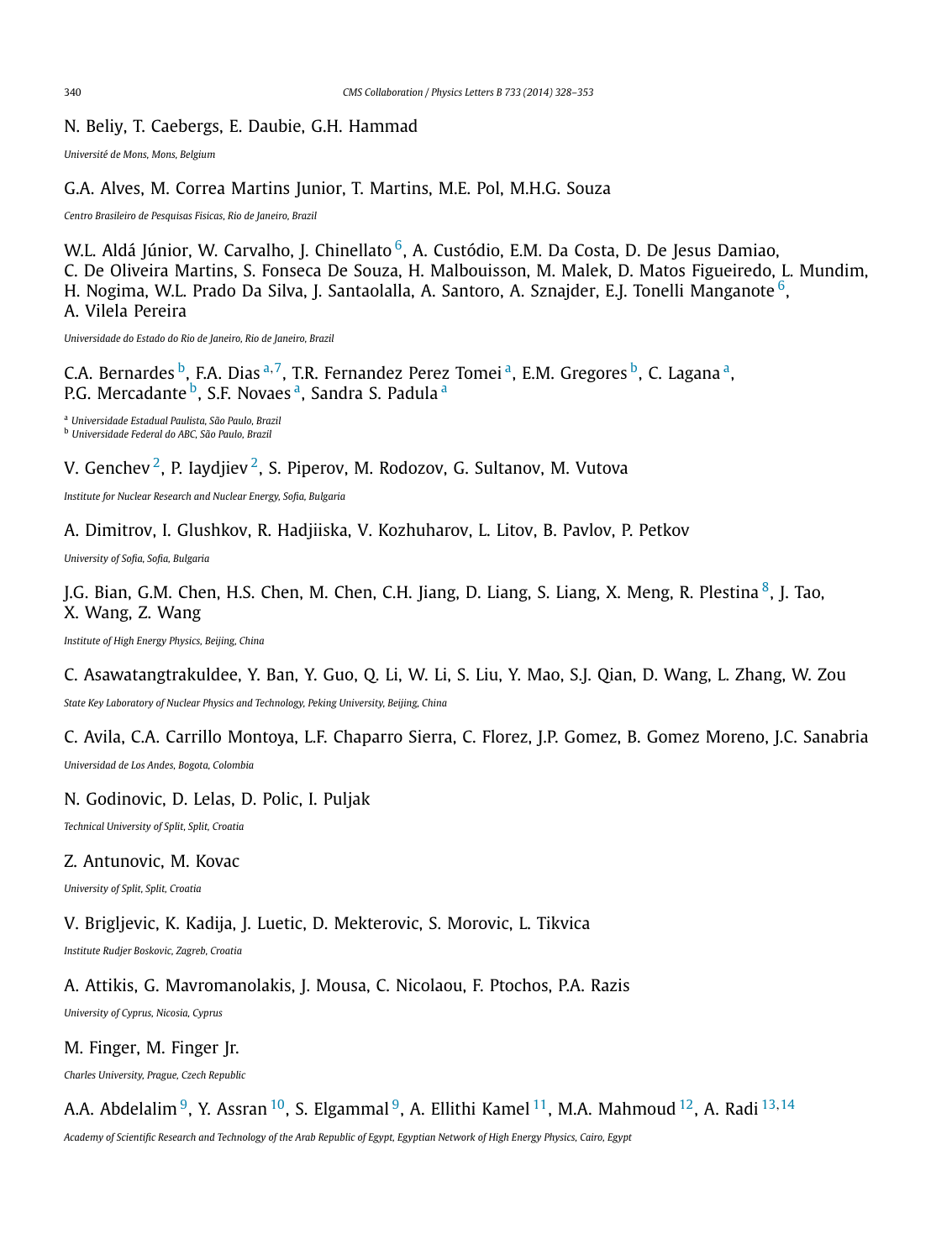N. Beliy, T. Caebergs, E. Daubie, G.H. Hammad

*Université de Mons, Mons, Belgium*

G.A. Alves, M. Correa Martins Junior, T. Martins, M.E. Pol, M.H.G. Souza

*Centro Brasileiro de Pesquisas Fisicas, Rio de Janeiro, Brazil*

W.L. Aldá Júnior, W. Carvalho, J. Chinellato [6], A. Custódio, E.M. Da Costa, D. De Jesus Damiao, C. De Oliveira Martins, S. Fonseca De Souza, H. Malbouisson, M. Malek, D. Matos Figueiredo, L. Mundim, H. Nogima, W.L. Prado Da Silva, J. Santaolalla, A. Santoro, A. Sznajder, E.J. Tonelli Manganote [6], A. Vilela Pereira

*Universidade do Estado do Rio de Janeiro, Rio de Janeiro, Brazil*

C.A. Bernardes [b], F.A. Dias [a,7], T.R. Fernandez Perez Tomei [a], E.M. Gregores [b], C. Lagana [a], P.G. Mercadante [b], S.F. Novaes [a], Sandra S. Padula [a]

[a] *Universidade Estadual Paulista, São Paulo, Brazil*
[b] *Universidade Federal do ABC, São Paulo, Brazil*

V. Genchev [2], P. Iaydjiev [2], S. Piperov, M. Rodozov, G. Sultanov, M. Vutova

*Institute for Nuclear Research and Nuclear Energy, Sofia, Bulgaria*

A. Dimitrov, I. Glushkov, R. Hadjiiska, V. Kozhuharov, L. Litov, B. Pavlov, P. Petkov

*University of Sofia, Sofia, Bulgaria*

J.G. Bian, G.M. Chen, H.S. Chen, M. Chen, C.H. Jiang, D. Liang, S. Liang, X. Meng, R. Plestina [8], J. Tao, X. Wang, Z. Wang

*Institute of High Energy Physics, Beijing, China*

C. Asawatangtrakuldee, Y. Ban, Y. Guo, Q. Li, W. Li, S. Liu, Y. Mao, S.J. Qian, D. Wang, L. Zhang, W. Zou

*State Key Laboratory of Nuclear Physics and Technology, Peking University, Beijing, China*

C. Avila, C.A. Carrillo Montoya, L.F. Chaparro Sierra, C. Florez, J.P. Gomez, B. Gomez Moreno, J.C. Sanabria

*Universidad de Los Andes, Bogota, Colombia*

N. Godinovic, D. Lelas, D. Polic, I. Puljak

*Technical University of Split, Split, Croatia*

Z. Antunovic, M. Kovac

*University of Split, Split, Croatia*

V. Brigljevic, K. Kadija, J. Luetic, D. Mekterovic, S. Morovic, L. Tikvica

*Institute Rudjer Boskovic, Zagreb, Croatia*

A. Attikis, G. Mavromanolakis, J. Mousa, C. Nicolaou, F. Ptochos, P.A. Razis

*University of Cyprus, Nicosia, Cyprus*

M. Finger, M. Finger Jr.

*Charles University, Prague, Czech Republic*

A.A. Abdelalim [9], Y. Assran [10], S. Elgammal [9], A. Ellithi Kamel [11], M.A. Mahmoud [12], A. Radi [13,14]

*Academy of Scientific Research and Technology of the Arab Republic of Egypt, Egyptian Network of High Energy Physics, Cairo, Egypt*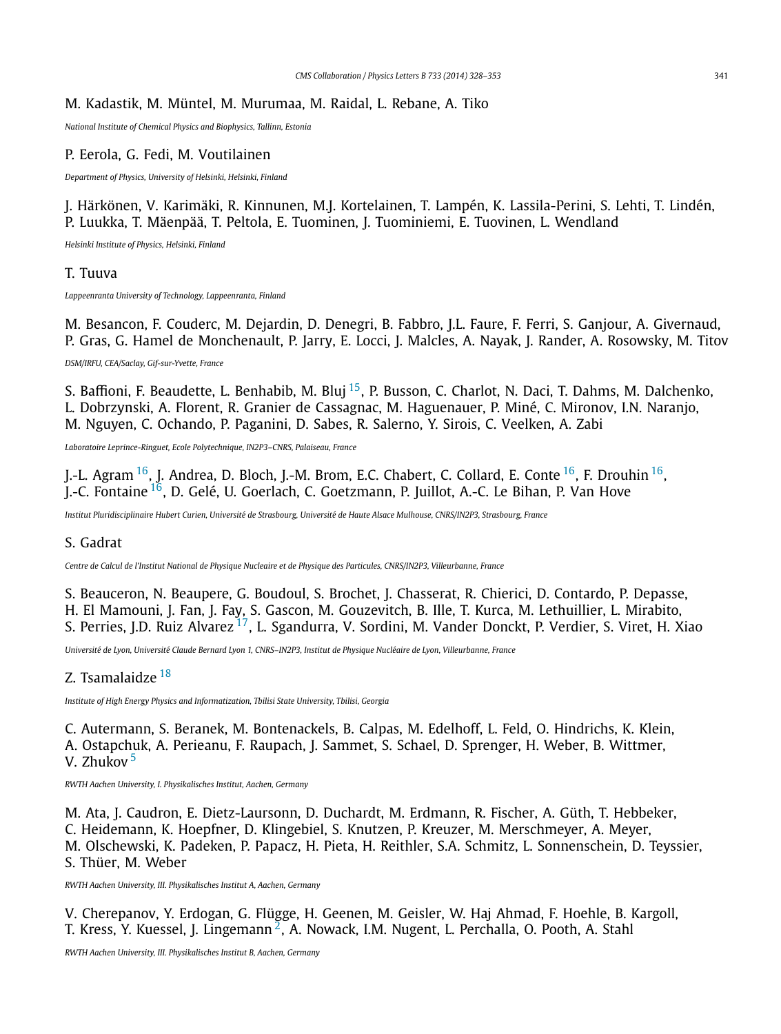M. Kadastik, M. Müntel, M. Murumaa, M. Raidal, L. Rebane, A. Tiko

*National Institute of Chemical Physics and Biophysics, Tallinn, Estonia*

P. Eerola, G. Fedi, M. Voutilainen

*Department of Physics, University of Helsinki, Helsinki, Finland*

J. Härkönen, V. Karimäki, R. Kinnunen, M.J. Kortelainen, T. Lampén, K. Lassila-Perini, S. Lehti, T. Lindén, P. Luukka, T. Mäenpää, T. Peltola, E. Tuominen, J. Tuominiemi, E. Tuovinen, L. Wendland

*Helsinki Institute of Physics, Helsinki, Finland*

T. Tuuva

*Lappeenranta University of Technology, Lappeenranta, Finland*

M. Besancon, F. Couderc, M. Dejardin, D. Denegri, B. Fabbro, J.L. Faure, F. Ferri, S. Ganjour, A. Givernaud, P. Gras, G. Hamel de Monchenault, P. Jarry, E. Locci, J. Malcles, A. Nayak, J. Rander, A. Rosowsky, M. Titov

*DSM/IRFU, CEA/Saclay, Gif-sur-Yvette, France*

S. Baffioni, F. Beaudette, L. Benhabib, M. Bluj [15], P. Busson, C. Charlot, N. Daci, T. Dahms, M. Dalchenko, L. Dobrzynski, A. Florent, R. Granier de Cassagnac, M. Haguenauer, P. Miné, C. Mironov, I.N. Naranjo, M. Nguyen, C. Ochando, P. Paganini, D. Sabes, R. Salerno, Y. Sirois, C. Veelken, A. Zabi

*Laboratoire Leprince-Ringuet, Ecole Polytechnique, IN2P3–CNRS, Palaiseau, France*

J.-L. Agram [16], J. Andrea, D. Bloch, J.-M. Brom, E.C. Chabert, C. Collard, E. Conte [16], F. Drouhin [16], J.-C. Fontaine [16], D. Gelé, U. Goerlach, C. Goetzmann, P. Juillot, A.-C. Le Bihan, P. Van Hove

*Institut Pluridisciplinaire Hubert Curien, Université de Strasbourg, Université de Haute Alsace Mulhouse, CNRS/IN2P3, Strasbourg, France*

S. Gadrat

*Centre de Calcul de l'Institut National de Physique Nucleaire et de Physique des Particules, CNRS/IN2P3, Villeurbanne, France*

S. Beauceron, N. Beaupere, G. Boudoul, S. Brochet, J. Chasserat, R. Chierici, D. Contardo, P. Depasse, H. El Mamouni, J. Fan, J. Fay, S. Gascon, M. Gouzevitch, B. Ille, T. Kurca, M. Lethuillier, L. Mirabito, S. Perries, J.D. Ruiz Alvarez [17], L. Sgandurra, V. Sordini, M. Vander Donckt, P. Verdier, S. Viret, H. Xiao

*Université de Lyon, Université Claude Bernard Lyon 1, CNRS–IN2P3, Institut de Physique Nucléaire de Lyon, Villeurbanne, France*

Z. Tsamalaidze [18]

*Institute of High Energy Physics and Informatization, Tbilisi State University, Tbilisi, Georgia*

C. Autermann, S. Beranek, M. Bontenackels, B. Calpas, M. Edelhoff, L. Feld, O. Hindrichs, K. Klein, A. Ostapchuk, A. Perieanu, F. Raupach, J. Sammet, S. Schael, D. Sprenger, H. Weber, B. Wittmer, V. Zhukov [5]

*RWTH Aachen University, I. Physikalisches Institut, Aachen, Germany*

M. Ata, J. Caudron, E. Dietz-Laursonn, D. Duchardt, M. Erdmann, R. Fischer, A. Güth, T. Hebbeker, C. Heidemann, K. Hoepfner, D. Klingebiel, S. Knutzen, P. Kreuzer, M. Merschmeyer, A. Meyer, M. Olschewski, K. Padeken, P. Papacz, H. Pieta, H. Reithler, S.A. Schmitz, L. Sonnenschein, D. Teyssier, S. Thüer, M. Weber

*RWTH Aachen University, III. Physikalisches Institut A, Aachen, Germany*

V. Cherepanov, Y. Erdogan, G. Flügge, H. Geenen, M. Geisler, W. Haj Ahmad, F. Hoehle, B. Kargoll, T. Kress, Y. Kuessel, J. Lingemann [2], A. Nowack, I.M. Nugent, L. Perchalla, O. Pooth, A. Stahl

*RWTH Aachen University, III. Physikalisches Institut B, Aachen, Germany*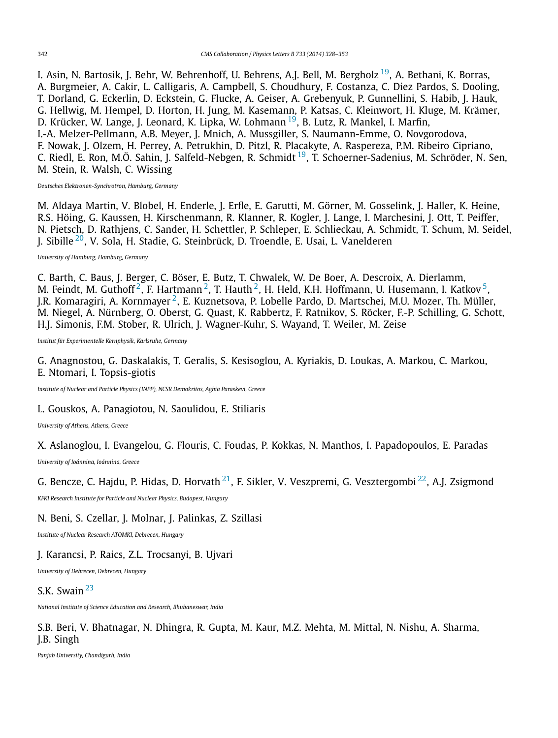I. Asin, N. Bartosik, J. Behr, W. Behrenhoff, U. Behrens, A.J. Bell, M. Bergholz [19], A. Bethani, K. Borras, A. Burgmeier, A. Cakir, L. Calligaris, A. Campbell, S. Choudhury, F. Costanza, C. Diez Pardos, S. Dooling, T. Dorland, G. Eckerlin, D. Eckstein, G. Flucke, A. Geiser, A. Grebenyuk, P. Gunnellini, S. Habib, J. Hauk, G. Hellwig, M. Hempel, D. Horton, H. Jung, M. Kasemann, P. Katsas, C. Kleinwort, H. Kluge, M. Krämer, D. Krücker, W. Lange, J. Leonard, K. Lipka, W. Lohmann [19], B. Lutz, R. Mankel, I. Marfin, I.-A. Melzer-Pellmann, A.B. Meyer, J. Mnich, A. Mussgiller, S. Naumann-Emme, O. Novgorodova, F. Nowak, J. Olzem, H. Perrey, A. Petrukhin, D. Pitzl, R. Placakyte, A. Raspereza, P.M. Ribeiro Cipriano, C. Riedl, E. Ron, M.Ö. Sahin, J. Salfeld-Nebgen, R. Schmidt [19], T. Schoerner-Sadenius, M. Schröder, N. Sen, M. Stein, R. Walsh, C. Wissing

*Deutsches Elektronen-Synchrotron, Hamburg, Germany*

M. Aldaya Martin, V. Blobel, H. Enderle, J. Erfle, E. Garutti, M. Görner, M. Gosselink, J. Haller, K. Heine, R.S. Höing, G. Kaussen, H. Kirschenmann, R. Klanner, R. Kogler, J. Lange, I. Marchesini, J. Ott, T. Peiffer, N. Pietsch, D. Rathjens, C. Sander, H. Schettler, P. Schleper, E. Schlieckau, A. Schmidt, T. Schum, M. Seidel, J. Sibille [20], V. Sola, H. Stadie, G. Steinbrück, D. Troendle, E. Usai, L. Vanelderen

*University of Hamburg, Hamburg, Germany*

C. Barth, C. Baus, J. Berger, C. Böser, E. Butz, T. Chwalek, W. De Boer, A. Descroix, A. Dierlamm, M. Feindt, M. Guthoff [2], F. Hartmann [2], T. Hauth [2], H. Held, K.H. Hoffmann, U. Husemann, I. Katkov [5], J.R. Komaragiri, A. Kornmayer [2], E. Kuznetsova, P. Lobelle Pardo, D. Martschei, M.U. Mozer, Th. Müller, M. Niegel, A. Nürnberg, O. Oberst, G. Quast, K. Rabbertz, F. Ratnikov, S. Röcker, F.-P. Schilling, G. Schott, H.J. Simonis, F.M. Stober, R. Ulrich, J. Wagner-Kuhr, S. Wayand, T. Weiler, M. Zeise

*Institut für Experimentelle Kernphysik, Karlsruhe, Germany*

G. Anagnostou, G. Daskalakis, T. Geralis, S. Kesisoglou, A. Kyriakis, D. Loukas, A. Markou, C. Markou, E. Ntomari, I. Topsis-giotis

*Institute of Nuclear and Particle Physics (INPP), NCSR Demokritos, Aghia Paraskevi, Greece*

L. Gouskos, A. Panagiotou, N. Saoulidou, E. Stiliaris

*University of Athens, Athens, Greece*

X. Aslanoglou, I. Evangelou, G. Flouris, C. Foudas, P. Kokkas, N. Manthos, I. Papadopoulos, E. Paradas

*University of Ioánnina, Ioánnina, Greece*

G. Bencze, C. Hajdu, P. Hidas, D. Horvath [21], F. Sikler, V. Veszpremi, G. Vesztergombi [22], A.J. Zsigmond

*KFKI Research Institute for Particle and Nuclear Physics, Budapest, Hungary*

N. Beni, S. Czellar, J. Molnar, J. Palinkas, Z. Szillasi

*Institute of Nuclear Research ATOMKI, Debrecen, Hungary*

J. Karancsi, P. Raics, Z.L. Trocsanyi, B. Ujvari

*University of Debrecen, Debrecen, Hungary*

S.K. Swain [23]

*National Institute of Science Education and Research, Bhubaneswar, India*

S.B. Beri, V. Bhatnagar, N. Dhingra, R. Gupta, M. Kaur, M.Z. Mehta, M. Mittal, N. Nishu, A. Sharma, J.B. Singh

*Panjab University, Chandigarh, India*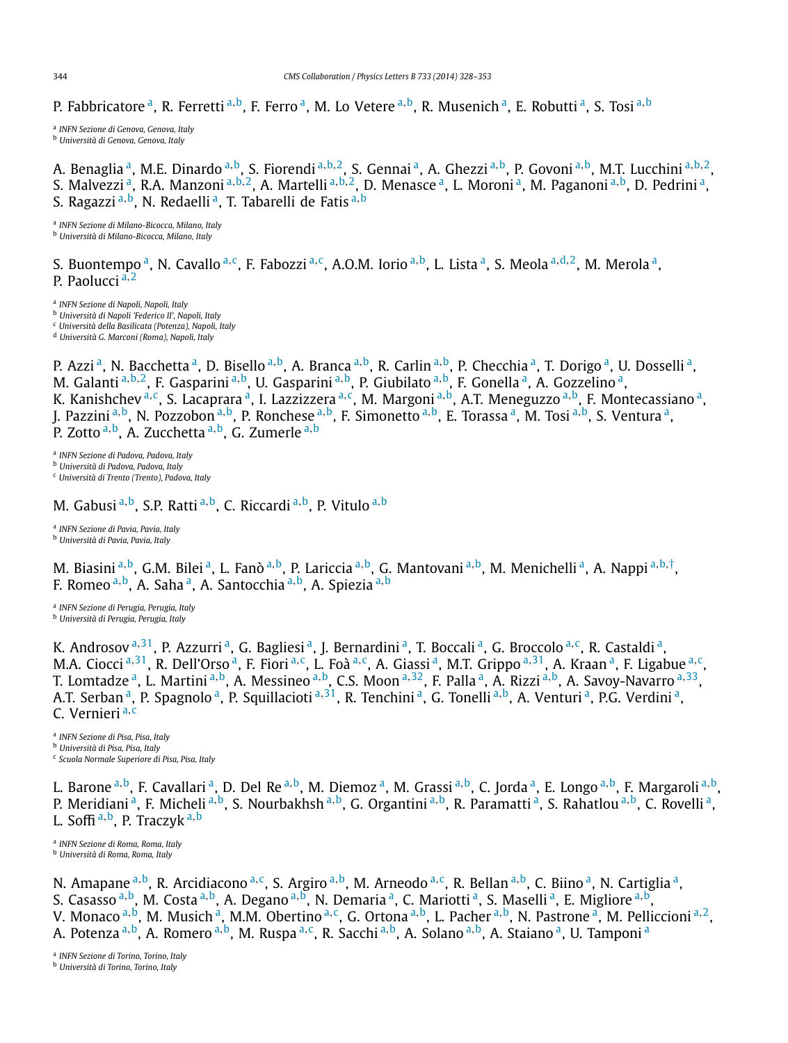P. Fabbricatore [a], R. Ferretti [a,b], F. Ferro [a], M. Lo Vetere [a,b], R. Musenich [a], E. Robutti [a], S. Tosi [a,b]

[a] *INFN Sezione di Genova, Genova, Italy*
[b] *Università di Genova, Genova, Italy*

A. Benaglia [a], M.E. Dinardo [a,b], S. Fiorendi [a,b,2], S. Gennai [a], A. Ghezzi [a,b], P. Govoni [a,b], M.T. Lucchini [a,b,2], S. Malvezzi [a], R.A. Manzoni [a,b,2], A. Martelli [a,b,2], D. Menasce [a], L. Moroni [a], M. Paganoni [a,b], D. Pedrini [a], S. Ragazzi [a,b], N. Redaelli [a], T. Tabarelli de Fatis [a,b]

[a] *INFN Sezione di Milano-Bicocca, Milano, Italy*
[b] *Università di Milano-Bicocca, Milano, Italy*

S. Buontempo [a], N. Cavallo [a,c], F. Fabozzi [a,c], A.O.M. Iorio [a,b], L. Lista [a], S. Meola [a,d,2], M. Merola [a], P. Paolucci [a,2]

[a] *INFN Sezione di Napoli, Napoli, Italy*
[b] *Università di Napoli 'Federico II', Napoli, Italy*
[c] *Università della Basilicata (Potenza), Napoli, Italy*
[d] *Università G. Marconi (Roma), Napoli, Italy*

P. Azzi [a], N. Bacchetta [a], D. Bisello [a,b], A. Branca [a,b], R. Carlin [a,b], P. Checchia [a], T. Dorigo [a], U. Dosselli [a], M. Galanti [a,b,2], F. Gasparini [a,b], U. Gasparini [a,b], P. Giubilato [a,b], F. Gonella [a], A. Gozzelino [a], K. Kanishchev [a,c], S. Lacaprara [a], I. Lazzizzera [a,c], M. Margoni [a,b], A.T. Meneguzzo [a,b], F. Montecassiano [a], J. Pazzini [a,b], N. Pozzobon [a,b], P. Ronchese [a,b], F. Simonetto [a,b], E. Torassa [a], M. Tosi [a,b], S. Ventura [a], P. Zotto [a,b], A. Zucchetta [a,b], G. Zumerle [a,b]

[a] *INFN Sezione di Padova, Padova, Italy*
[b] *Università di Padova, Padova, Italy*
[c] *Università di Trento (Trento), Padova, Italy*

M. Gabusi [a,b], S.P. Ratti [a,b], C. Riccardi [a,b], P. Vitulo [a,b]

[a] *INFN Sezione di Pavia, Pavia, Italy*
[b] *Università di Pavia, Pavia, Italy*

M. Biasini [a,b], G.M. Bilei [a], L. Fanò [a,b], P. Lariccia [a,b], G. Mantovani [a,b], M. Menichelli [a], A. Nappi [a,b,†], F. Romeo [a,b], A. Saha [a], A. Santocchia [a,b], A. Spiezia [a,b]

[a] *INFN Sezione di Perugia, Perugia, Italy*
[b] *Università di Perugia, Perugia, Italy*

K. Androsov [a,31], P. Azzurri [a], G. Bagliesi [a], J. Bernardini [a], T. Boccali [a], G. Broccolo [a,c], R. Castaldi [a], M.A. Ciocci [a,31], R. Dell'Orso [a], F. Fiori [a,c], L. Foà [a,c], A. Giassi [a], M.T. Grippo [a,31], A. Kraan [a], F. Ligabue [a,c], T. Lomtadze [a], L. Martini [a,b], A. Messineo [a,b], C.S. Moon [a,32], F. Palla [a], A. Rizzi [a,b], A. Savoy-Navarro [a,33], A.T. Serban [a], P. Spagnolo [a], P. Squillacioti [a,31], R. Tenchini [a], G. Tonelli [a,b], A. Venturi [a], P.G. Verdini [a], C. Vernieri [a,c]

[a] *INFN Sezione di Pisa, Pisa, Italy*
[b] *Università di Pisa, Pisa, Italy*
[c] *Scuola Normale Superiore di Pisa, Pisa, Italy*

L. Barone [a,b], F. Cavallari [a], D. Del Re [a,b], M. Diemoz [a], M. Grassi [a,b], C. Jorda [a], E. Longo [a,b], F. Margaroli [a,b], P. Meridiani [a], F. Micheli [a,b], S. Nourbakhsh [a,b], G. Organtini [a,b], R. Paramatti [a], S. Rahatlou [a,b], C. Rovelli [a], L. Soffi [a,b], P. Traczyk [a,b]

[a] *INFN Sezione di Roma, Roma, Italy*
[b] *Università di Roma, Roma, Italy*

N. Amapane [a,b], R. Arcidiacono [a,c], S. Argiro [a,b], M. Arneodo [a,c], R. Bellan [a,b], C. Biino [a], N. Cartiglia [a], S. Casasso [a,b], M. Costa [a,b], A. Degano [a,b], N. Demaria [a], C. Mariotti [a], S. Maselli [a], E. Migliore [a,b], V. Monaco [a,b], M. Musich [a], M.M. Obertino [a,c], G. Ortona [a,b], L. Pacher [a,b], N. Pastrone [a], M. Pelliccioni [a,2], A. Potenza [a,b], A. Romero [a,b], M. Ruspa [a,c], R. Sacchi [a,b], A. Solano [a,b], A. Staiano [a], U. Tamponi [a]

[a] *INFN Sezione di Torino, Torino, Italy*
[b] *Università di Torino, Torino, Italy*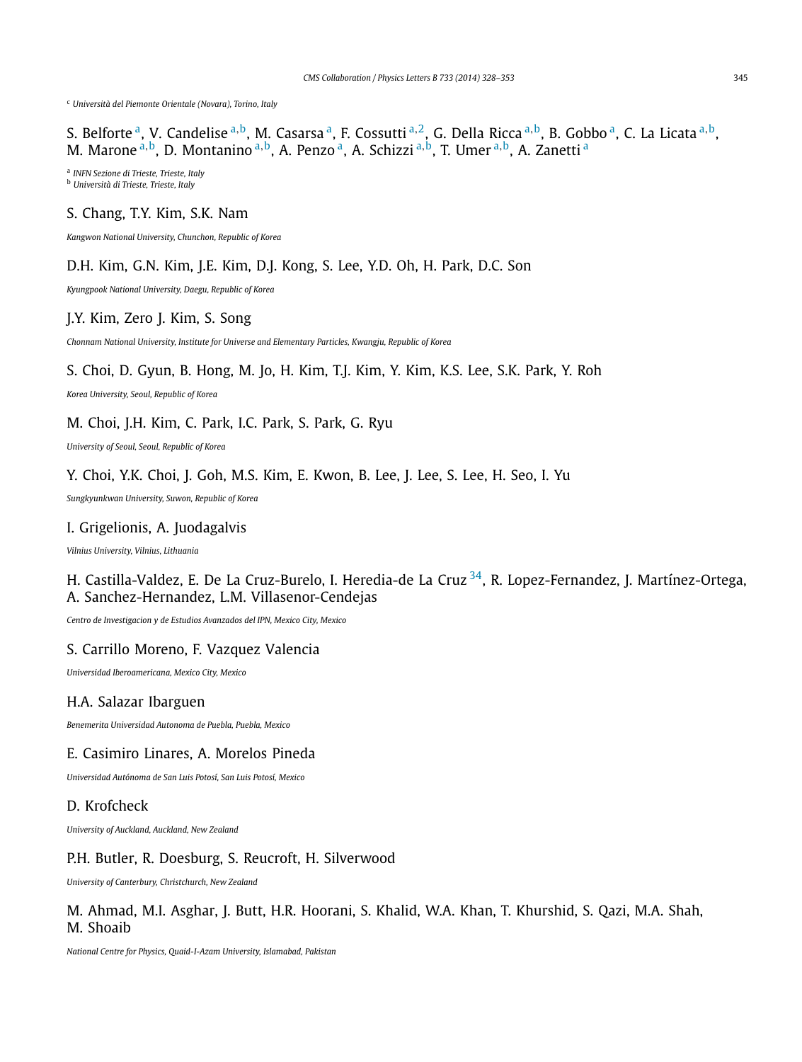[c] *Università del Piemonte Orientale (Novara), Torino, Italy*

S. Belforte [a], V. Candelise [a,b], M. Casarsa [a], F. Cossutti [a,2], G. Della Ricca [a,b], B. Gobbo [a], C. La Licata [a,b], M. Marone [a,b], D. Montanino [a,b], A. Penzo [a], A. Schizzi [a,b], T. Umer [a,b], A. Zanetti [a]

[a] *INFN Sezione di Trieste, Trieste, Italy*
[b] *Università di Trieste, Trieste, Italy*

S. Chang, T.Y. Kim, S.K. Nam

*Kangwon National University, Chunchon, Republic of Korea*

D.H. Kim, G.N. Kim, J.E. Kim, D.J. Kong, S. Lee, Y.D. Oh, H. Park, D.C. Son

*Kyungpook National University, Daegu, Republic of Korea*

J.Y. Kim, Zero J. Kim, S. Song

*Chonnam National University, Institute for Universe and Elementary Particles, Kwangju, Republic of Korea*

S. Choi, D. Gyun, B. Hong, M. Jo, H. Kim, T.J. Kim, Y. Kim, K.S. Lee, S.K. Park, Y. Roh

*Korea University, Seoul, Republic of Korea*

M. Choi, J.H. Kim, C. Park, I.C. Park, S. Park, G. Ryu

*University of Seoul, Seoul, Republic of Korea*

Y. Choi, Y.K. Choi, J. Goh, M.S. Kim, E. Kwon, B. Lee, J. Lee, S. Lee, H. Seo, I. Yu

*Sungkyunkwan University, Suwon, Republic of Korea*

I. Grigelionis, A. Juodagalvis

*Vilnius University, Vilnius, Lithuania*

H. Castilla-Valdez, E. De La Cruz-Burelo, I. Heredia-de La Cruz [34], R. Lopez-Fernandez, J. Martínez-Ortega, A. Sanchez-Hernandez, L.M. Villasenor-Cendejas

*Centro de Investigacion y de Estudios Avanzados del IPN, Mexico City, Mexico*

S. Carrillo Moreno, F. Vazquez Valencia

*Universidad Iberoamericana, Mexico City, Mexico*

H.A. Salazar Ibarguen

*Benemerita Universidad Autonoma de Puebla, Puebla, Mexico*

E. Casimiro Linares, A. Morelos Pineda

*Universidad Autónoma de San Luis Potosí, San Luis Potosí, Mexico*

D. Krofcheck

*University of Auckland, Auckland, New Zealand*

P.H. Butler, R. Doesburg, S. Reucroft, H. Silverwood

*University of Canterbury, Christchurch, New Zealand*

M. Ahmad, M.I. Asghar, J. Butt, H.R. Hoorani, S. Khalid, W.A. Khan, T. Khurshid, S. Qazi, M.A. Shah, M. Shoaib

*National Centre for Physics, Quaid-I-Azam University, Islamabad, Pakistan*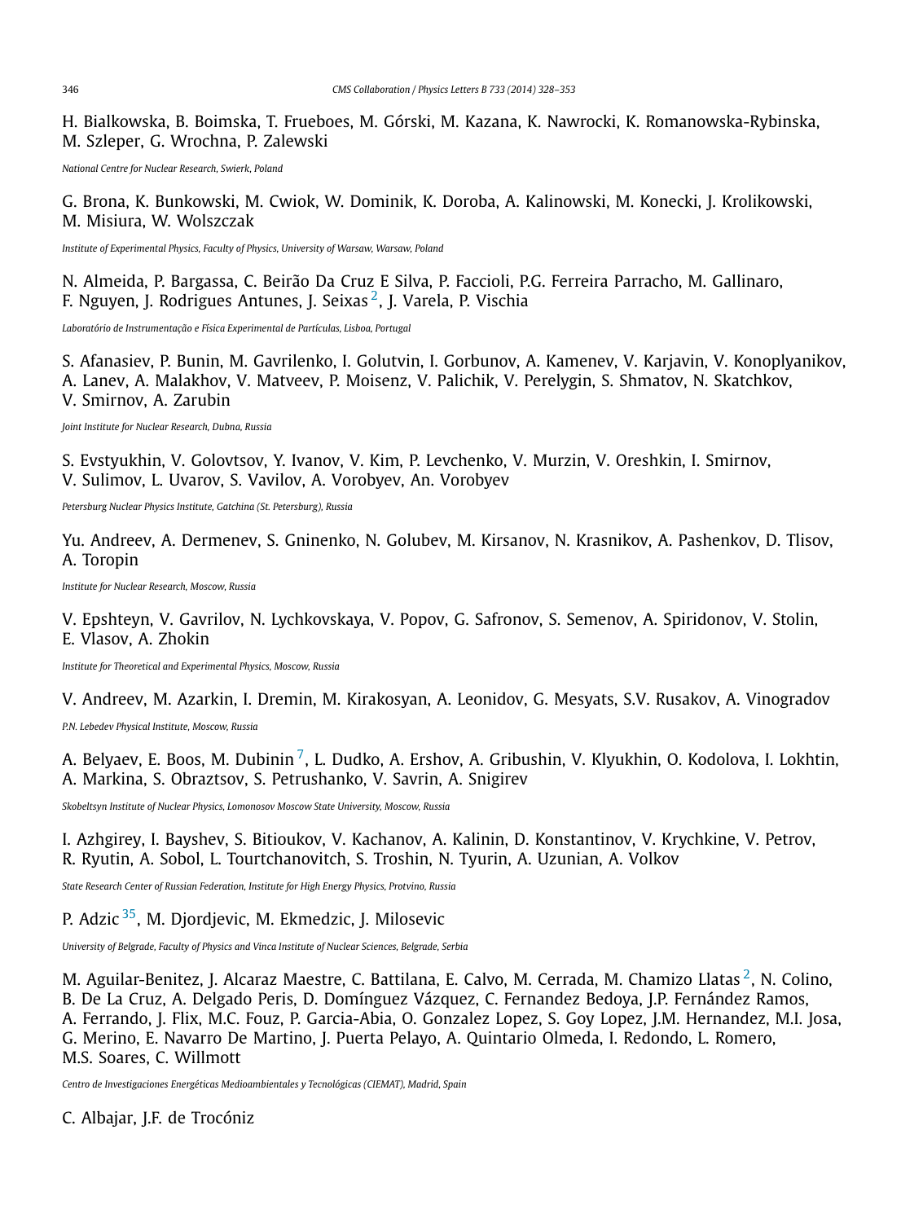H. Bialkowska, B. Boimska, T. Frueboes, M. Górski, M. Kazana, K. Nawrocki, K. Romanowska-Rybinska, M. Szleper, G. Wrochna, P. Zalewski

*National Centre for Nuclear Research, Swierk, Poland*

G. Brona, K. Bunkowski, M. Cwiok, W. Dominik, K. Doroba, A. Kalinowski, M. Konecki, J. Krolikowski, M. Misiura, W. Wolszczak

*Institute of Experimental Physics, Faculty of Physics, University of Warsaw, Warsaw, Poland*

N. Almeida, P. Bargassa, C. Beirão Da Cruz E Silva, P. Faccioli, P.G. Ferreira Parracho, M. Gallinaro, F. Nguyen, J. Rodrigues Antunes, J. Seixas [2], J. Varela, P. Vischia

*Laboratório de Instrumentação e Física Experimental de Partículas, Lisboa, Portugal*

S. Afanasiev, P. Bunin, M. Gavrilenko, I. Golutvin, I. Gorbunov, A. Kamenev, V. Karjavin, V. Konoplyanikov, A. Lanev, A. Malakhov, V. Matveev, P. Moisenz, V. Palichik, V. Perelygin, S. Shmatov, N. Skatchkov, V. Smirnov, A. Zarubin

*Joint Institute for Nuclear Research, Dubna, Russia*

S. Evstyukhin, V. Golovtsov, Y. Ivanov, V. Kim, P. Levchenko, V. Murzin, V. Oreshkin, I. Smirnov, V. Sulimov, L. Uvarov, S. Vavilov, A. Vorobyev, An. Vorobyev

*Petersburg Nuclear Physics Institute, Gatchina (St. Petersburg), Russia*

Yu. Andreev, A. Dermenev, S. Gninenko, N. Golubev, M. Kirsanov, N. Krasnikov, A. Pashenkov, D. Tlisov, A. Toropin

*Institute for Nuclear Research, Moscow, Russia*

V. Epshteyn, V. Gavrilov, N. Lychkovskaya, V. Popov, G. Safronov, S. Semenov, A. Spiridonov, V. Stolin, E. Vlasov, A. Zhokin

*Institute for Theoretical and Experimental Physics, Moscow, Russia*

V. Andreev, M. Azarkin, I. Dremin, M. Kirakosyan, A. Leonidov, G. Mesyats, S.V. Rusakov, A. Vinogradov

*P.N. Lebedev Physical Institute, Moscow, Russia*

A. Belyaev, E. Boos, M. Dubinin [7], L. Dudko, A. Ershov, A. Gribushin, V. Klyukhin, O. Kodolova, I. Lokhtin, A. Markina, S. Obraztsov, S. Petrushanko, V. Savrin, A. Snigirev

*Skobeltsyn Institute of Nuclear Physics, Lomonosov Moscow State University, Moscow, Russia*

I. Azhgirey, I. Bayshev, S. Bitioukov, V. Kachanov, A. Kalinin, D. Konstantinov, V. Krychkine, V. Petrov, R. Ryutin, A. Sobol, L. Tourtchanovitch, S. Troshin, N. Tyurin, A. Uzunian, A. Volkov

*State Research Center of Russian Federation, Institute for High Energy Physics, Protvino, Russia*

P. Adzic [35], M. Djordjevic, M. Ekmedzic, J. Milosevic

*University of Belgrade, Faculty of Physics and Vinca Institute of Nuclear Sciences, Belgrade, Serbia*

M. Aguilar-Benitez, J. Alcaraz Maestre, C. Battilana, E. Calvo, M. Cerrada, M. Chamizo Llatas [2], N. Colino, B. De La Cruz, A. Delgado Peris, D. Domínguez Vázquez, C. Fernandez Bedoya, J.P. Fernández Ramos, A. Ferrando, J. Flix, M.C. Fouz, P. Garcia-Abia, O. Gonzalez Lopez, S. Goy Lopez, J.M. Hernandez, M.I. Josa, G. Merino, E. Navarro De Martino, J. Puerta Pelayo, A. Quintario Olmeda, I. Redondo, L. Romero, M.S. Soares, C. Willmott

*Centro de Investigaciones Energéticas Medioambientales y Tecnológicas (CIEMAT), Madrid, Spain*

C. Albajar, J.F. de Trocóniz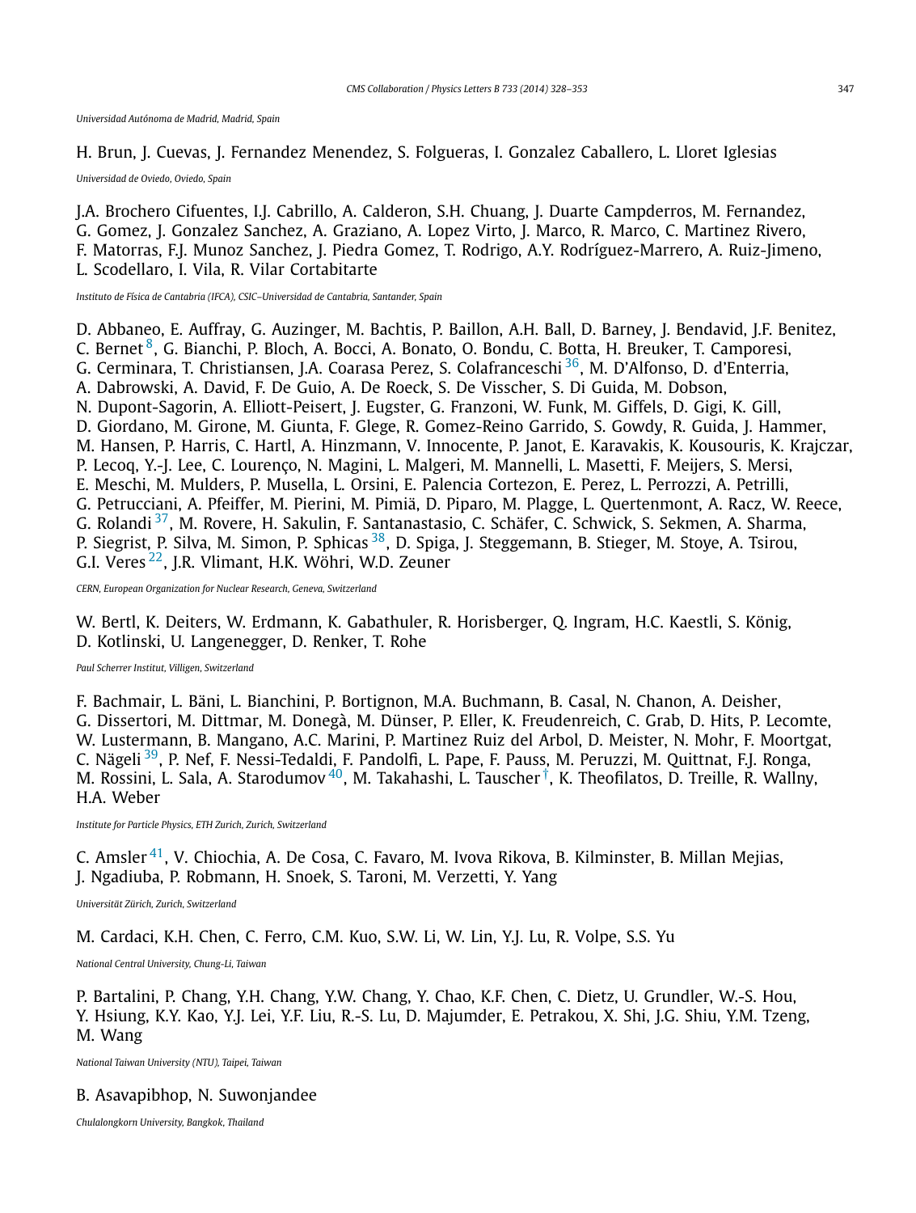*Universidad Autónoma de Madrid, Madrid, Spain*

H. Brun, J. Cuevas, J. Fernandez Menendez, S. Folgueras, I. Gonzalez Caballero, L. Lloret Iglesias

*Universidad de Oviedo, Oviedo, Spain*

J.A. Brochero Cifuentes, I.J. Cabrillo, A. Calderon, S.H. Chuang, J. Duarte Campderros, M. Fernandez, G. Gomez, J. Gonzalez Sanchez, A. Graziano, A. Lopez Virto, J. Marco, R. Marco, C. Martinez Rivero, F. Matorras, F.J. Munoz Sanchez, J. Piedra Gomez, T. Rodrigo, A.Y. Rodríguez-Marrero, A. Ruiz-Jimeno, L. Scodellaro, I. Vila, R. Vilar Cortabitarte

*Instituto de Física de Cantabria (IFCA), CSIC–Universidad de Cantabria, Santander, Spain*

D. Abbaneo, E. Auffray, G. Auzinger, M. Bachtis, P. Baillon, A.H. Ball, D. Barney, J. Bendavid, J.F. Benitez, C. Bernet [8], G. Bianchi, P. Bloch, A. Bocci, A. Bonato, O. Bondu, C. Botta, H. Breuker, T. Camporesi, G. Cerminara, T. Christiansen, J.A. Coarasa Perez, S. Colafranceschi [36], M. D'Alfonso, D. d'Enterria, A. Dabrowski, A. David, F. De Guio, A. De Roeck, S. De Visscher, S. Di Guida, M. Dobson, N. Dupont-Sagorin, A. Elliott-Peisert, J. Eugster, G. Franzoni, W. Funk, M. Giffels, D. Gigi, K. Gill, D. Giordano, M. Girone, M. Giunta, F. Glege, R. Gomez-Reino Garrido, S. Gowdy, R. Guida, J. Hammer, M. Hansen, P. Harris, C. Hartl, A. Hinzmann, V. Innocente, P. Janot, E. Karavakis, K. Kousouris, K. Krajczar, P. Lecoq, Y.-J. Lee, C. Lourenço, N. Magini, L. Malgeri, M. Mannelli, L. Masetti, F. Meijers, S. Mersi, E. Meschi, M. Mulders, P. Musella, L. Orsini, E. Palencia Cortezon, E. Perez, L. Perrozzi, A. Petrilli, G. Petrucciani, A. Pfeiffer, M. Pierini, M. Pimiä, D. Piparo, M. Plagge, L. Quertenmont, A. Racz, W. Reece, G. Rolandi [37], M. Rovere, H. Sakulin, F. Santanastasio, C. Schäfer, C. Schwick, S. Sekmen, A. Sharma, P. Siegrist, P. Silva, M. Simon, P. Sphicas [38], D. Spiga, J. Steggemann, B. Stieger, M. Stoye, A. Tsirou, G.I. Veres [22], J.R. Vlimant, H.K. Wöhri, W.D. Zeuner

*CERN, European Organization for Nuclear Research, Geneva, Switzerland*

W. Bertl, K. Deiters, W. Erdmann, K. Gabathuler, R. Horisberger, Q. Ingram, H.C. Kaestli, S. König, D. Kotlinski, U. Langenegger, D. Renker, T. Rohe

*Paul Scherrer Institut, Villigen, Switzerland*

F. Bachmair, L. Bäni, L. Bianchini, P. Bortignon, M.A. Buchmann, B. Casal, N. Chanon, A. Deisher, G. Dissertori, M. Dittmar, M. Donegà, M. Dünser, P. Eller, K. Freudenreich, C. Grab, D. Hits, P. Lecomte, W. Lustermann, B. Mangano, A.C. Marini, P. Martinez Ruiz del Arbol, D. Meister, N. Mohr, F. Moortgat, C. Nägeli [39], P. Nef, F. Nessi-Tedaldi, F. Pandolfi, L. Pape, F. Pauss, M. Peruzzi, M. Quittnat, F.J. Ronga, M. Rossini, L. Sala, A. Starodumov [40], M. Takahashi, L. Tauscher [†], K. Theofilatos, D. Treille, R. Wallny, H.A. Weber

*Institute for Particle Physics, ETH Zurich, Zurich, Switzerland*

C. Amsler [41], V. Chiochia, A. De Cosa, C. Favaro, M. Ivova Rikova, B. Kilminster, B. Millan Mejias, J. Ngadiuba, P. Robmann, H. Snoek, S. Taroni, M. Verzetti, Y. Yang

*Universität Zürich, Zurich, Switzerland*

M. Cardaci, K.H. Chen, C. Ferro, C.M. Kuo, S.W. Li, W. Lin, Y.J. Lu, R. Volpe, S.S. Yu

*National Central University, Chung-Li, Taiwan*

P. Bartalini, P. Chang, Y.H. Chang, Y.W. Chang, Y. Chao, K.F. Chen, C. Dietz, U. Grundler, W.-S. Hou, Y. Hsiung, K.Y. Kao, Y.J. Lei, Y.F. Liu, R.-S. Lu, D. Majumder, E. Petrakou, X. Shi, J.G. Shiu, Y.M. Tzeng, M. Wang

*National Taiwan University (NTU), Taipei, Taiwan*

B. Asavapibhop, N. Suwonjandee

*Chulalongkorn University, Bangkok, Thailand*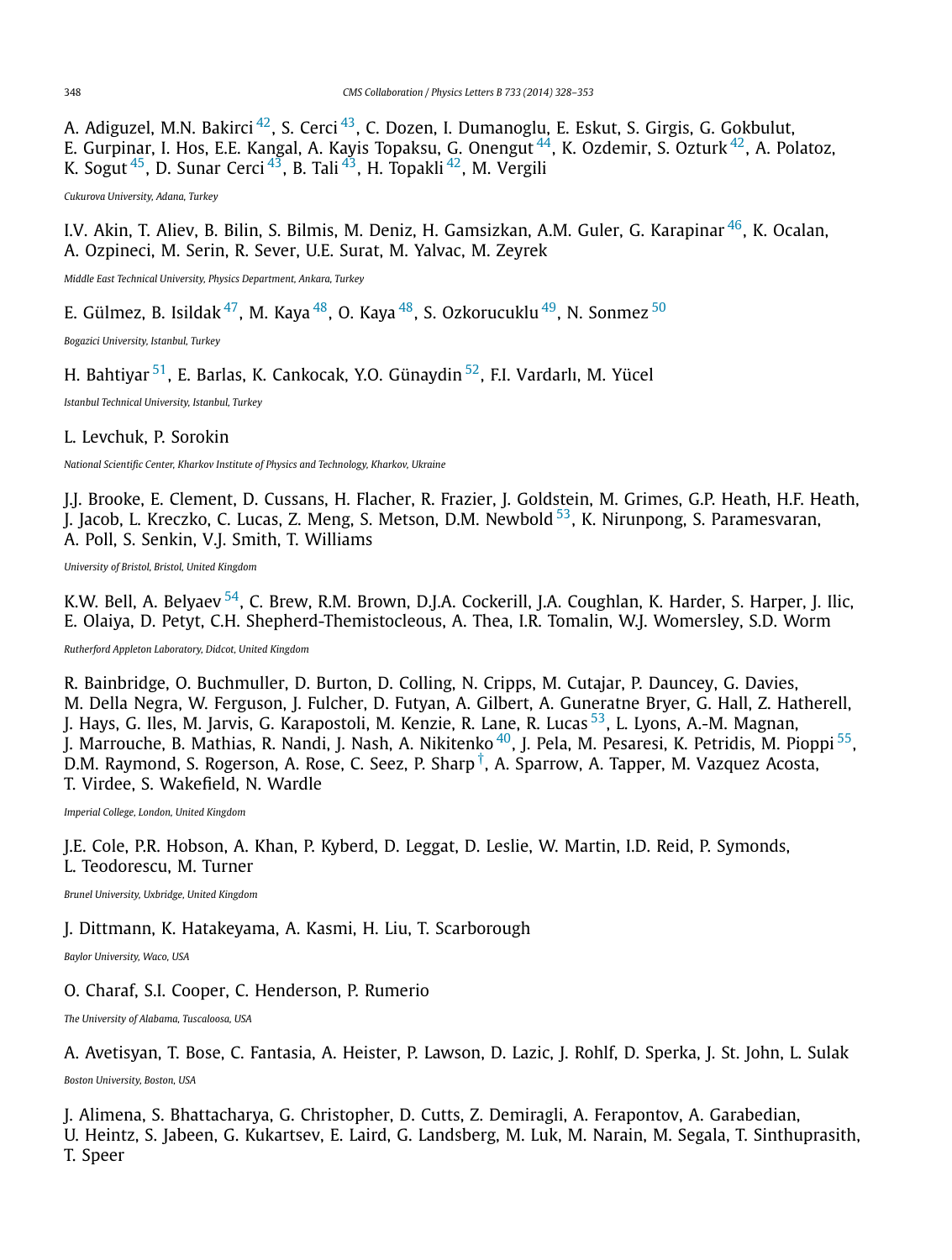A. Adiguzel, M.N. Bakirci [42], S. Cerci [43], C. Dozen, I. Dumanoglu, E. Eskut, S. Girgis, G. Gokbulut, E. Gurpinar, I. Hos, E.E. Kangal, A. Kayis Topaksu, G. Onengut [44], K. Ozdemir, S. Ozturk [42], A. Polatoz, K. Sogut [45], D. Sunar Cerci [43], B. Tali [43], H. Topakli [42], M. Vergili

*Cukurova University, Adana, Turkey*

I.V. Akin, T. Aliev, B. Bilin, S. Bilmis, M. Deniz, H. Gamsizkan, A.M. Guler, G. Karapinar [46], K. Ocalan, A. Ozpineci, M. Serin, R. Sever, U.E. Surat, M. Yalvac, M. Zeyrek

*Middle East Technical University, Physics Department, Ankara, Turkey*

E. Gülmez, B. Isildak [47], M. Kaya [48], O. Kaya [48], S. Ozkorucuklu [49], N. Sonmez [50]

*Bogazici University, Istanbul, Turkey*

H. Bahtiyar [51], E. Barlas, K. Cankocak, Y.O. Günaydin [52], F.I. Vardarlı, M. Yücel

*Istanbul Technical University, Istanbul, Turkey*

L. Levchuk, P. Sorokin

*National Scientific Center, Kharkov Institute of Physics and Technology, Kharkov, Ukraine*

J.J. Brooke, E. Clement, D. Cussans, H. Flacher, R. Frazier, J. Goldstein, M. Grimes, G.P. Heath, H.F. Heath, J. Jacob, L. Kreczko, C. Lucas, Z. Meng, S. Metson, D.M. Newbold [53], K. Nirunpong, S. Paramesvaran, A. Poll, S. Senkin, V.J. Smith, T. Williams

*University of Bristol, Bristol, United Kingdom*

K.W. Bell, A. Belyaev [54], C. Brew, R.M. Brown, D.J.A. Cockerill, J.A. Coughlan, K. Harder, S. Harper, J. Ilic, E. Olaiya, D. Petyt, C.H. Shepherd-Themistocleous, A. Thea, I.R. Tomalin, W.J. Womersley, S.D. Worm

*Rutherford Appleton Laboratory, Didcot, United Kingdom*

R. Bainbridge, O. Buchmuller, D. Burton, D. Colling, N. Cripps, M. Cutajar, P. Dauncey, G. Davies, M. Della Negra, W. Ferguson, J. Fulcher, D. Futyan, A. Gilbert, A. Guneratne Bryer, G. Hall, Z. Hatherell, J. Hays, G. Iles, M. Jarvis, G. Karapostoli, M. Kenzie, R. Lane, R. Lucas [53], L. Lyons, A.-M. Magnan, J. Marrouche, B. Mathias, R. Nandi, J. Nash, A. Nikitenko [40], J. Pela, M. Pesaresi, K. Petridis, M. Pioppi [55], D.M. Raymond, S. Rogerson, A. Rose, C. Seez, P. Sharp [†], A. Sparrow, A. Tapper, M. Vazquez Acosta, T. Virdee, S. Wakefield, N. Wardle

*Imperial College, London, United Kingdom*

J.E. Cole, P.R. Hobson, A. Khan, P. Kyberd, D. Leggat, D. Leslie, W. Martin, I.D. Reid, P. Symonds, L. Teodorescu, M. Turner

*Brunel University, Uxbridge, United Kingdom*

J. Dittmann, K. Hatakeyama, A. Kasmi, H. Liu, T. Scarborough

*Baylor University, Waco, USA*

O. Charaf, S.I. Cooper, C. Henderson, P. Rumerio

*The University of Alabama, Tuscaloosa, USA*

A. Avetisyan, T. Bose, C. Fantasia, A. Heister, P. Lawson, D. Lazic, J. Rohlf, D. Sperka, J. St. John, L. Sulak

*Boston University, Boston, USA*

J. Alimena, S. Bhattacharya, G. Christopher, D. Cutts, Z. Demiragli, A. Ferapontov, A. Garabedian, U. Heintz, S. Jabeen, G. Kukartsev, E. Laird, G. Landsberg, M. Luk, M. Narain, M. Segala, T. Sinthuprasith, T. Speer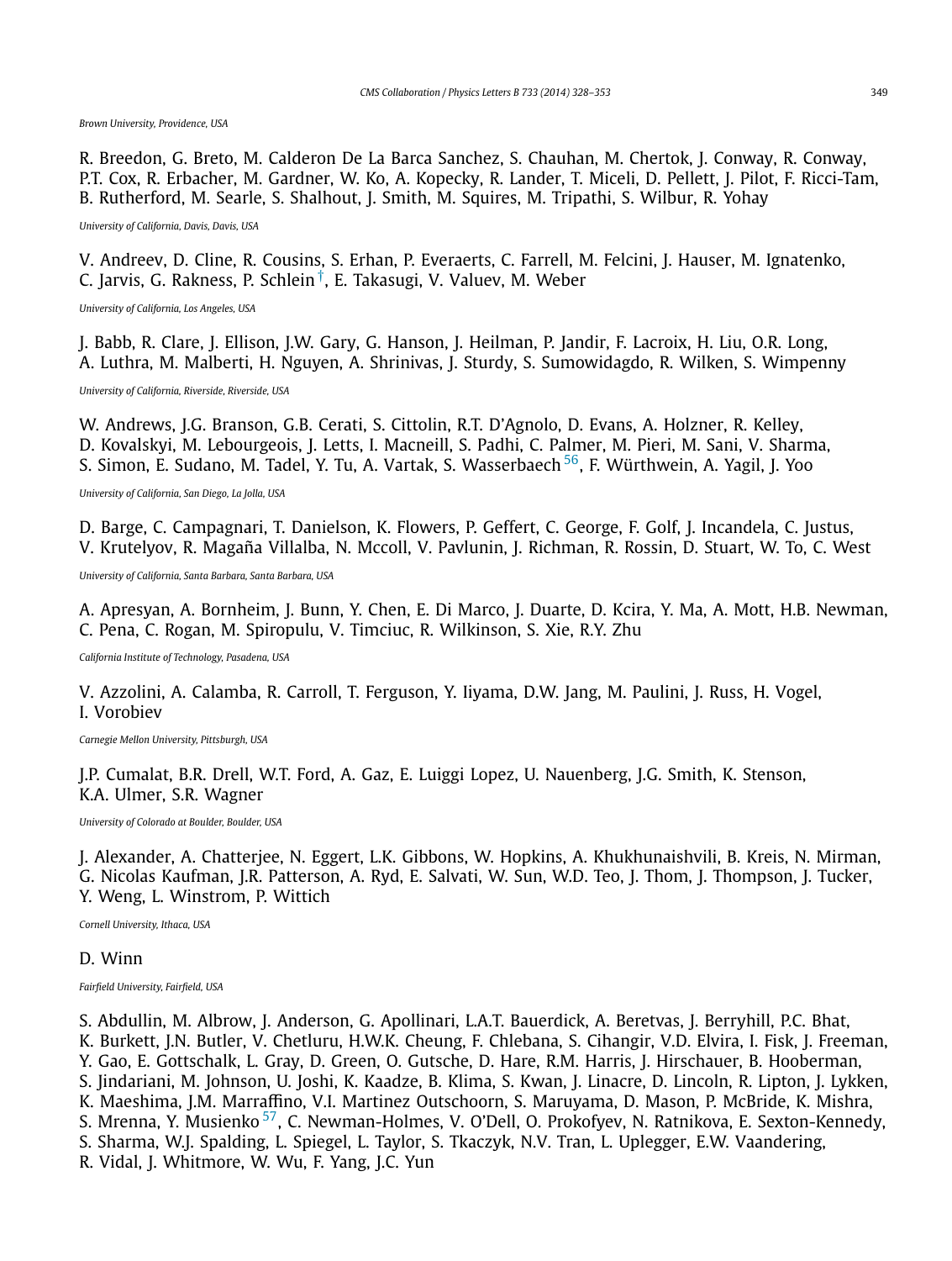*Brown University, Providence, USA*

R. Breedon, G. Breto, M. Calderon De La Barca Sanchez, S. Chauhan, M. Chertok, J. Conway, R. Conway, P.T. Cox, R. Erbacher, M. Gardner, W. Ko, A. Kopecky, R. Lander, T. Miceli, D. Pellett, J. Pilot, F. Ricci-Tam, B. Rutherford, M. Searle, S. Shalhout, J. Smith, M. Squires, M. Tripathi, S. Wilbur, R. Yohay

*University of California, Davis, Davis, USA*

V. Andreev, D. Cline, R. Cousins, S. Erhan, P. Everaerts, C. Farrell, M. Felcini, J. Hauser, M. Ignatenko, C. Jarvis, G. Rakness, P. Schlein[†], E. Takasugi, V. Valuev, M. Weber

*University of California, Los Angeles, USA*

J. Babb, R. Clare, J. Ellison, J.W. Gary, G. Hanson, J. Heilman, P. Jandir, F. Lacroix, H. Liu, O.R. Long, A. Luthra, M. Malberti, H. Nguyen, A. Shrinivas, J. Sturdy, S. Sumowidagdo, R. Wilken, S. Wimpenny

*University of California, Riverside, Riverside, USA*

W. Andrews, J.G. Branson, G.B. Cerati, S. Cittolin, R.T. D'Agnolo, D. Evans, A. Holzner, R. Kelley, D. Kovalskyi, M. Lebourgeois, J. Letts, I. Macneill, S. Padhi, C. Palmer, M. Pieri, M. Sani, V. Sharma, S. Simon, E. Sudano, M. Tadel, Y. Tu, A. Vartak, S. Wasserbaech[56], F. Würthwein, A. Yagil, J. Yoo

*University of California, San Diego, La Jolla, USA*

D. Barge, C. Campagnari, T. Danielson, K. Flowers, P. Geffert, C. George, F. Golf, J. Incandela, C. Justus, V. Krutelyov, R. Magaña Villalba, N. Mccoll, V. Pavlunin, J. Richman, R. Rossin, D. Stuart, W. To, C. West

*University of California, Santa Barbara, Santa Barbara, USA*

A. Apresyan, A. Bornheim, J. Bunn, Y. Chen, E. Di Marco, J. Duarte, D. Kcira, Y. Ma, A. Mott, H.B. Newman, C. Pena, C. Rogan, M. Spiropulu, V. Timciuc, R. Wilkinson, S. Xie, R.Y. Zhu

*California Institute of Technology, Pasadena, USA*

V. Azzolini, A. Calamba, R. Carroll, T. Ferguson, Y. Iiyama, D.W. Jang, M. Paulini, J. Russ, H. Vogel, I. Vorobiev

*Carnegie Mellon University, Pittsburgh, USA*

J.P. Cumalat, B.R. Drell, W.T. Ford, A. Gaz, E. Luiggi Lopez, U. Nauenberg, J.G. Smith, K. Stenson, K.A. Ulmer, S.R. Wagner

*University of Colorado at Boulder, Boulder, USA*

J. Alexander, A. Chatterjee, N. Eggert, L.K. Gibbons, W. Hopkins, A. Khukhunaishvili, B. Kreis, N. Mirman, G. Nicolas Kaufman, J.R. Patterson, A. Ryd, E. Salvati, W. Sun, W.D. Teo, J. Thom, J. Thompson, J. Tucker, Y. Weng, L. Winstrom, P. Wittich

*Cornell University, Ithaca, USA*

D. Winn

*Fairfield University, Fairfield, USA*

S. Abdullin, M. Albrow, J. Anderson, G. Apollinari, L.A.T. Bauerdick, A. Beretvas, J. Berryhill, P.C. Bhat, K. Burkett, J.N. Butler, V. Chetluru, H.W.K. Cheung, F. Chlebana, S. Cihangir, V.D. Elvira, I. Fisk, J. Freeman, Y. Gao, E. Gottschalk, L. Gray, D. Green, O. Gutsche, D. Hare, R.M. Harris, J. Hirschauer, B. Hooberman, S. Jindariani, M. Johnson, U. Joshi, K. Kaadze, B. Klima, S. Kwan, J. Linacre, D. Lincoln, R. Lipton, J. Lykken, K. Maeshima, J.M. Marraffino, V.I. Martinez Outschoorn, S. Maruyama, D. Mason, P. McBride, K. Mishra, S. Mrenna, Y. Musienko[57], C. Newman-Holmes, V. O'Dell, O. Prokofyev, N. Ratnikova, E. Sexton-Kennedy, S. Sharma, W.J. Spalding, L. Spiegel, L. Taylor, S. Tkaczyk, N.V. Tran, L. Uplegger, E.W. Vaandering, R. Vidal, J. Whitmore, W. Wu, F. Yang, J.C. Yun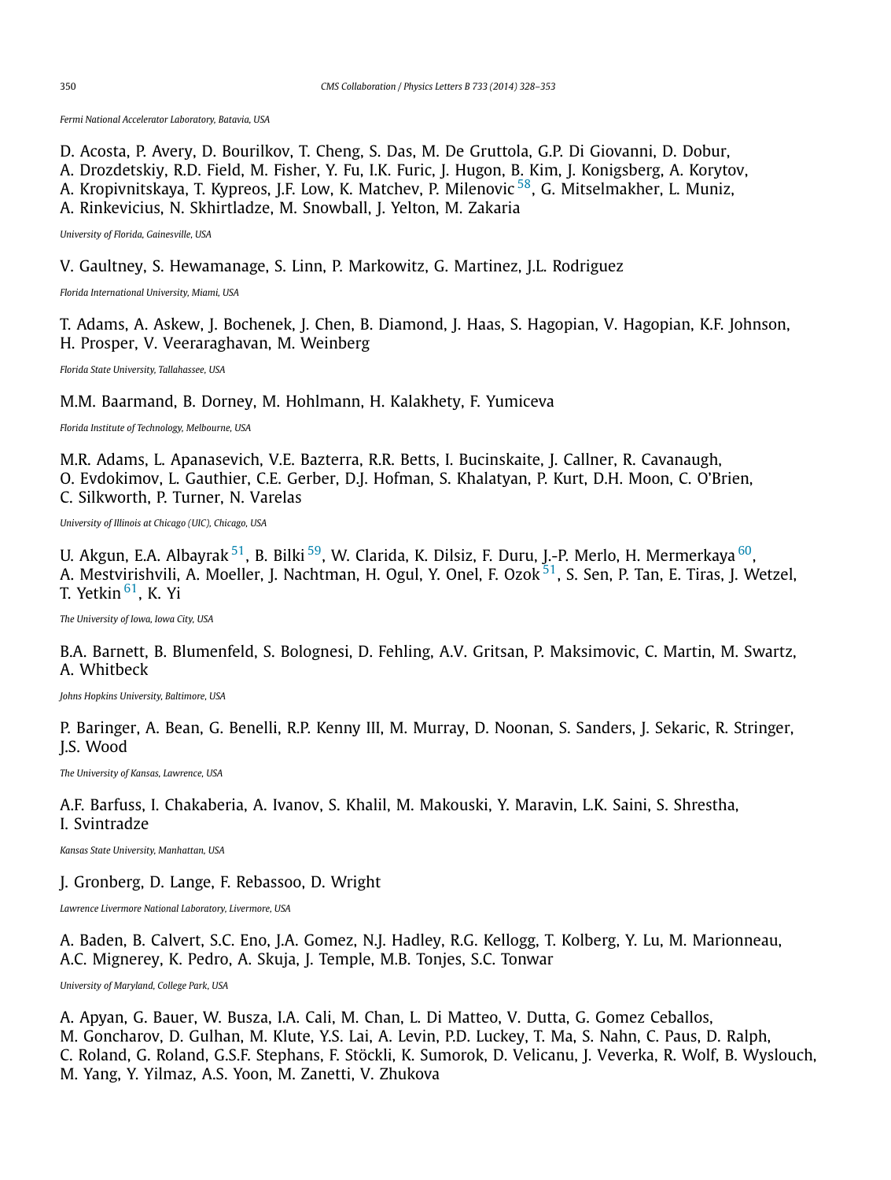*Fermi National Accelerator Laboratory, Batavia, USA*

D. Acosta, P. Avery, D. Bourilkov, T. Cheng, S. Das, M. De Gruttola, G.P. Di Giovanni, D. Dobur, A. Drozdetskiy, R.D. Field, M. Fisher, Y. Fu, I.K. Furic, J. Hugon, B. Kim, J. Konigsberg, A. Korytov, A. Kropivnitskaya, T. Kypreos, J.F. Low, K. Matchev, P. Milenovic [58], G. Mitselmakher, L. Muniz, A. Rinkevicius, N. Skhirtladze, M. Snowball, J. Yelton, M. Zakaria

*University of Florida, Gainesville, USA*

V. Gaultney, S. Hewamanage, S. Linn, P. Markowitz, G. Martinez, J.L. Rodriguez

*Florida International University, Miami, USA*

T. Adams, A. Askew, J. Bochenek, J. Chen, B. Diamond, J. Haas, S. Hagopian, V. Hagopian, K.F. Johnson, H. Prosper, V. Veeraraghavan, M. Weinberg

*Florida State University, Tallahassee, USA*

M.M. Baarmand, B. Dorney, M. Hohlmann, H. Kalakhety, F. Yumiceva

*Florida Institute of Technology, Melbourne, USA*

M.R. Adams, L. Apanasevich, V.E. Bazterra, R.R. Betts, I. Bucinskaite, J. Callner, R. Cavanaugh, O. Evdokimov, L. Gauthier, C.E. Gerber, D.J. Hofman, S. Khalatyan, P. Kurt, D.H. Moon, C. O'Brien, C. Silkworth, P. Turner, N. Varelas

*University of Illinois at Chicago (UIC), Chicago, USA*

U. Akgun, E.A. Albayrak [51], B. Bilki [59], W. Clarida, K. Dilsiz, F. Duru, J.-P. Merlo, H. Mermerkaya [60], A. Mestvirishvili, A. Moeller, J. Nachtman, H. Ogul, Y. Onel, F. Ozok [51], S. Sen, P. Tan, E. Tiras, J. Wetzel, T. Yetkin [61], K. Yi

*The University of Iowa, Iowa City, USA*

B.A. Barnett, B. Blumenfeld, S. Bolognesi, D. Fehling, A.V. Gritsan, P. Maksimovic, C. Martin, M. Swartz, A. Whitbeck

*Johns Hopkins University, Baltimore, USA*

P. Baringer, A. Bean, G. Benelli, R.P. Kenny III, M. Murray, D. Noonan, S. Sanders, J. Sekaric, R. Stringer, J.S. Wood

*The University of Kansas, Lawrence, USA*

A.F. Barfuss, I. Chakaberia, A. Ivanov, S. Khalil, M. Makouski, Y. Maravin, L.K. Saini, S. Shrestha, I. Svintradze

*Kansas State University, Manhattan, USA*

J. Gronberg, D. Lange, F. Rebassoo, D. Wright

*Lawrence Livermore National Laboratory, Livermore, USA*

A. Baden, B. Calvert, S.C. Eno, J.A. Gomez, N.J. Hadley, R.G. Kellogg, T. Kolberg, Y. Lu, M. Marionneau, A.C. Mignerey, K. Pedro, A. Skuja, J. Temple, M.B. Tonjes, S.C. Tonwar

*University of Maryland, College Park, USA*

A. Apyan, G. Bauer, W. Busza, I.A. Cali, M. Chan, L. Di Matteo, V. Dutta, G. Gomez Ceballos, M. Goncharov, D. Gulhan, M. Klute, Y.S. Lai, A. Levin, P.D. Luckey, T. Ma, S. Nahn, C. Paus, D. Ralph, C. Roland, G. Roland, G.S.F. Stephans, F. Stöckli, K. Sumorok, D. Velicanu, J. Veverka, R. Wolf, B. Wyslouch, M. Yang, Y. Yilmaz, A.S. Yoon, M. Zanetti, V. Zhukova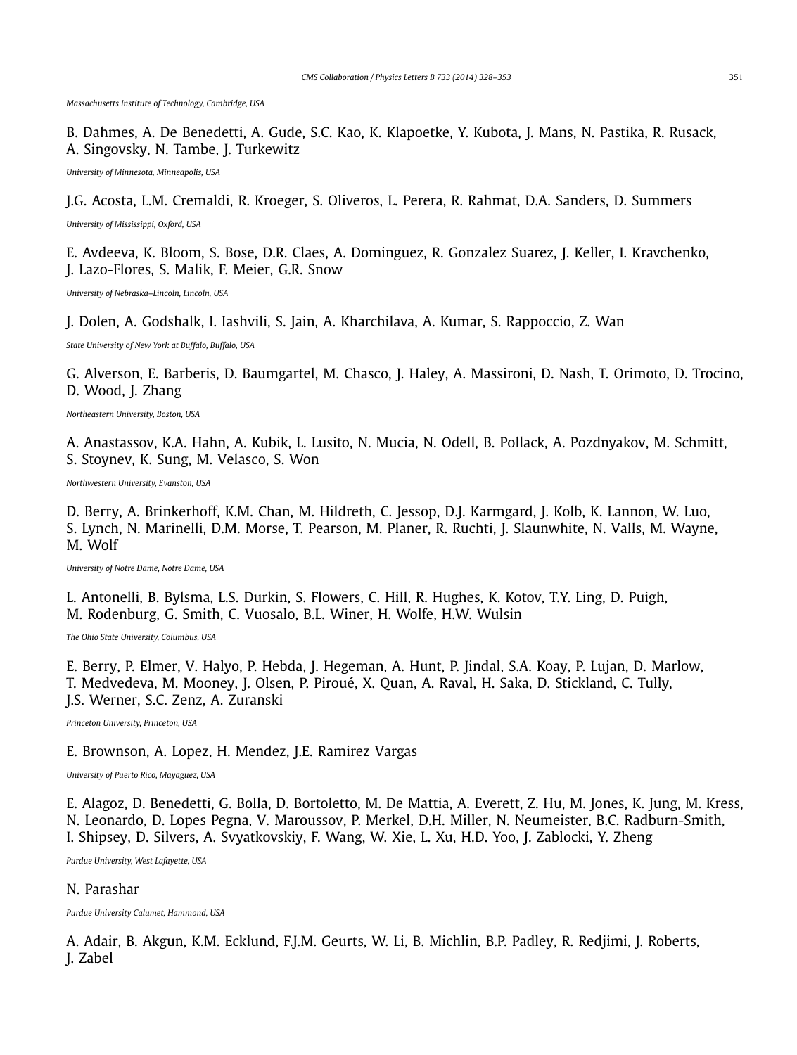*Massachusetts Institute of Technology, Cambridge, USA*

B. Dahmes, A. De Benedetti, A. Gude, S.C. Kao, K. Klapoetke, Y. Kubota, J. Mans, N. Pastika, R. Rusack, A. Singovsky, N. Tambe, J. Turkewitz

*University of Minnesota, Minneapolis, USA*

J.G. Acosta, L.M. Cremaldi, R. Kroeger, S. Oliveros, L. Perera, R. Rahmat, D.A. Sanders, D. Summers

*University of Mississippi, Oxford, USA*

E. Avdeeva, K. Bloom, S. Bose, D.R. Claes, A. Dominguez, R. Gonzalez Suarez, J. Keller, I. Kravchenko, J. Lazo-Flores, S. Malik, F. Meier, G.R. Snow

*University of Nebraska–Lincoln, Lincoln, USA*

J. Dolen, A. Godshalk, I. Iashvili, S. Jain, A. Kharchilava, A. Kumar, S. Rappoccio, Z. Wan

*State University of New York at Buffalo, Buffalo, USA*

G. Alverson, E. Barberis, D. Baumgartel, M. Chasco, J. Haley, A. Massironi, D. Nash, T. Orimoto, D. Trocino, D. Wood, J. Zhang

*Northeastern University, Boston, USA*

A. Anastassov, K.A. Hahn, A. Kubik, L. Lusito, N. Mucia, N. Odell, B. Pollack, A. Pozdnyakov, M. Schmitt, S. Stoynev, K. Sung, M. Velasco, S. Won

*Northwestern University, Evanston, USA*

D. Berry, A. Brinkerhoff, K.M. Chan, M. Hildreth, C. Jessop, D.J. Karmgard, J. Kolb, K. Lannon, W. Luo, S. Lynch, N. Marinelli, D.M. Morse, T. Pearson, M. Planer, R. Ruchti, J. Slaunwhite, N. Valls, M. Wayne, M. Wolf

*University of Notre Dame, Notre Dame, USA*

L. Antonelli, B. Bylsma, L.S. Durkin, S. Flowers, C. Hill, R. Hughes, K. Kotov, T.Y. Ling, D. Puigh, M. Rodenburg, G. Smith, C. Vuosalo, B.L. Winer, H. Wolfe, H.W. Wulsin

*The Ohio State University, Columbus, USA*

E. Berry, P. Elmer, V. Halyo, P. Hebda, J. Hegeman, A. Hunt, P. Jindal, S.A. Koay, P. Lujan, D. Marlow, T. Medvedeva, M. Mooney, J. Olsen, P. Piroué, X. Quan, A. Raval, H. Saka, D. Stickland, C. Tully, J.S. Werner, S.C. Zenz, A. Zuranski

*Princeton University, Princeton, USA*

E. Brownson, A. Lopez, H. Mendez, J.E. Ramirez Vargas

*University of Puerto Rico, Mayaguez, USA*

E. Alagoz, D. Benedetti, G. Bolla, D. Bortoletto, M. De Mattia, A. Everett, Z. Hu, M. Jones, K. Jung, M. Kress, N. Leonardo, D. Lopes Pegna, V. Maroussov, P. Merkel, D.H. Miller, N. Neumeister, B.C. Radburn-Smith, I. Shipsey, D. Silvers, A. Svyatkovskiy, F. Wang, W. Xie, L. Xu, H.D. Yoo, J. Zablocki, Y. Zheng

*Purdue University, West Lafayette, USA*

N. Parashar

*Purdue University Calumet, Hammond, USA*

A. Adair, B. Akgun, K.M. Ecklund, F.J.M. Geurts, W. Li, B. Michlin, B.P. Padley, R. Redjimi, J. Roberts, J. Zabel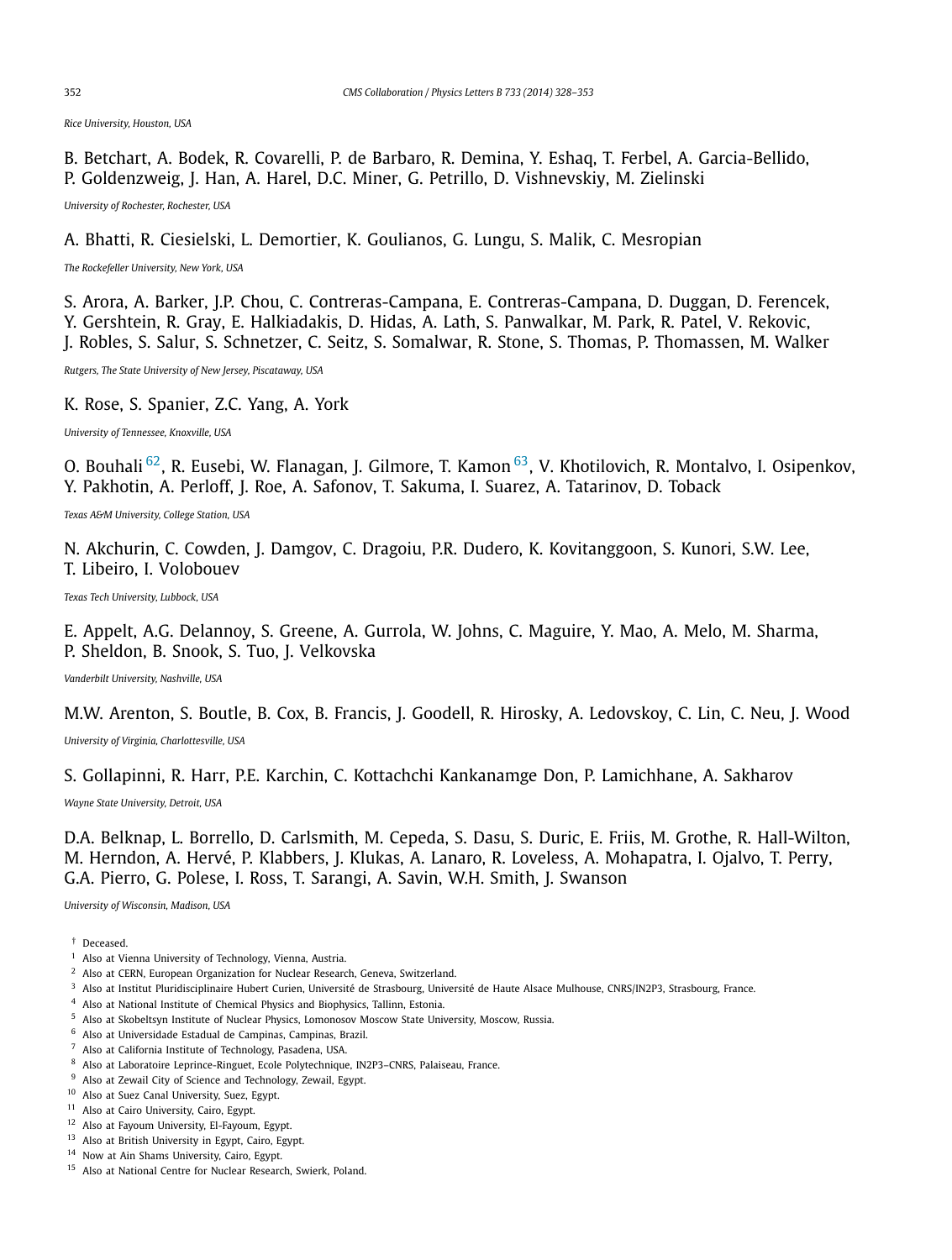*Rice University, Houston, USA*

B. Betchart, A. Bodek, R. Covarelli, P. de Barbaro, R. Demina, Y. Eshaq, T. Ferbel, A. Garcia-Bellido, P. Goldenzweig, J. Han, A. Harel, D.C. Miner, G. Petrillo, D. Vishnevskiy, M. Zielinski

*University of Rochester, Rochester, USA*

A. Bhatti, R. Ciesielski, L. Demortier, K. Goulianos, G. Lungu, S. Malik, C. Mesropian

*The Rockefeller University, New York, USA*

S. Arora, A. Barker, J.P. Chou, C. Contreras-Campana, E. Contreras-Campana, D. Duggan, D. Ferencek, Y. Gershtein, R. Gray, E. Halkiadakis, D. Hidas, A. Lath, S. Panwalkar, M. Park, R. Patel, V. Rekovic, J. Robles, S. Salur, S. Schnetzer, C. Seitz, S. Somalwar, R. Stone, S. Thomas, P. Thomassen, M. Walker

*Rutgers, The State University of New Jersey, Piscataway, USA*

K. Rose, S. Spanier, Z.C. Yang, A. York

*University of Tennessee, Knoxville, USA*

O. Bouhali [62], R. Eusebi, W. Flanagan, J. Gilmore, T. Kamon [63], V. Khotilovich, R. Montalvo, I. Osipenkov, Y. Pakhotin, A. Perloff, J. Roe, A. Safonov, T. Sakuma, I. Suarez, A. Tatarinov, D. Toback

*Texas A&M University, College Station, USA*

N. Akchurin, C. Cowden, J. Damgov, C. Dragoiu, P.R. Dudero, K. Kovitanggoon, S. Kunori, S.W. Lee, T. Libeiro, I. Volobouev

*Texas Tech University, Lubbock, USA*

E. Appelt, A.G. Delannoy, S. Greene, A. Gurrola, W. Johns, C. Maguire, Y. Mao, A. Melo, M. Sharma, P. Sheldon, B. Snook, S. Tuo, J. Velkovska

*Vanderbilt University, Nashville, USA*

M.W. Arenton, S. Boutle, B. Cox, B. Francis, J. Goodell, R. Hirosky, A. Ledovskoy, C. Lin, C. Neu, J. Wood

*University of Virginia, Charlottesville, USA*

S. Gollapinni, R. Harr, P.E. Karchin, C. Kottachchi Kankanamge Don, P. Lamichhane, A. Sakharov

*Wayne State University, Detroit, USA*

D.A. Belknap, L. Borrello, D. Carlsmith, M. Cepeda, S. Dasu, S. Duric, E. Friis, M. Grothe, R. Hall-Wilton, M. Herndon, A. Hervé, P. Klabbers, J. Klukas, A. Lanaro, R. Loveless, A. Mohapatra, I. Ojalvo, T. Perry, G.A. Pierro, G. Polese, I. Ross, T. Sarangi, A. Savin, W.H. Smith, J. Swanson

*University of Wisconsin, Madison, USA*

[†] Deceased.
[1] Also at Vienna University of Technology, Vienna, Austria.
[2] Also at CERN, European Organization for Nuclear Research, Geneva, Switzerland.
[3] Also at Institut Pluridisciplinaire Hubert Curien, Université de Strasbourg, Université de Haute Alsace Mulhouse, CNRS/IN2P3, Strasbourg, France.
[4] Also at National Institute of Chemical Physics and Biophysics, Tallinn, Estonia.
[5] Also at Skobeltsyn Institute of Nuclear Physics, Lomonosov Moscow State University, Moscow, Russia.
[6] Also at Universidade Estadual de Campinas, Campinas, Brazil.
[7] Also at California Institute of Technology, Pasadena, USA.
[8] Also at Laboratoire Leprince-Ringuet, Ecole Polytechnique, IN2P3–CNRS, Palaiseau, France.
[9] Also at Zewail City of Science and Technology, Zewail, Egypt.
[10] Also at Suez Canal University, Suez, Egypt.
[11] Also at Cairo University, Cairo, Egypt.
[12] Also at Fayoum University, El-Fayoum, Egypt.
[13] Also at British University in Egypt, Cairo, Egypt.
[14] Now at Ain Shams University, Cairo, Egypt.
[15] Also at National Centre for Nuclear Research, Swierk, Poland.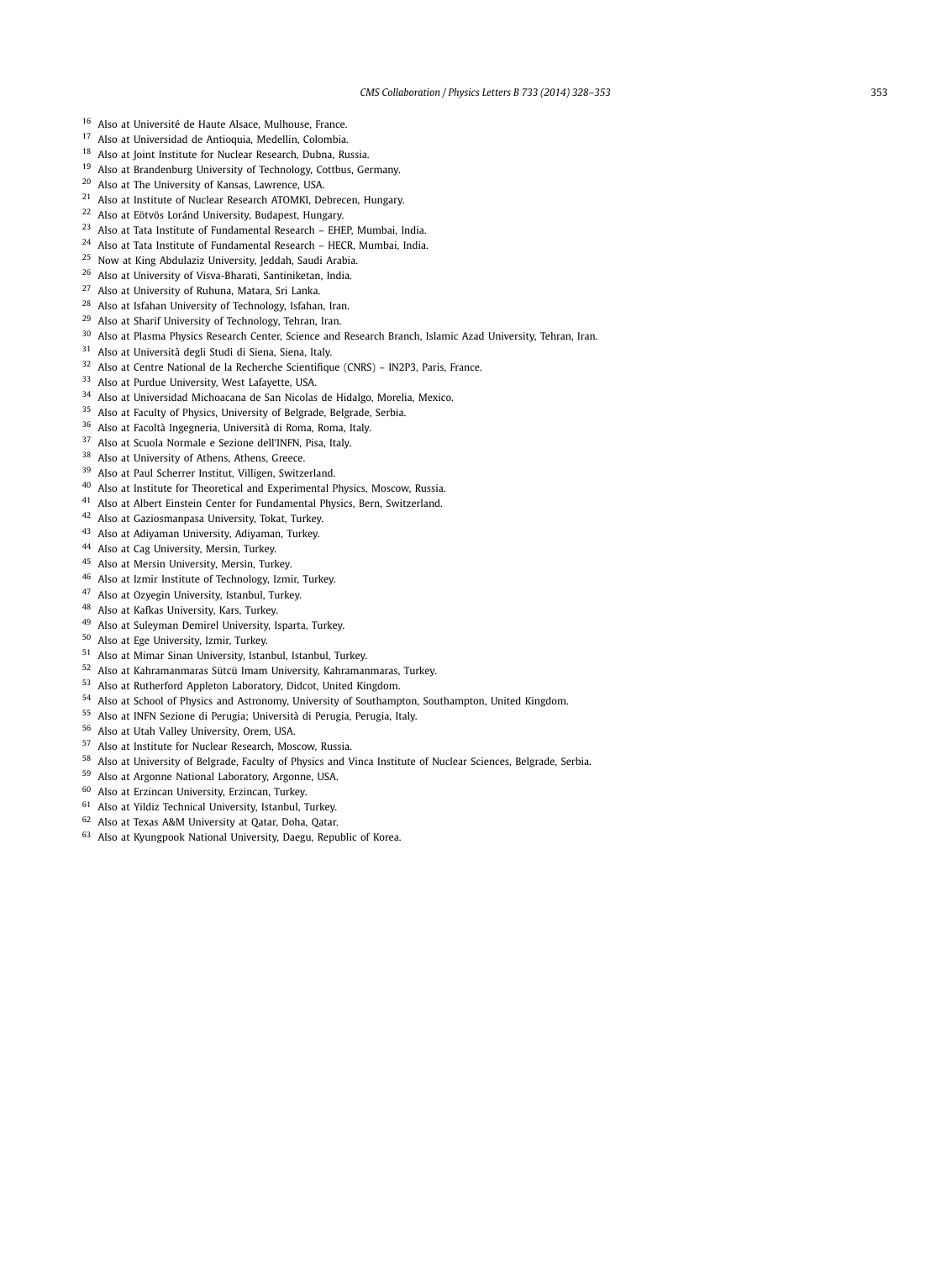[16] Also at Université de Haute Alsace, Mulhouse, France.
[17] Also at Universidad de Antioquia, Medellin, Colombia.
[18] Also at Joint Institute for Nuclear Research, Dubna, Russia.
[19] Also at Brandenburg University of Technology, Cottbus, Germany.
[20] Also at The University of Kansas, Lawrence, USA.
[21] Also at Institute of Nuclear Research ATOMKI, Debrecen, Hungary.
[22] Also at Eötvös Loránd University, Budapest, Hungary.
[23] Also at Tata Institute of Fundamental Research – EHEP, Mumbai, India.
[24] Also at Tata Institute of Fundamental Research – HECR, Mumbai, India.
[25] Now at King Abdulaziz University, Jeddah, Saudi Arabia.
[26] Also at University of Visva-Bharati, Santiniketan, India.
[27] Also at University of Ruhuna, Matara, Sri Lanka.
[28] Also at Isfahan University of Technology, Isfahan, Iran.
[29] Also at Sharif University of Technology, Tehran, Iran.
[30] Also at Plasma Physics Research Center, Science and Research Branch, Islamic Azad University, Tehran, Iran.
[31] Also at Università degli Studi di Siena, Siena, Italy.
[32] Also at Centre National de la Recherche Scientifique (CNRS) – IN2P3, Paris, France.
[33] Also at Purdue University, West Lafayette, USA.
[34] Also at Universidad Michoacana de San Nicolas de Hidalgo, Morelia, Mexico.
[35] Also at Faculty of Physics, University of Belgrade, Belgrade, Serbia.
[36] Also at Facoltà Ingegneria, Università di Roma, Roma, Italy.
[37] Also at Scuola Normale e Sezione dell'INFN, Pisa, Italy.
[38] Also at University of Athens, Athens, Greece.
[39] Also at Paul Scherrer Institut, Villigen, Switzerland.
[40] Also at Institute for Theoretical and Experimental Physics, Moscow, Russia.
[41] Also at Albert Einstein Center for Fundamental Physics, Bern, Switzerland.
[42] Also at Gaziosmanpasa University, Tokat, Turkey.
[43] Also at Adiyaman University, Adiyaman, Turkey.
[44] Also at Cag University, Mersin, Turkey.
[45] Also at Mersin University, Mersin, Turkey.
[46] Also at Izmir Institute of Technology, Izmir, Turkey.
[47] Also at Ozyegin University, Istanbul, Turkey.
[48] Also at Kafkas University, Kars, Turkey.
[49] Also at Suleyman Demirel University, Isparta, Turkey.
[50] Also at Ege University, Izmir, Turkey.
[51] Also at Mimar Sinan University, Istanbul, Istanbul, Turkey.
[52] Also at Kahramanmaras Sütcü Imam University, Kahramanmaras, Turkey.
[53] Also at Rutherford Appleton Laboratory, Didcot, United Kingdom.
[54] Also at School of Physics and Astronomy, University of Southampton, Southampton, United Kingdom.
[55] Also at INFN Sezione di Perugia; Università di Perugia, Perugia, Italy.
[56] Also at Utah Valley University, Orem, USA.
[57] Also at Institute for Nuclear Research, Moscow, Russia.
[58] Also at University of Belgrade, Faculty of Physics and Vinca Institute of Nuclear Sciences, Belgrade, Serbia.
[59] Also at Argonne National Laboratory, Argonne, USA.
[60] Also at Erzincan University, Erzincan, Turkey.
[61] Also at Yildiz Technical University, Istanbul, Turkey.
[62] Also at Texas A&M University at Qatar, Doha, Qatar.
[63] Also at Kyungpook National University, Daegu, Republic of Korea.